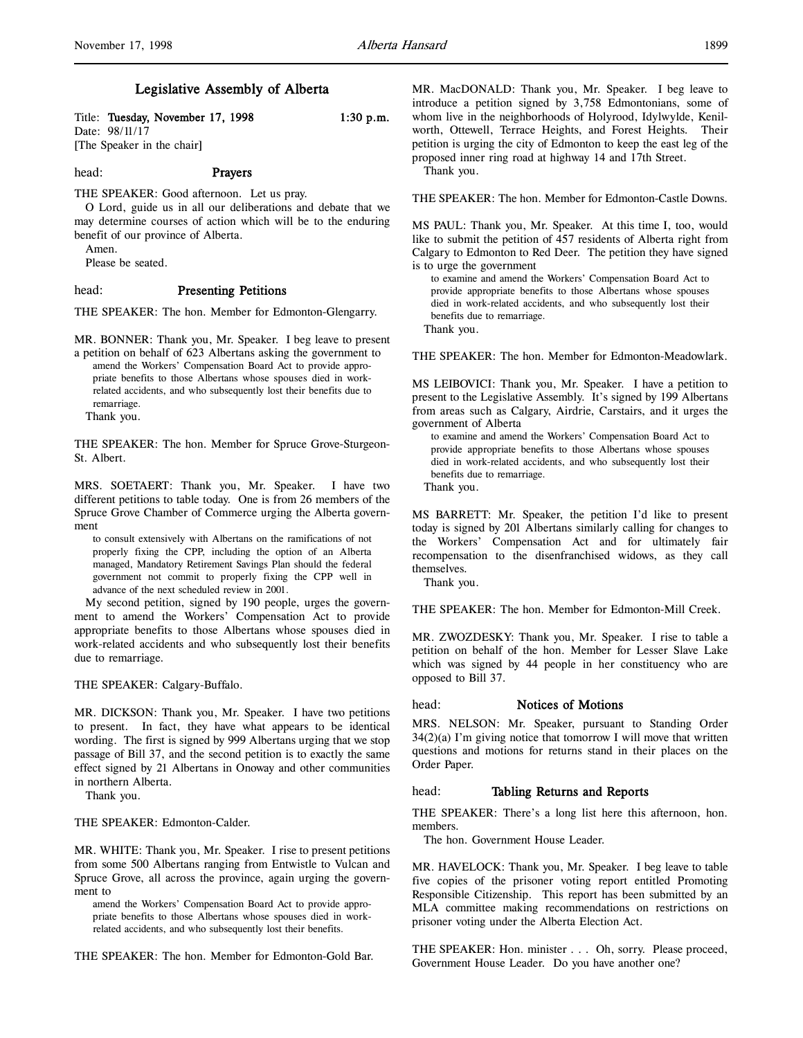# Legislative Assembly of Alberta

Title: **Tuesday, November 17, 1998** 1:30 p.m.
Date: 98/11/17
[The Speaker in the chair]

head: **Prayers**

THE SPEAKER: Good afternoon. Let us pray.

O Lord, guide us in all our deliberations and debate that we may determine courses of action which will be to the enduring benefit of our province of Alberta.

Amen.

Please be seated.

head: **Presenting Petitions**

THE SPEAKER: The hon. Member for Edmonton-Glengarry.

MR. BONNER: Thank you, Mr. Speaker. I beg leave to present a petition on behalf of 623 Albertans asking the government to

> amend the Workers' Compensation Board Act to provide appropriate benefits to those Albertans whose spouses died in work-related accidents, and who subsequently lost their benefits due to remarriage.

Thank you.

THE SPEAKER: The hon. Member for Spruce Grove-Sturgeon-St. Albert.

MRS. SOETAERT: Thank you, Mr. Speaker. I have two different petitions to table today. One is from 26 members of the Spruce Grove Chamber of Commerce urging the Alberta government

> to consult extensively with Albertans on the ramifications of not properly fixing the CPP, including the option of an Alberta managed, Mandatory Retirement Savings Plan should the federal government not commit to properly fixing the CPP well in advance of the next scheduled review in 2001.

My second petition, signed by 190 people, urges the government to amend the Workers' Compensation Act to provide appropriate benefits to those Albertans whose spouses died in work-related accidents and who subsequently lost their benefits due to remarriage.

THE SPEAKER: Calgary-Buffalo.

MR. DICKSON: Thank you, Mr. Speaker. I have two petitions to present. In fact, they have what appears to be identical wording. The first is signed by 999 Albertans urging that we stop passage of Bill 37, and the second petition is to exactly the same effect signed by 21 Albertans in Onoway and other communities in northern Alberta.

Thank you.

THE SPEAKER: Edmonton-Calder.

MR. WHITE: Thank you, Mr. Speaker. I rise to present petitions from some 500 Albertans ranging from Entwistle to Vulcan and Spruce Grove, all across the province, again urging the government to

> amend the Workers' Compensation Board Act to provide appropriate benefits to those Albertans whose spouses died in work-related accidents, and who subsequently lost their benefits.

THE SPEAKER: The hon. Member for Edmonton-Gold Bar.

MR. MacDONALD: Thank you, Mr. Speaker. I beg leave to introduce a petition signed by 3,758 Edmontonians, some of whom live in the neighborhoods of Holyrood, Idylwylde, Kenilworth, Ottewell, Terrace Heights, and Forest Heights. Their petition is urging the city of Edmonton to keep the east leg of the proposed inner ring road at highway 14 and 17th Street.

Thank you.

THE SPEAKER: The hon. Member for Edmonton-Castle Downs.

MS PAUL: Thank you, Mr. Speaker. At this time I, too, would like to submit the petition of 457 residents of Alberta right from Calgary to Edmonton to Red Deer. The petition they have signed is to urge the government

> to examine and amend the Workers' Compensation Board Act to provide appropriate benefits to those Albertans whose spouses died in work-related accidents, and who subsequently lost their benefits due to remarriage.

Thank you.

THE SPEAKER: The hon. Member for Edmonton-Meadowlark.

MS LEIBOVICI: Thank you, Mr. Speaker. I have a petition to present to the Legislative Assembly. It's signed by 199 Albertans from areas such as Calgary, Airdrie, Carstairs, and it urges the government of Alberta

> to examine and amend the Workers' Compensation Board Act to provide appropriate benefits to those Albertans whose spouses died in work-related accidents, and who subsequently lost their benefits due to remarriage.

Thank you.

MS BARRETT: Mr. Speaker, the petition I'd like to present today is signed by 201 Albertans similarly calling for changes to the Workers' Compensation Act and for ultimately fair recompensation to the disenfranchised widows, as they call themselves.

Thank you.

THE SPEAKER: The hon. Member for Edmonton-Mill Creek.

MR. ZWOZDESKY: Thank you, Mr. Speaker. I rise to table a petition on behalf of the hon. Member for Lesser Slave Lake which was signed by 44 people in her constituency who are opposed to Bill 37.

head: **Notices of Motions**

MRS. NELSON: Mr. Speaker, pursuant to Standing Order 34(2)(a) I'm giving notice that tomorrow I will move that written questions and motions for returns stand in their places on the Order Paper.

head: **Tabling Returns and Reports**

THE SPEAKER: There's a long list here this afternoon, hon. members.

The hon. Government House Leader.

MR. HAVELOCK: Thank you, Mr. Speaker. I beg leave to table five copies of the prisoner voting report entitled Promoting Responsible Citizenship. This report has been submitted by an MLA committee making recommendations on restrictions on prisoner voting under the Alberta Election Act.

THE SPEAKER: Hon. minister . . . Oh, sorry. Please proceed, Government House Leader. Do you have another one?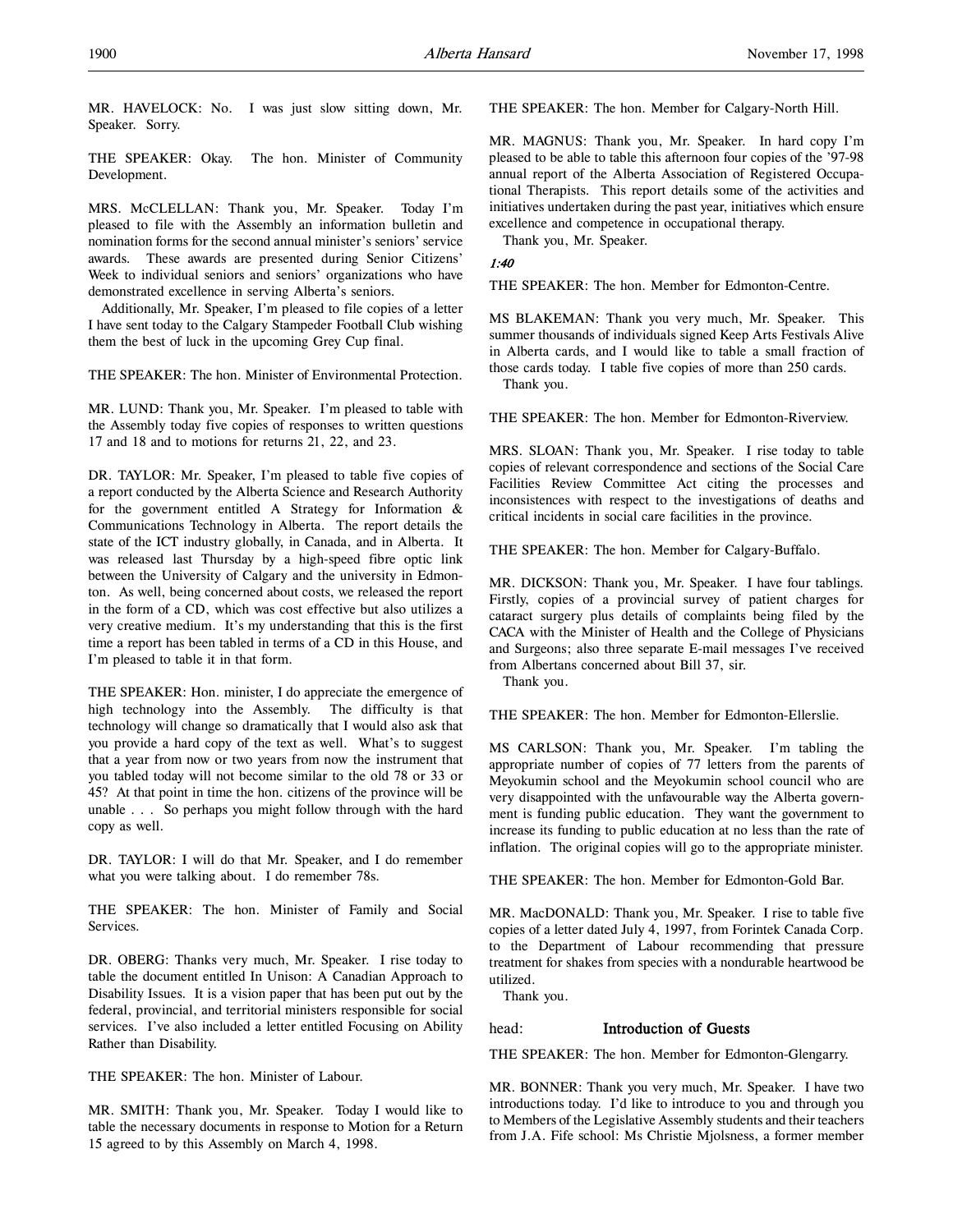MR. HAVELOCK: No. I was just slow sitting down, Mr. Speaker. Sorry.

THE SPEAKER: Okay. The hon. Minister of Community Development.

MRS. McCLELLAN: Thank you, Mr. Speaker. Today I'm pleased to file with the Assembly an information bulletin and nomination forms for the second annual minister's seniors' service awards. These awards are presented during Senior Citizens' Week to individual seniors and seniors' organizations who have demonstrated excellence in serving Alberta's seniors.

Additionally, Mr. Speaker, I'm pleased to file copies of a letter I have sent today to the Calgary Stampeder Football Club wishing them the best of luck in the upcoming Grey Cup final.

THE SPEAKER: The hon. Minister of Environmental Protection.

MR. LUND: Thank you, Mr. Speaker. I'm pleased to table with the Assembly today five copies of responses to written questions 17 and 18 and to motions for returns 21, 22, and 23.

DR. TAYLOR: Mr. Speaker, I'm pleased to table five copies of a report conducted by the Alberta Science and Research Authority for the government entitled A Strategy for Information & Communications Technology in Alberta. The report details the state of the ICT industry globally, in Canada, and in Alberta. It was released last Thursday by a high-speed fibre optic link between the University of Calgary and the university in Edmonton. As well, being concerned about costs, we released the report in the form of a CD, which was cost effective but also utilizes a very creative medium. It's my understanding that this is the first time a report has been tabled in terms of a CD in this House, and I'm pleased to table it in that form.

THE SPEAKER: Hon. minister, I do appreciate the emergence of high technology into the Assembly. The difficulty is that technology will change so dramatically that I would also ask that you provide a hard copy of the text as well. What's to suggest that a year from now or two years from now the instrument that you tabled today will not become similar to the old 78 or 33 or 45? At that point in time the hon. citizens of the province will be unable . . . So perhaps you might follow through with the hard copy as well.

DR. TAYLOR: I will do that Mr. Speaker, and I do remember what you were talking about. I do remember 78s.

THE SPEAKER: The hon. Minister of Family and Social Services.

DR. OBERG: Thanks very much, Mr. Speaker. I rise today to table the document entitled In Unison: A Canadian Approach to Disability Issues. It is a vision paper that has been put out by the federal, provincial, and territorial ministers responsible for social services. I've also included a letter entitled Focusing on Ability Rather than Disability.

THE SPEAKER: The hon. Minister of Labour.

MR. SMITH: Thank you, Mr. Speaker. Today I would like to table the necessary documents in response to Motion for a Return 15 agreed to by this Assembly on March 4, 1998.

THE SPEAKER: The hon. Member for Calgary-North Hill.

MR. MAGNUS: Thank you, Mr. Speaker. In hard copy I'm pleased to be able to table this afternoon four copies of the '97-98 annual report of the Alberta Association of Registered Occupational Therapists. This report details some of the activities and initiatives undertaken during the past year, initiatives which ensure excellence and competence in occupational therapy.

Thank you, Mr. Speaker.

*1:40*

THE SPEAKER: The hon. Member for Edmonton-Centre.

MS BLAKEMAN: Thank you very much, Mr. Speaker. This summer thousands of individuals signed Keep Arts Festivals Alive in Alberta cards, and I would like to table a small fraction of those cards today. I table five copies of more than 250 cards.

Thank you.

THE SPEAKER: The hon. Member for Edmonton-Riverview.

MRS. SLOAN: Thank you, Mr. Speaker. I rise today to table copies of relevant correspondence and sections of the Social Care Facilities Review Committee Act citing the processes and inconsistences with respect to the investigations of deaths and critical incidents in social care facilities in the province.

THE SPEAKER: The hon. Member for Calgary-Buffalo.

MR. DICKSON: Thank you, Mr. Speaker. I have four tablings. Firstly, copies of a provincial survey of patient charges for cataract surgery plus details of complaints being filed by the CACA with the Minister of Health and the College of Physicians and Surgeons; also three separate E-mail messages I've received from Albertans concerned about Bill 37, sir.

Thank you.

THE SPEAKER: The hon. Member for Edmonton-Ellerslie.

MS CARLSON: Thank you, Mr. Speaker. I'm tabling the appropriate number of copies of 77 letters from the parents of Meyokumin school and the Meyokumin school council who are very disappointed with the unfavourable way the Alberta government is funding public education. They want the government to increase its funding to public education at no less than the rate of inflation. The original copies will go to the appropriate minister.

THE SPEAKER: The hon. Member for Edmonton-Gold Bar.

MR. MacDONALD: Thank you, Mr. Speaker. I rise to table five copies of a letter dated July 4, 1997, from Forintek Canada Corp. to the Department of Labour recommending that pressure treatment for shakes from species with a nondurable heartwood be utilized.

Thank you.

## head: Introduction of Guests

THE SPEAKER: The hon. Member for Edmonton-Glengarry.

MR. BONNER: Thank you very much, Mr. Speaker. I have two introductions today. I'd like to introduce to you and through you to Members of the Legislative Assembly students and their teachers from J.A. Fife school: Ms Christie Mjolsness, a former member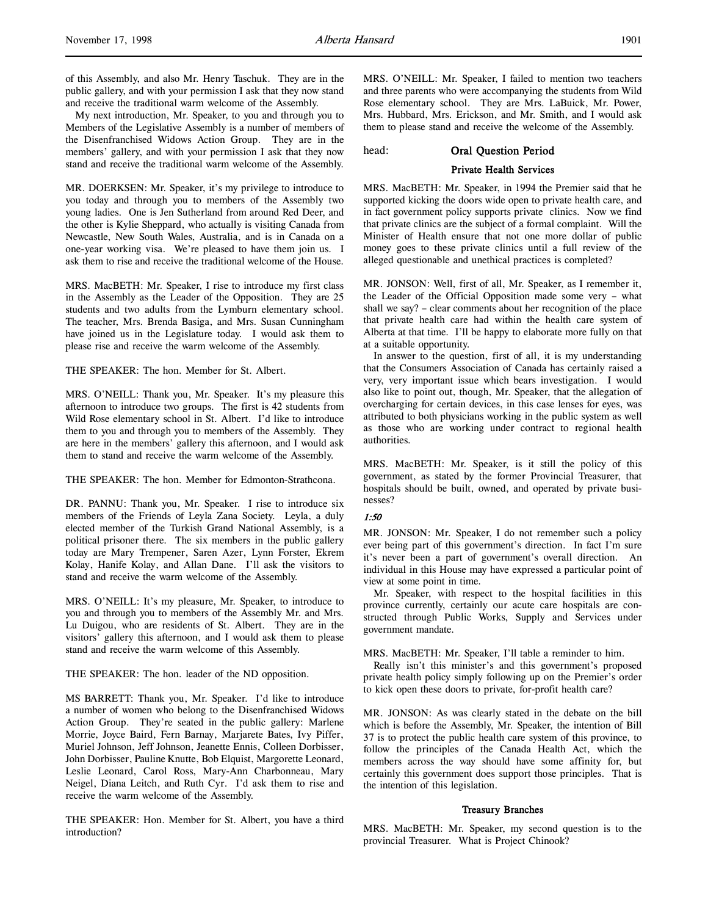of this Assembly, and also Mr. Henry Taschuk. They are in the public gallery, and with your permission I ask that they now stand and receive the traditional warm welcome of the Assembly.

My next introduction, Mr. Speaker, to you and through you to Members of the Legislative Assembly is a number of members of the Disenfranchised Widows Action Group. They are in the members' gallery, and with your permission I ask that they now stand and receive the traditional warm welcome of the Assembly.

MR. DOERKSEN: Mr. Speaker, it's my privilege to introduce to you today and through you to members of the Assembly two young ladies. One is Jen Sutherland from around Red Deer, and the other is Kylie Sheppard, who actually is visiting Canada from Newcastle, New South Wales, Australia, and is in Canada on a one-year working visa. We're pleased to have them join us. I ask them to rise and receive the traditional welcome of the House.

MRS. MacBETH: Mr. Speaker, I rise to introduce my first class in the Assembly as the Leader of the Opposition. They are 25 students and two adults from the Lymburn elementary school. The teacher, Mrs. Brenda Basiga, and Mrs. Susan Cunningham have joined us in the Legislature today. I would ask them to please rise and receive the warm welcome of the Assembly.

THE SPEAKER: The hon. Member for St. Albert.

MRS. O'NEILL: Thank you, Mr. Speaker. It's my pleasure this afternoon to introduce two groups. The first is 42 students from Wild Rose elementary school in St. Albert. I'd like to introduce them to you and through you to members of the Assembly. They are here in the members' gallery this afternoon, and I would ask them to stand and receive the warm welcome of the Assembly.

THE SPEAKER: The hon. Member for Edmonton-Strathcona.

DR. PANNU: Thank you, Mr. Speaker. I rise to introduce six members of the Friends of Leyla Zana Society. Leyla, a duly elected member of the Turkish Grand National Assembly, is a political prisoner there. The six members in the public gallery today are Mary Trempener, Saren Azer, Lynn Forster, Ekrem Kolay, Hanife Kolay, and Allan Dane. I'll ask the visitors to stand and receive the warm welcome of the Assembly.

MRS. O'NEILL: It's my pleasure, Mr. Speaker, to introduce to you and through you to members of the Assembly Mr. and Mrs. Lu Duigou, who are residents of St. Albert. They are in the visitors' gallery this afternoon, and I would ask them to please stand and receive the warm welcome of this Assembly.

THE SPEAKER: The hon. leader of the ND opposition.

MS BARRETT: Thank you, Mr. Speaker. I'd like to introduce a number of women who belong to the Disenfranchised Widows Action Group. They're seated in the public gallery: Marlene Morrie, Joyce Baird, Fern Barnay, Marjarete Bates, Ivy Piffer, Muriel Johnson, Jeff Johnson, Jeanette Ennis, Colleen Dorbisser, John Dorbisser, Pauline Knutte, Bob Elquist, Margorette Leonard, Leslie Leonard, Carol Ross, Mary-Ann Charbonneau, Mary Neigel, Diana Leitch, and Ruth Cyr. I'd ask them to rise and receive the warm welcome of the Assembly.

THE SPEAKER: Hon. Member for St. Albert, you have a third introduction?

MRS. O'NEILL: Mr. Speaker, I failed to mention two teachers and three parents who were accompanying the students from Wild Rose elementary school. They are Mrs. LaBuick, Mr. Power, Mrs. Hubbard, Mrs. Erickson, and Mr. Smith, and I would ask them to please stand and receive the welcome of the Assembly.

## head: Oral Question Period

### Private Health Services

MRS. MacBETH: Mr. Speaker, in 1994 the Premier said that he supported kicking the doors wide open to private health care, and in fact government policy supports private clinics. Now we find that private clinics are the subject of a formal complaint. Will the Minister of Health ensure that not one more dollar of public money goes to these private clinics until a full review of the alleged questionable and unethical practices is completed?

MR. JONSON: Well, first of all, Mr. Speaker, as I remember it, the Leader of the Official Opposition made some very – what shall we say? – clear comments about her recognition of the place that private health care had within the health care system of Alberta at that time. I'll be happy to elaborate more fully on that at a suitable opportunity.

In answer to the question, first of all, it is my understanding that the Consumers Association of Canada has certainly raised a very, very important issue which bears investigation. I would also like to point out, though, Mr. Speaker, that the allegation of overcharging for certain devices, in this case lenses for eyes, was attributed to both physicians working in the public system as well as those who are working under contract to regional health authorities.

MRS. MacBETH: Mr. Speaker, is it still the policy of this government, as stated by the former Provincial Treasurer, that hospitals should be built, owned, and operated by private businesses?

*1:50*

MR. JONSON: Mr. Speaker, I do not remember such a policy ever being part of this government's direction. In fact I'm sure it's never been a part of government's overall direction. An individual in this House may have expressed a particular point of view at some point in time.

Mr. Speaker, with respect to the hospital facilities in this province currently, certainly our acute care hospitals are constructed through Public Works, Supply and Services under government mandate.

MRS. MacBETH: Mr. Speaker, I'll table a reminder to him.

Really isn't this minister's and this government's proposed private health policy simply following up on the Premier's order to kick open these doors to private, for-profit health care?

MR. JONSON: As was clearly stated in the debate on the bill which is before the Assembly, Mr. Speaker, the intention of Bill 37 is to protect the public health care system of this province, to follow the principles of the Canada Health Act, which the members across the way should have some affinity for, but certainly this government does support those principles. That is the intention of this legislation.

### Treasury Branches

MRS. MacBETH: Mr. Speaker, my second question is to the provincial Treasurer. What is Project Chinook?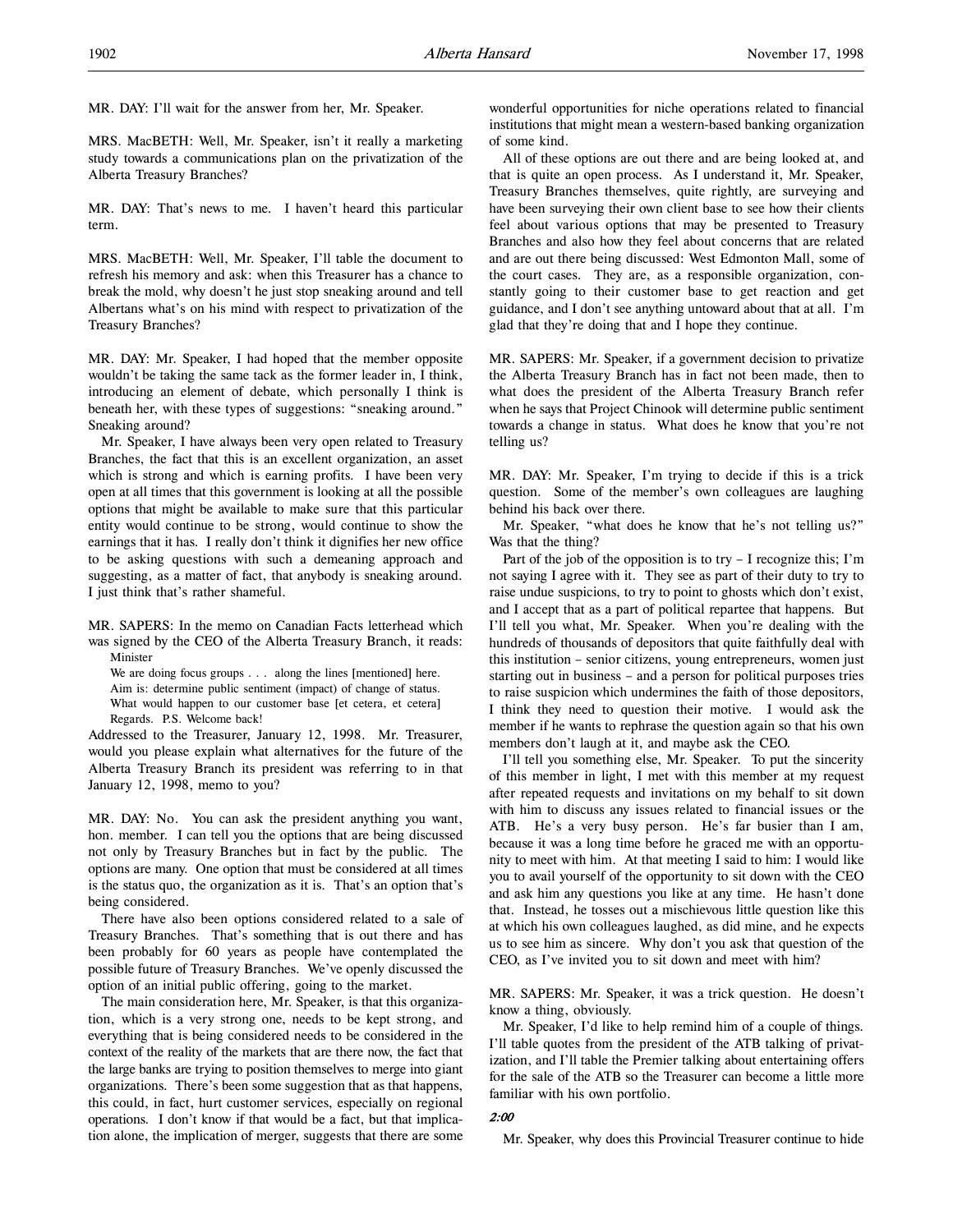MR. DAY: I'll wait for the answer from her, Mr. Speaker.

MRS. MacBETH: Well, Mr. Speaker, isn't it really a marketing study towards a communications plan on the privatization of the Alberta Treasury Branches?

MR. DAY: That's news to me. I haven't heard this particular term.

MRS. MacBETH: Well, Mr. Speaker, I'll table the document to refresh his memory and ask: when this Treasurer has a chance to break the mold, why doesn't he just stop sneaking around and tell Albertans what's on his mind with respect to privatization of the Treasury Branches?

MR. DAY: Mr. Speaker, I had hoped that the member opposite wouldn't be taking the same tack as the former leader in, I think, introducing an element of debate, which personally I think is beneath her, with these types of suggestions: "sneaking around." Sneaking around?

Mr. Speaker, I have always been very open related to Treasury Branches, the fact that this is an excellent organization, an asset which is strong and which is earning profits. I have been very open at all times that this government is looking at all the possible options that might be available to make sure that this particular entity would continue to be strong, would continue to show the earnings that it has. I really don't think it dignifies her new office to be asking questions with such a demeaning approach and suggesting, as a matter of fact, that anybody is sneaking around. I just think that's rather shameful.

MR. SAPERS: In the memo on Canadian Facts letterhead which was signed by the CEO of the Alberta Treasury Branch, it reads:

> Minister
> We are doing focus groups . . . along the lines [mentioned] here.
> Aim is: determine public sentiment (impact) of change of status.
> What would happen to our customer base [et cetera, et cetera]
> Regards. P.S. Welcome back!

Addressed to the Treasurer, January 12, 1998. Mr. Treasurer, would you please explain what alternatives for the future of the Alberta Treasury Branch its president was referring to in that January 12, 1998, memo to you?

MR. DAY: No. You can ask the president anything you want, hon. member. I can tell you the options that are being discussed not only by Treasury Branches but in fact by the public. The options are many. One option that must be considered at all times is the status quo, the organization as it is. That's an option that's being considered.

There have also been options considered related to a sale of Treasury Branches. That's something that is out there and has been probably for 60 years as people have contemplated the possible future of Treasury Branches. We've openly discussed the option of an initial public offering, going to the market.

The main consideration here, Mr. Speaker, is that this organization, which is a very strong one, needs to be kept strong, and everything that is being considered needs to be considered in the context of the reality of the markets that are there now, the fact that the large banks are trying to position themselves to merge into giant organizations. There's been some suggestion that as that happens, this could, in fact, hurt customer services, especially on regional operations. I don't know if that would be a fact, but that implication alone, the implication of merger, suggests that there are some wonderful opportunities for niche operations related to financial institutions that might mean a western-based banking organization of some kind.

All of these options are out there and are being looked at, and that is quite an open process. As I understand it, Mr. Speaker, Treasury Branches themselves, quite rightly, are surveying and have been surveying their own client base to see how their clients feel about various options that may be presented to Treasury Branches and also how they feel about concerns that are related and are out there being discussed: West Edmonton Mall, some of the court cases. They are, as a responsible organization, constantly going to their customer base to get reaction and get guidance, and I don't see anything untoward about that at all. I'm glad that they're doing that and I hope they continue.

MR. SAPERS: Mr. Speaker, if a government decision to privatize the Alberta Treasury Branch has in fact not been made, then to what does the president of the Alberta Treasury Branch refer when he says that Project Chinook will determine public sentiment towards a change in status. What does he know that you're not telling us?

MR. DAY: Mr. Speaker, I'm trying to decide if this is a trick question. Some of the member's own colleagues are laughing behind his back over there.

Mr. Speaker, "what does he know that he's not telling us?" Was that the thing?

Part of the job of the opposition is to try – I recognize this; I'm not saying I agree with it. They see as part of their duty to try to raise undue suspicions, to try to point to ghosts which don't exist, and I accept that as a part of political repartee that happens. But I'll tell you what, Mr. Speaker. When you're dealing with the hundreds of thousands of depositors that quite faithfully deal with this institution – senior citizens, young entrepreneurs, women just starting out in business – and a person for political purposes tries to raise suspicion which undermines the faith of those depositors, I think they need to question their motive. I would ask the member if he wants to rephrase the question again so that his own members don't laugh at it, and maybe ask the CEO.

I'll tell you something else, Mr. Speaker. To put the sincerity of this member in light, I met with this member at my request after repeated requests and invitations on my behalf to sit down with him to discuss any issues related to financial issues or the ATB. He's a very busy person. He's far busier than I am, because it was a long time before he graced me with an opportunity to meet with him. At that meeting I said to him: I would like you to avail yourself of the opportunity to sit down with the CEO and ask him any questions you like at any time. He hasn't done that. Instead, he tosses out a mischievous little question like this at which his own colleagues laughed, as did mine, and he expects us to see him as sincere. Why don't you ask that question of the CEO, as I've invited you to sit down and meet with him?

MR. SAPERS: Mr. Speaker, it was a trick question. He doesn't know a thing, obviously.

Mr. Speaker, I'd like to help remind him of a couple of things. I'll table quotes from the president of the ATB talking of privatization, and I'll table the Premier talking about entertaining offers for the sale of the ATB so the Treasurer can become a little more familiar with his own portfolio.

*2:00*

Mr. Speaker, why does this Provincial Treasurer continue to hide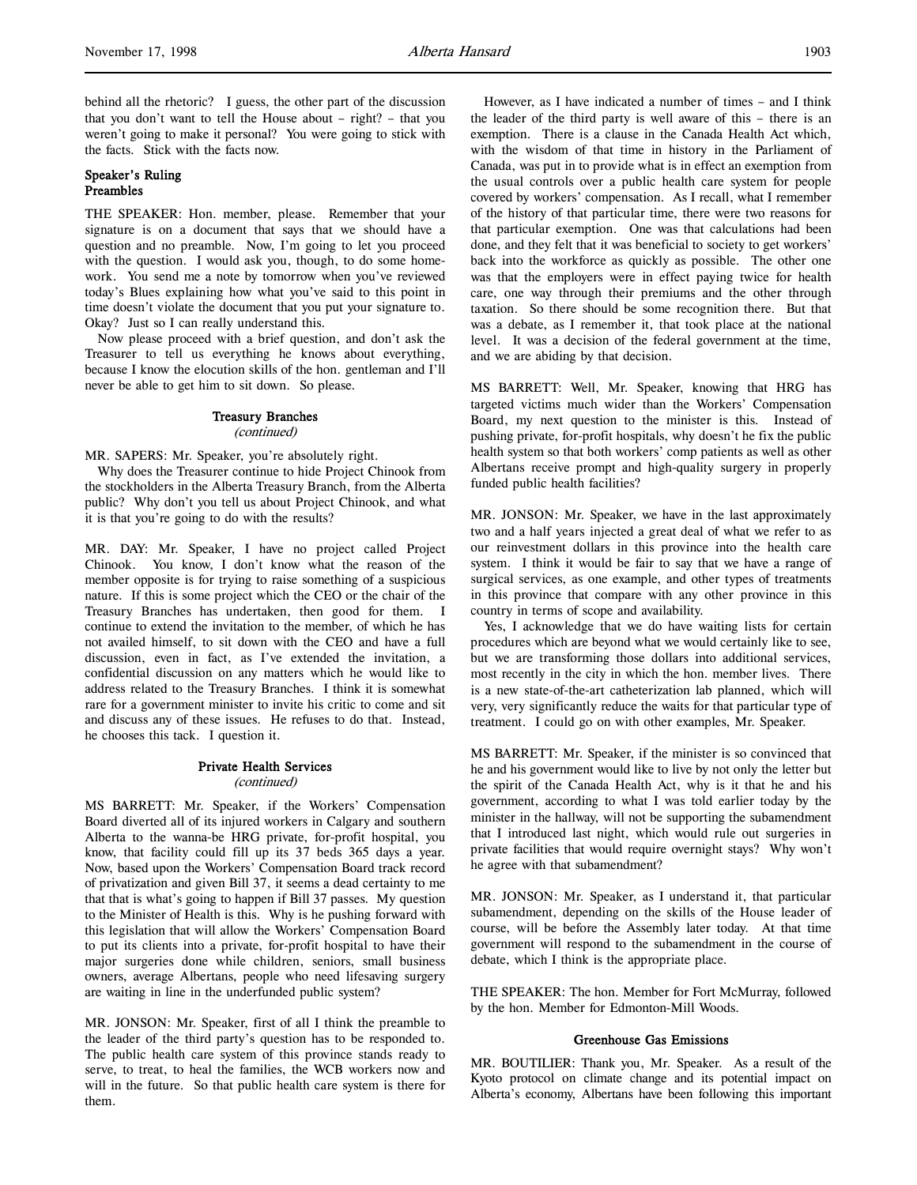behind all the rhetoric? I guess, the other part of the discussion that you don't want to tell the House about – right? – that you weren't going to make it personal? You were going to stick with the facts. Stick with the facts now.

### Speaker's Ruling
### Preambles

THE SPEAKER: Hon. member, please. Remember that your signature is on a document that says that we should have a question and no preamble. Now, I'm going to let you proceed with the question. I would ask you, though, to do some homework. You send me a note by tomorrow when you've reviewed today's Blues explaining how what you've said to this point in time doesn't violate the document that you put your signature to. Okay? Just so I can really understand this.

Now please proceed with a brief question, and don't ask the Treasurer to tell us everything he knows about everything, because I know the elocution skills of the hon. gentleman and I'll never be able to get him to sit down. So please.

### Treasury Branches
*(continued)*

MR. SAPERS: Mr. Speaker, you're absolutely right.

Why does the Treasurer continue to hide Project Chinook from the stockholders in the Alberta Treasury Branch, from the Alberta public? Why don't you tell us about Project Chinook, and what it is that you're going to do with the results?

MR. DAY: Mr. Speaker, I have no project called Project Chinook. You know, I don't know what the reason of the member opposite is for trying to raise something of a suspicious nature. If this is some project which the CEO or the chair of the Treasury Branches has undertaken, then good for them. I continue to extend the invitation to the member, of which he has not availed himself, to sit down with the CEO and have a full discussion, even in fact, as I've extended the invitation, a confidential discussion on any matters which he would like to address related to the Treasury Branches. I think it is somewhat rare for a government minister to invite his critic to come and sit and discuss any of these issues. He refuses to do that. Instead, he chooses this tack. I question it.

### Private Health Services
*(continued)*

MS BARRETT: Mr. Speaker, if the Workers' Compensation Board diverted all of its injured workers in Calgary and southern Alberta to the wanna-be HRG private, for-profit hospital, you know, that facility could fill up its 37 beds 365 days a year. Now, based upon the Workers' Compensation Board track record of privatization and given Bill 37, it seems a dead certainty to me that that is what's going to happen if Bill 37 passes. My question to the Minister of Health is this. Why is he pushing forward with this legislation that will allow the Workers' Compensation Board to put its clients into a private, for-profit hospital to have their major surgeries done while children, seniors, small business owners, average Albertans, people who need lifesaving surgery are waiting in line in the underfunded public system?

MR. JONSON: Mr. Speaker, first of all I think the preamble to the leader of the third party's question has to be responded to. The public health care system of this province stands ready to serve, to treat, to heal the families, the WCB workers now and will in the future. So that public health care system is there for them.

However, as I have indicated a number of times – and I think the leader of the third party is well aware of this – there is an exemption. There is a clause in the Canada Health Act which, with the wisdom of that time in history in the Parliament of Canada, was put in to provide what is in effect an exemption from the usual controls over a public health care system for people covered by workers' compensation. As I recall, what I remember of the history of that particular time, there were two reasons for that particular exemption. One was that calculations had been done, and they felt that it was beneficial to society to get workers' back into the workforce as quickly as possible. The other one was that the employers were in effect paying twice for health care, one way through their premiums and the other through taxation. So there should be some recognition there. But that was a debate, as I remember it, that took place at the national level. It was a decision of the federal government at the time, and we are abiding by that decision.

MS BARRETT: Well, Mr. Speaker, knowing that HRG has targeted victims much wider than the Workers' Compensation Board, my next question to the minister is this. Instead of pushing private, for-profit hospitals, why doesn't he fix the public health system so that both workers' comp patients as well as other Albertans receive prompt and high-quality surgery in properly funded public health facilities?

MR. JONSON: Mr. Speaker, we have in the last approximately two and a half years injected a great deal of what we refer to as our reinvestment dollars in this province into the health care system. I think it would be fair to say that we have a range of surgical services, as one example, and other types of treatments in this province that compare with any other province in this country in terms of scope and availability.

Yes, I acknowledge that we do have waiting lists for certain procedures which are beyond what we would certainly like to see, but we are transforming those dollars into additional services, most recently in the city in which the hon. member lives. There is a new state-of-the-art catheterization lab planned, which will very, very significantly reduce the waits for that particular type of treatment. I could go on with other examples, Mr. Speaker.

MS BARRETT: Mr. Speaker, if the minister is so convinced that he and his government would like to live by not only the letter but the spirit of the Canada Health Act, why is it that he and his government, according to what I was told earlier today by the minister in the hallway, will not be supporting the subamendment that I introduced last night, which would rule out surgeries in private facilities that would require overnight stays? Why won't he agree with that subamendment?

MR. JONSON: Mr. Speaker, as I understand it, that particular subamendment, depending on the skills of the House leader of course, will be before the Assembly later today. At that time government will respond to the subamendment in the course of debate, which I think is the appropriate place.

THE SPEAKER: The hon. Member for Fort McMurray, followed by the hon. Member for Edmonton-Mill Woods.

### Greenhouse Gas Emissions

MR. BOUTILIER: Thank you, Mr. Speaker. As a result of the Kyoto protocol on climate change and its potential impact on Alberta's economy, Albertans have been following this important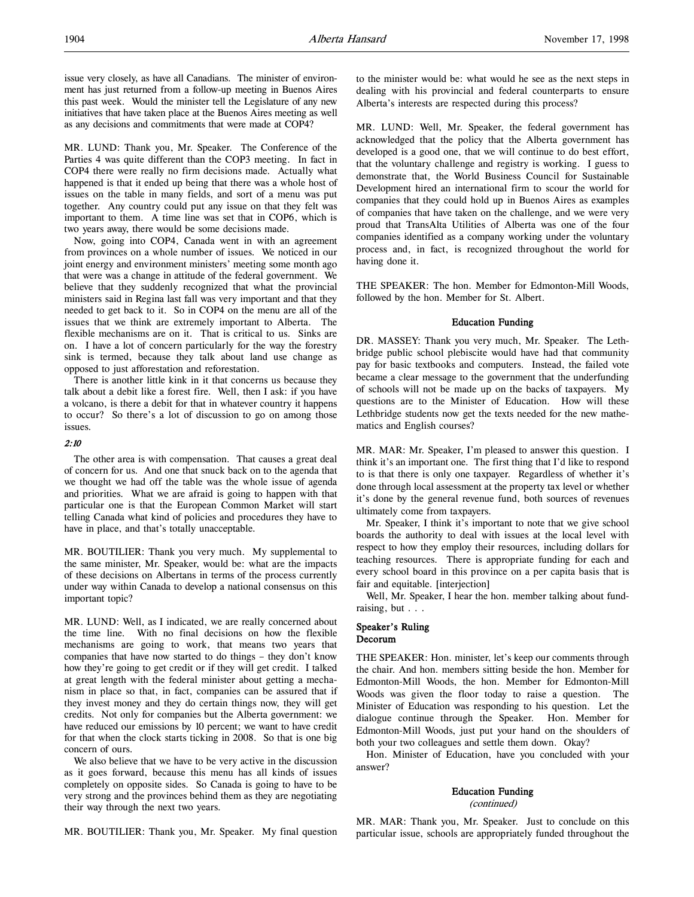issue very closely, as have all Canadians. The minister of environment has just returned from a follow-up meeting in Buenos Aires this past week. Would the minister tell the Legislature of any new initiatives that have taken place at the Buenos Aires meeting as well as any decisions and commitments that were made at COP4?

MR. LUND: Thank you, Mr. Speaker. The Conference of the Parties 4 was quite different than the COP3 meeting. In fact in COP4 there were really no firm decisions made. Actually what happened is that it ended up being that there was a whole host of issues on the table in many fields, and sort of a menu was put together. Any country could put any issue on that they felt was important to them. A time line was set that in COP6, which is two years away, there would be some decisions made.

Now, going into COP4, Canada went in with an agreement from provinces on a whole number of issues. We noticed in our joint energy and environment ministers' meeting some month ago that were was a change in attitude of the federal government. We believe that they suddenly recognized that what the provincial ministers said in Regina last fall was very important and that they needed to get back to it. So in COP4 on the menu are all of the issues that we think are extremely important to Alberta. The flexible mechanisms are on. That is critical to us. Sinks are on. I have a lot of concern particularly for the way the forestry sink is termed, because they talk about land use change as opposed to just afforestation and reforestation.

There is another little kink in it that concerns us because they talk about a debit like a forest fire. Well, then I ask: if you have a volcano, is there a debit for that in whatever country it happens to occur? So there's a lot of discussion to go on among those issues.

*2:10*

The other area is with compensation. That causes a great deal of concern for us. And one that snuck back on to the agenda that we thought we had off the table was the whole issue of agenda and priorities. What we are afraid is going to happen with that particular one is that the European Common Market will start telling Canada what kind of policies and procedures they have to have in place, and that's totally unacceptable.

MR. BOUTILIER: Thank you very much. My supplemental to the same minister, Mr. Speaker, would be: what are the impacts of these decisions on Albertans in terms of the process currently under way within Canada to develop a national consensus on this important topic?

MR. LUND: Well, as I indicated, we are really concerned about the time line. With no final decisions on how the flexible mechanisms are going to work, that means two years that companies that have now started to do things – they don't know how they're going to get credit or if they will get credit. I talked at great length with the federal minister about getting a mechanism in place so that, in fact, companies can be assured that if they invest money and they do certain things now, they will get credits. Not only for companies but the Alberta government: we have reduced our emissions by 10 percent; we want to have credit for that when the clock starts ticking in 2008. So that is one big concern of ours.

We also believe that we have to be very active in the discussion as it goes forward, because this menu has all kinds of issues completely on opposite sides. So Canada is going to have to be very strong and the provinces behind them as they are negotiating their way through the next two years.

MR. BOUTILIER: Thank you, Mr. Speaker. My final question to the minister would be: what would he see as the next steps in dealing with his provincial and federal counterparts to ensure Alberta's interests are respected during this process?

MR. LUND: Well, Mr. Speaker, the federal government has acknowledged that the policy that the Alberta government has developed is a good one, that we will continue to do best effort, that the voluntary challenge and registry is working. I guess to demonstrate that, the World Business Council for Sustainable Development hired an international firm to scour the world for companies that they could hold up in Buenos Aires as examples of companies that have taken on the challenge, and we were very proud that TransAlta Utilities of Alberta was one of the four companies identified as a company working under the voluntary process and, in fact, is recognized throughout the world for having done it.

THE SPEAKER: The hon. Member for Edmonton-Mill Woods, followed by the hon. Member for St. Albert.

### Education Funding

DR. MASSEY: Thank you very much, Mr. Speaker. The Lethbridge public school plebiscite would have had that community pay for basic textbooks and computers. Instead, the failed vote became a clear message to the government that the underfunding of schools will not be made up on the backs of taxpayers. My questions are to the Minister of Education. How will these Lethbridge students now get the texts needed for the new mathematics and English courses?

MR. MAR: Mr. Speaker, I'm pleased to answer this question. I think it's an important one. The first thing that I'd like to respond to is that there is only one taxpayer. Regardless of whether it's done through local assessment at the property tax level or whether it's done by the general revenue fund, both sources of revenues ultimately come from taxpayers.

Mr. Speaker, I think it's important to note that we give school boards the authority to deal with issues at the local level with respect to how they employ their resources, including dollars for teaching resources. There is appropriate funding for each and every school board in this province on a per capita basis that is fair and equitable. [interjection]

Well, Mr. Speaker, I hear the hon. member talking about fundraising, but . . .

### Speaker's Ruling
### Decorum

THE SPEAKER: Hon. minister, let's keep our comments through the chair. And hon. members sitting beside the hon. Member for Edmonton-Mill Woods, the hon. Member for Edmonton-Mill Woods was given the floor today to raise a question. The Minister of Education was responding to his question. Let the dialogue continue through the Speaker. Hon. Member for Edmonton-Mill Woods, just put your hand on the shoulders of both your two colleagues and settle them down. Okay?

Hon. Minister of Education, have you concluded with your answer?

### Education Funding
*(continued)*

MR. MAR: Thank you, Mr. Speaker. Just to conclude on this particular issue, schools are appropriately funded throughout the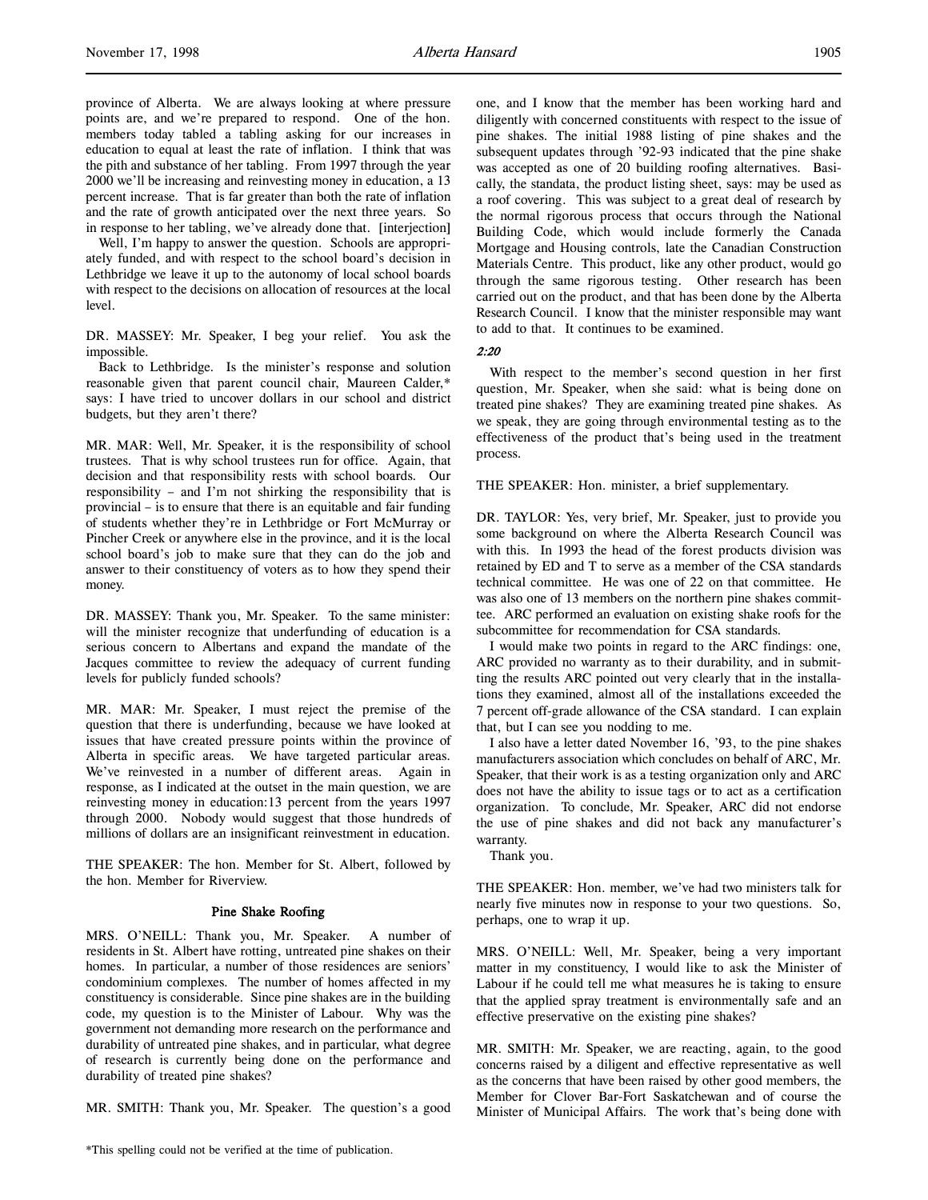province of Alberta. We are always looking at where pressure points are, and we're prepared to respond. One of the hon. members today tabled a tabling asking for our increases in education to equal at least the rate of inflation. I think that was the pith and substance of her tabling. From 1997 through the year 2000 we'll be increasing and reinvesting money in education, a 13 percent increase. That is far greater than both the rate of inflation and the rate of growth anticipated over the next three years. So in response to her tabling, we've already done that. [interjection]

Well, I'm happy to answer the question. Schools are appropriately funded, and with respect to the school board's decision in Lethbridge we leave it up to the autonomy of local school boards with respect to the decisions on allocation of resources at the local level.

DR. MASSEY: Mr. Speaker, I beg your relief. You ask the impossible.

Back to Lethbridge. Is the minister's response and solution reasonable given that parent council chair, Maureen Calder,* says: I have tried to uncover dollars in our school and district budgets, but they aren't there?

MR. MAR: Well, Mr. Speaker, it is the responsibility of school trustees. That is why school trustees run for office. Again, that decision and that responsibility rests with school boards. Our responsibility – and I'm not shirking the responsibility that is provincial – is to ensure that there is an equitable and fair funding of students whether they're in Lethbridge or Fort McMurray or Pincher Creek or anywhere else in the province, and it is the local school board's job to make sure that they can do the job and answer to their constituency of voters as to how they spend their money.

DR. MASSEY: Thank you, Mr. Speaker. To the same minister: will the minister recognize that underfunding of education is a serious concern to Albertans and expand the mandate of the Jacques committee to review the adequacy of current funding levels for publicly funded schools?

MR. MAR: Mr. Speaker, I must reject the premise of the question that there is underfunding, because we have looked at issues that have created pressure points within the province of Alberta in specific areas. We have targeted particular areas. We've reinvested in a number of different areas. Again in response, as I indicated at the outset in the main question, we are reinvesting money in education:13 percent from the years 1997 through 2000. Nobody would suggest that those hundreds of millions of dollars are an insignificant reinvestment in education.

THE SPEAKER: The hon. Member for St. Albert, followed by the hon. Member for Riverview.

## Pine Shake Roofing

MRS. O'NEILL: Thank you, Mr. Speaker. A number of residents in St. Albert have rotting, untreated pine shakes on their homes. In particular, a number of those residences are seniors' condominium complexes. The number of homes affected in my constituency is considerable. Since pine shakes are in the building code, my question is to the Minister of Labour. Why was the government not demanding more research on the performance and durability of untreated pine shakes, and in particular, what degree of research is currently being done on the performance and durability of treated pine shakes?

MR. SMITH: Thank you, Mr. Speaker. The question's a good one, and I know that the member has been working hard and diligently with concerned constituents with respect to the issue of pine shakes. The initial 1988 listing of pine shakes and the subsequent updates through '92-93 indicated that the pine shake was accepted as one of 20 building roofing alternatives. Basically, the standata, the product listing sheet, says: may be used as a roof covering. This was subject to a great deal of research by the normal rigorous process that occurs through the National Building Code, which would include formerly the Canada Mortgage and Housing controls, late the Canadian Construction Materials Centre. This product, like any other product, would go through the same rigorous testing. Other research has been carried out on the product, and that has been done by the Alberta Research Council. I know that the minister responsible may want to add to that. It continues to be examined.

*2:20*

With respect to the member's second question in her first question, Mr. Speaker, when she said: what is being done on treated pine shakes? They are examining treated pine shakes. As we speak, they are going through environmental testing as to the effectiveness of the product that's being used in the treatment process.

THE SPEAKER: Hon. minister, a brief supplementary.

DR. TAYLOR: Yes, very brief, Mr. Speaker, just to provide you some background on where the Alberta Research Council was with this. In 1993 the head of the forest products division was retained by ED and T to serve as a member of the CSA standards technical committee. He was one of 22 on that committee. He was also one of 13 members on the northern pine shakes committee. ARC performed an evaluation on existing shake roofs for the subcommittee for recommendation for CSA standards.

I would make two points in regard to the ARC findings: one, ARC provided no warranty as to their durability, and in submitting the results ARC pointed out very clearly that in the installations they examined, almost all of the installations exceeded the 7 percent off-grade allowance of the CSA standard. I can explain that, but I can see you nodding to me.

I also have a letter dated November 16, '93, to the pine shakes manufacturers association which concludes on behalf of ARC, Mr. Speaker, that their work is as a testing organization only and ARC does not have the ability to issue tags or to act as a certification organization. To conclude, Mr. Speaker, ARC did not endorse the use of pine shakes and did not back any manufacturer's warranty.

Thank you.

THE SPEAKER: Hon. member, we've had two ministers talk for nearly five minutes now in response to your two questions. So, perhaps, one to wrap it up.

MRS. O'NEILL: Well, Mr. Speaker, being a very important matter in my constituency, I would like to ask the Minister of Labour if he could tell me what measures he is taking to ensure that the applied spray treatment is environmentally safe and an effective preservative on the existing pine shakes?

MR. SMITH: Mr. Speaker, we are reacting, again, to the good concerns raised by a diligent and effective representative as well as the concerns that have been raised by other good members, the Member for Clover Bar-Fort Saskatchewan and of course the Minister of Municipal Affairs. The work that's being done with

*This spelling could not be verified at the time of publication.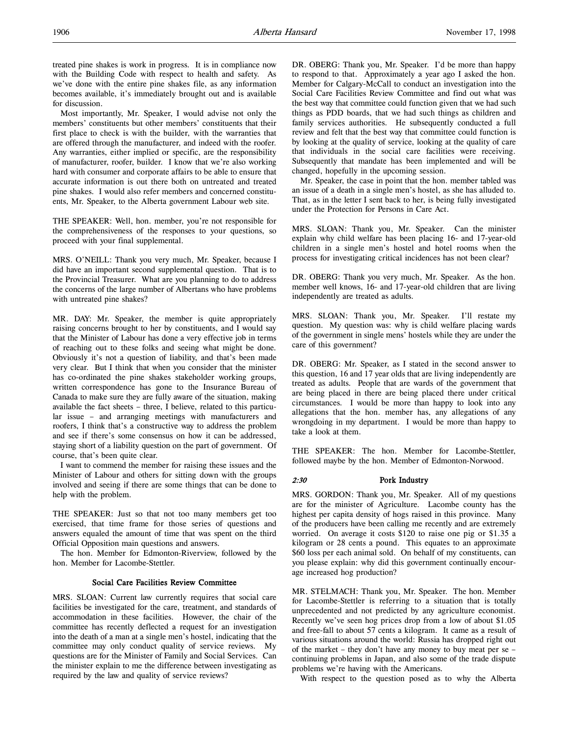treated pine shakes is work in progress. It is in compliance now with the Building Code with respect to health and safety. As we've done with the entire pine shakes file, as any information becomes available, it's immediately brought out and is available for discussion.

Most importantly, Mr. Speaker, I would advise not only the members' constituents but other members' constituents that their first place to check is with the builder, with the warranties that are offered through the manufacturer, and indeed with the roofer. Any warranties, either implied or specific, are the responsibility of manufacturer, roofer, builder. I know that we're also working hard with consumer and corporate affairs to be able to ensure that accurate information is out there both on untreated and treated pine shakes. I would also refer members and concerned constituents, Mr. Speaker, to the Alberta government Labour web site.

THE SPEAKER: Well, hon. member, you're not responsible for the comprehensiveness of the responses to your questions, so proceed with your final supplemental.

MRS. O'NEILL: Thank you very much, Mr. Speaker, because I did have an important second supplemental question. That is to the Provincial Treasurer. What are you planning to do to address the concerns of the large number of Albertans who have problems with untreated pine shakes?

MR. DAY: Mr. Speaker, the member is quite appropriately raising concerns brought to her by constituents, and I would say that the Minister of Labour has done a very effective job in terms of reaching out to these folks and seeing what might be done. Obviously it's not a question of liability, and that's been made very clear. But I think that when you consider that the minister has co-ordinated the pine shakes stakeholder working groups, written correspondence has gone to the Insurance Bureau of Canada to make sure they are fully aware of the situation, making available the fact sheets – three, I believe, related to this particular issue – and arranging meetings with manufacturers and roofers, I think that's a constructive way to address the problem and see if there's some consensus on how it can be addressed, staying short of a liability question on the part of government. Of course, that's been quite clear.

I want to commend the member for raising these issues and the Minister of Labour and others for sitting down with the groups involved and seeing if there are some things that can be done to help with the problem.

THE SPEAKER: Just so that not too many members get too exercised, that time frame for those series of questions and answers equaled the amount of time that was spent on the third Official Opposition main questions and answers.

The hon. Member for Edmonton-Riverview, followed by the hon. Member for Lacombe-Stettler.

### Social Care Facilities Review Committee

MRS. SLOAN: Current law currently requires that social care facilities be investigated for the care, treatment, and standards of accommodation in these facilities. However, the chair of the committee has recently deflected a request for an investigation into the death of a man at a single men's hostel, indicating that the committee may only conduct quality of service reviews. My questions are for the Minister of Family and Social Services. Can the minister explain to me the difference between investigating as required by the law and quality of service reviews?

DR. OBERG: Thank you, Mr. Speaker. I'd be more than happy to respond to that. Approximately a year ago I asked the hon. Member for Calgary-McCall to conduct an investigation into the Social Care Facilities Review Committee and find out what was the best way that committee could function given that we had such things as PDD boards, that we had such things as children and family services authorities. He subsequently conducted a full review and felt that the best way that committee could function is by looking at the quality of service, looking at the quality of care that individuals in the social care facilities were receiving. Subsequently that mandate has been implemented and will be changed, hopefully in the upcoming session.

Mr. Speaker, the case in point that the hon. member tabled was an issue of a death in a single men's hostel, as she has alluded to. That, as in the letter I sent back to her, is being fully investigated under the Protection for Persons in Care Act.

MRS. SLOAN: Thank you, Mr. Speaker. Can the minister explain why child welfare has been placing 16- and 17-year-old children in a single men's hostel and hotel rooms when the process for investigating critical incidences has not been clear?

DR. OBERG: Thank you very much, Mr. Speaker. As the hon. member well knows, 16- and 17-year-old children that are living independently are treated as adults.

MRS. SLOAN: Thank you, Mr. Speaker. I'll restate my question. My question was: why is child welfare placing wards of the government in single mens' hostels while they are under the care of this government?

DR. OBERG: Mr. Speaker, as I stated in the second answer to this question, 16 and 17 year olds that are living independently are treated as adults. People that are wards of the government that are being placed in there are being placed there under critical circumstances. I would be more than happy to look into any allegations that the hon. member has, any allegations of any wrongdoing in my department. I would be more than happy to take a look at them.

THE SPEAKER: The hon. Member for Lacombe-Stettler, followed maybe by the hon. Member of Edmonton-Norwood.

### *2:30* Pork Industry

MRS. GORDON: Thank you, Mr. Speaker. All of my questions are for the minister of Agriculture. Lacombe county has the highest per capita density of hogs raised in this province. Many of the producers have been calling me recently and are extremely worried. On average it costs $120 to raise one pig or $1.35 a kilogram or 28 cents a pound. This equates to an approximate $60 loss per each animal sold. On behalf of my constituents, can you please explain: why did this government continually encourage increased hog production?

MR. STELMACH: Thank you, Mr. Speaker. The hon. Member for Lacombe-Stettler is referring to a situation that is totally unprecedented and not predicted by any agriculture economist. Recently we've seen hog prices drop from a low of about $1.05 and free-fall to about 57 cents a kilogram. It came as a result of various situations around the world: Russia has dropped right out of the market – they don't have any money to buy meat per se – continuing problems in Japan, and also some of the trade dispute problems we're having with the Americans.

With respect to the question posed as to why the Alberta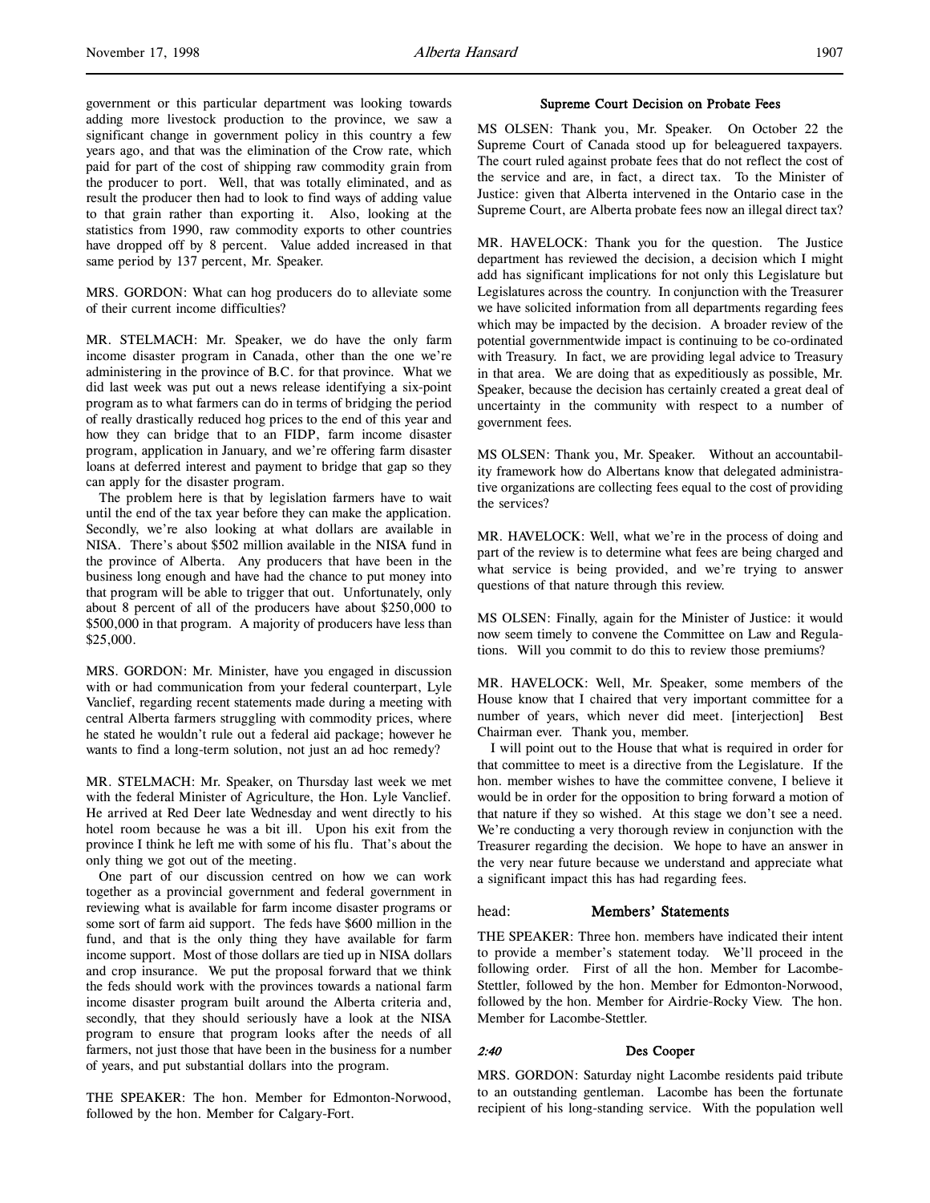government or this particular department was looking towards adding more livestock production to the province, we saw a significant change in government policy in this country a few years ago, and that was the elimination of the Crow rate, which paid for part of the cost of shipping raw commodity grain from the producer to port. Well, that was totally eliminated, and as result the producer then had to look to find ways of adding value to that grain rather than exporting it. Also, looking at the statistics from 1990, raw commodity exports to other countries have dropped off by 8 percent. Value added increased in that same period by 137 percent, Mr. Speaker.

MRS. GORDON: What can hog producers do to alleviate some of their current income difficulties?

MR. STELMACH: Mr. Speaker, we do have the only farm income disaster program in Canada, other than the one we're administering in the province of B.C. for that province. What we did last week was put out a news release identifying a six-point program as to what farmers can do in terms of bridging the period of really drastically reduced hog prices to the end of this year and how they can bridge that to an FIDP, farm income disaster program, application in January, and we're offering farm disaster loans at deferred interest and payment to bridge that gap so they can apply for the disaster program.

The problem here is that by legislation farmers have to wait until the end of the tax year before they can make the application. Secondly, we're also looking at what dollars are available in NISA. There's about $502 million available in the NISA fund in the province of Alberta. Any producers that have been in the business long enough and have had the chance to put money into that program will be able to trigger that out. Unfortunately, only about 8 percent of all of the producers have about $250,000 to $500,000 in that program. A majority of producers have less than $25,000.

MRS. GORDON: Mr. Minister, have you engaged in discussion with or had communication from your federal counterpart, Lyle Vanclief, regarding recent statements made during a meeting with central Alberta farmers struggling with commodity prices, where he stated he wouldn't rule out a federal aid package; however he wants to find a long-term solution, not just an ad hoc remedy?

MR. STELMACH: Mr. Speaker, on Thursday last week we met with the federal Minister of Agriculture, the Hon. Lyle Vanclief. He arrived at Red Deer late Wednesday and went directly to his hotel room because he was a bit ill. Upon his exit from the province I think he left me with some of his flu. That's about the only thing we got out of the meeting.

One part of our discussion centred on how we can work together as a provincial government and federal government in reviewing what is available for farm income disaster programs or some sort of farm aid support. The feds have $600 million in the fund, and that is the only thing they have available for farm income support. Most of those dollars are tied up in NISA dollars and crop insurance. We put the proposal forward that we think the feds should work with the provinces towards a national farm income disaster program built around the Alberta criteria and, secondly, that they should seriously have a look at the NISA program to ensure that program looks after the needs of all farmers, not just those that have been in the business for a number of years, and put substantial dollars into the program.

THE SPEAKER: The hon. Member for Edmonton-Norwood, followed by the hon. Member for Calgary-Fort.

### Supreme Court Decision on Probate Fees

MS OLSEN: Thank you, Mr. Speaker. On October 22 the Supreme Court of Canada stood up for beleaguered taxpayers. The court ruled against probate fees that do not reflect the cost of the service and are, in fact, a direct tax. To the Minister of Justice: given that Alberta intervened in the Ontario case in the Supreme Court, are Alberta probate fees now an illegal direct tax?

MR. HAVELOCK: Thank you for the question. The Justice department has reviewed the decision, a decision which I might add has significant implications for not only this Legislature but Legislatures across the country. In conjunction with the Treasurer we have solicited information from all departments regarding fees which may be impacted by the decision. A broader review of the potential governmentwide impact is continuing to be co-ordinated with Treasury. In fact, we are providing legal advice to Treasury in that area. We are doing that as expeditiously as possible, Mr. Speaker, because the decision has certainly created a great deal of uncertainty in the community with respect to a number of government fees.

MS OLSEN: Thank you, Mr. Speaker. Without an accountability framework how do Albertans know that delegated administrative organizations are collecting fees equal to the cost of providing the services?

MR. HAVELOCK: Well, what we're in the process of doing and part of the review is to determine what fees are being charged and what service is being provided, and we're trying to answer questions of that nature through this review.

MS OLSEN: Finally, again for the Minister of Justice: it would now seem timely to convene the Committee on Law and Regulations. Will you commit to do this to review those premiums?

MR. HAVELOCK: Well, Mr. Speaker, some members of the House know that I chaired that very important committee for a number of years, which never did meet. [interjection] Best Chairman ever. Thank you, member.

I will point out to the House that what is required in order for that committee to meet is a directive from the Legislature. If the hon. member wishes to have the committee convene, I believe it would be in order for the opposition to bring forward a motion of that nature if they so wished. At this stage we don't see a need. We're conducting a very thorough review in conjunction with the Treasurer regarding the decision. We hope to have an answer in the very near future because we understand and appreciate what a significant impact this has had regarding fees.

## head: Members' Statements

THE SPEAKER: Three hon. members have indicated their intent to provide a member's statement today. We'll proceed in the following order. First of all the hon. Member for Lacombe-Stettler, followed by the hon. Member for Edmonton-Norwood, followed by the hon. Member for Airdrie-Rocky View. The hon. Member for Lacombe-Stettler.

### *2:40* Des Cooper

MRS. GORDON: Saturday night Lacombe residents paid tribute to an outstanding gentleman. Lacombe has been the fortunate recipient of his long-standing service. With the population well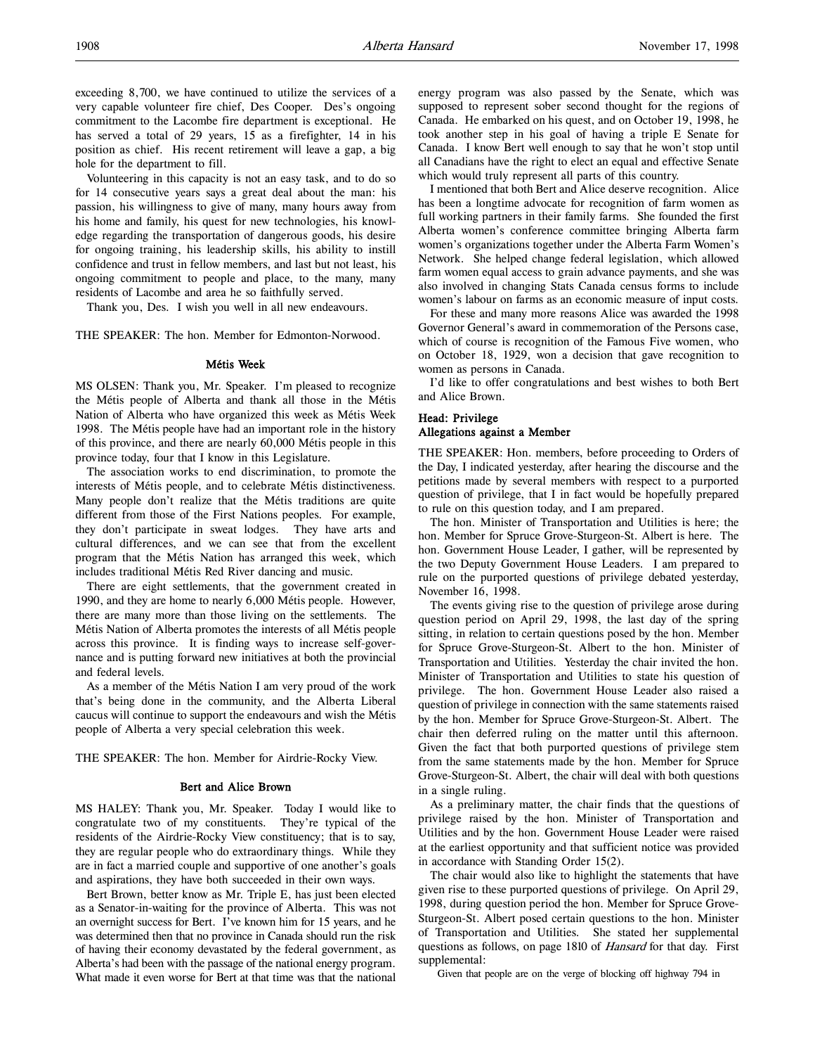exceeding 8,700, we have continued to utilize the services of a very capable volunteer fire chief, Des Cooper. Des's ongoing commitment to the Lacombe fire department is exceptional. He has served a total of 29 years, 15 as a firefighter, 14 in his position as chief. His recent retirement will leave a gap, a big hole for the department to fill.

Volunteering in this capacity is not an easy task, and to do so for 14 consecutive years says a great deal about the man: his passion, his willingness to give of many, many hours away from his home and family, his quest for new technologies, his knowledge regarding the transportation of dangerous goods, his desire for ongoing training, his leadership skills, his ability to instill confidence and trust in fellow members, and last but not least, his ongoing commitment to people and place, to the many, many residents of Lacombe and area he so faithfully served.

Thank you, Des. I wish you well in all new endeavours.

THE SPEAKER: The hon. Member for Edmonton-Norwood.

### Métis Week

MS OLSEN: Thank you, Mr. Speaker. I'm pleased to recognize the Métis people of Alberta and thank all those in the Métis Nation of Alberta who have organized this week as Métis Week 1998. The Métis people have had an important role in the history of this province, and there are nearly 60,000 Métis people in this province today, four that I know in this Legislature.

The association works to end discrimination, to promote the interests of Métis people, and to celebrate Métis distinctiveness. Many people don't realize that the Métis traditions are quite different from those of the First Nations peoples. For example, they don't participate in sweat lodges. They have arts and cultural differences, and we can see that from the excellent program that the Métis Nation has arranged this week, which includes traditional Métis Red River dancing and music.

There are eight settlements, that the government created in 1990, and they are home to nearly 6,000 Métis people. However, there are many more than those living on the settlements. The Métis Nation of Alberta promotes the interests of all Métis people across this province. It is finding ways to increase self-governance and is putting forward new initiatives at both the provincial and federal levels.

As a member of the Métis Nation I am very proud of the work that's being done in the community, and the Alberta Liberal caucus will continue to support the endeavours and wish the Métis people of Alberta a very special celebration this week.

THE SPEAKER: The hon. Member for Airdrie-Rocky View.

### Bert and Alice Brown

MS HALEY: Thank you, Mr. Speaker. Today I would like to congratulate two of my constituents. They're typical of the residents of the Airdrie-Rocky View constituency; that is to say, they are regular people who do extraordinary things. While they are in fact a married couple and supportive of one another's goals and aspirations, they have both succeeded in their own ways.

Bert Brown, better know as Mr. Triple E, has just been elected as a Senator-in-waiting for the province of Alberta. This was not an overnight success for Bert. I've known him for 15 years, and he was determined then that no province in Canada should run the risk of having their economy devastated by the federal government, as Alberta's had been with the passage of the national energy program. What made it even worse for Bert at that time was that the national energy program was also passed by the Senate, which was supposed to represent sober second thought for the regions of Canada. He embarked on his quest, and on October 19, 1998, he took another step in his goal of having a triple E Senate for Canada. I know Bert well enough to say that he won't stop until all Canadians have the right to elect an equal and effective Senate which would truly represent all parts of this country.

I mentioned that both Bert and Alice deserve recognition. Alice has been a longtime advocate for recognition of farm women as full working partners in their family farms. She founded the first Alberta women's conference committee bringing Alberta farm women's organizations together under the Alberta Farm Women's Network. She helped change federal legislation, which allowed farm women equal access to grain advance payments, and she was also involved in changing Stats Canada census forms to include women's labour on farms as an economic measure of input costs.

For these and many more reasons Alice was awarded the 1998 Governor General's award in commemoration of the Persons case, which of course is recognition of the Famous Five women, who on October 18, 1929, won a decision that gave recognition to women as persons in Canada.

I'd like to offer congratulations and best wishes to both Bert and Alice Brown.

## Head: Privilege
## Allegations against a Member

THE SPEAKER: Hon. members, before proceeding to Orders of the Day, I indicated yesterday, after hearing the discourse and the petitions made by several members with respect to a purported question of privilege, that I in fact would be hopefully prepared to rule on this question today, and I am prepared.

The hon. Minister of Transportation and Utilities is here; the hon. Member for Spruce Grove-Sturgeon-St. Albert is here. The hon. Government House Leader, I gather, will be represented by the two Deputy Government House Leaders. I am prepared to rule on the purported questions of privilege debated yesterday, November 16, 1998.

The events giving rise to the question of privilege arose during question period on April 29, 1998, the last day of the spring sitting, in relation to certain questions posed by the hon. Member for Spruce Grove-Sturgeon-St. Albert to the hon. Minister of Transportation and Utilities. Yesterday the chair invited the hon. Minister of Transportation and Utilities to state his question of privilege. The hon. Government House Leader also raised a question of privilege in connection with the same statements raised by the hon. Member for Spruce Grove-Sturgeon-St. Albert. The chair then deferred ruling on the matter until this afternoon. Given the fact that both purported questions of privilege stem from the same statements made by the hon. Member for Spruce Grove-Sturgeon-St. Albert, the chair will deal with both questions in a single ruling.

As a preliminary matter, the chair finds that the questions of privilege raised by the hon. Minister of Transportation and Utilities and by the hon. Government House Leader were raised at the earliest opportunity and that sufficient notice was provided in accordance with Standing Order 15(2).

The chair would also like to highlight the statements that have given rise to these purported questions of privilege. On April 29, 1998, during question period the hon. Member for Spruce Grove-Sturgeon-St. Albert posed certain questions to the hon. Minister of Transportation and Utilities. She stated her supplemental questions as follows, on page 1810 of *Hansard* for that day. First supplemental:

> Given that people are on the verge of blocking off highway 794 in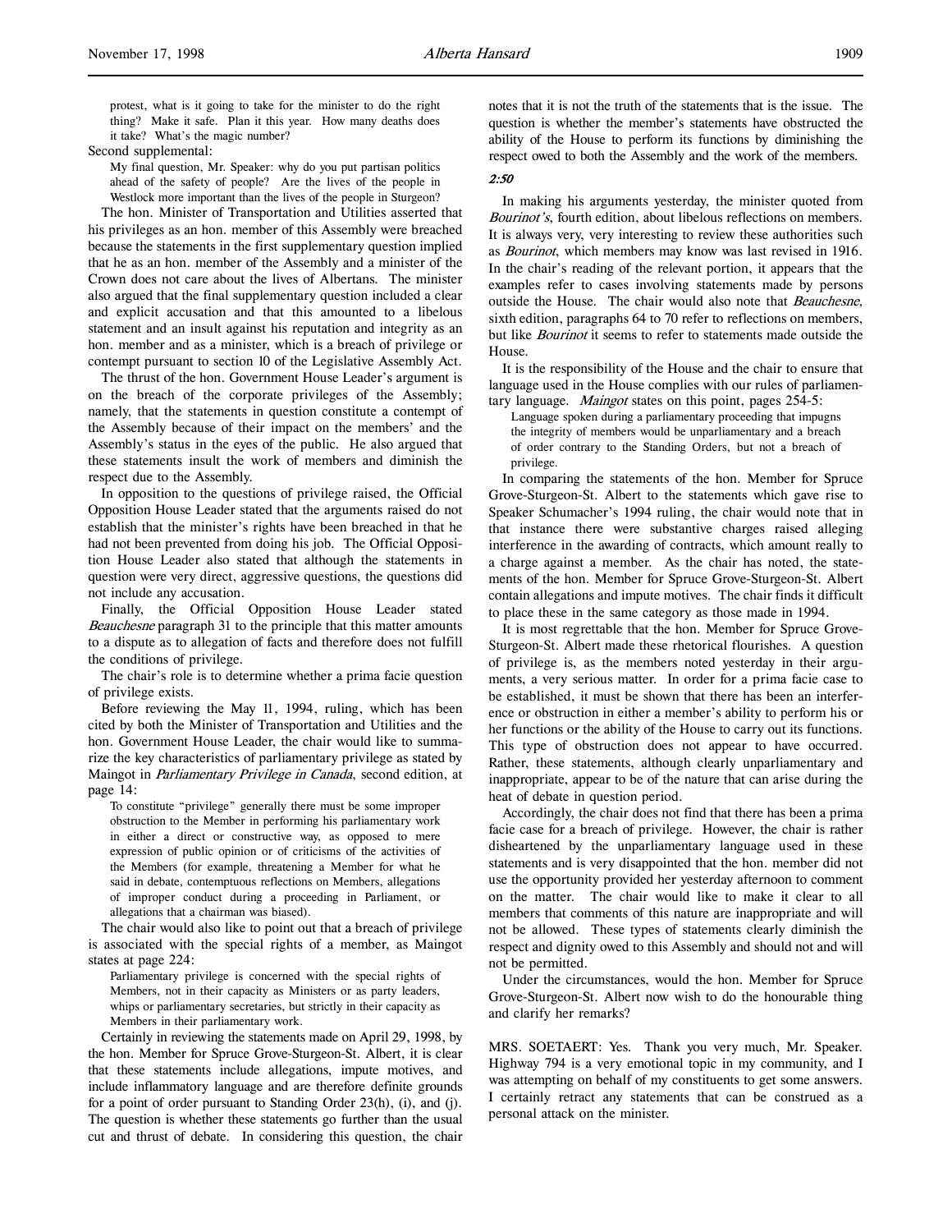> protest, what is it going to take for the minister to do the right thing? Make it safe. Plan it this year. How many deaths does it take? What's the magic number?

Second supplemental:

> My final question, Mr. Speaker: why do you put partisan politics ahead of the safety of people? Are the lives of the people in Westlock more important than the lives of the people in Sturgeon?

The hon. Minister of Transportation and Utilities asserted that his privileges as an hon. member of this Assembly were breached because the statements in the first supplementary question implied that he as an hon. member of the Assembly and a minister of the Crown does not care about the lives of Albertans. The minister also argued that the final supplementary question included a clear and explicit accusation and that this amounted to a libelous statement and an insult against his reputation and integrity as an hon. member and as a minister, which is a breach of privilege or contempt pursuant to section 10 of the Legislative Assembly Act.

The thrust of the hon. Government House Leader's argument is on the breach of the corporate privileges of the Assembly; namely, that the statements in question constitute a contempt of the Assembly because of their impact on the members' and the Assembly's status in the eyes of the public. He also argued that these statements insult the work of members and diminish the respect due to the Assembly.

In opposition to the questions of privilege raised, the Official Opposition House Leader stated that the arguments raised do not establish that the minister's rights have been breached in that he had not been prevented from doing his job. The Official Opposition House Leader also stated that although the statements in question were very direct, aggressive questions, the questions did not include any accusation.

Finally, the Official Opposition House Leader stated *Beauchesne* paragraph 31 to the principle that this matter amounts to a dispute as to allegation of facts and therefore does not fulfill the conditions of privilege.

The chair's role is to determine whether a prima facie question of privilege exists.

Before reviewing the May 11, 1994, ruling, which has been cited by both the Minister of Transportation and Utilities and the hon. Government House Leader, the chair would like to summarize the key characteristics of parliamentary privilege as stated by Maingot in *Parliamentary Privilege in Canada*, second edition, at page 14:

> To constitute "privilege" generally there must be some improper obstruction to the Member in performing his parliamentary work in either a direct or constructive way, as opposed to mere expression of public opinion or of criticisms of the activities of the Members (for example, threatening a Member for what he said in debate, contemptuous reflections on Members, allegations of improper conduct during a proceeding in Parliament, or allegations that a chairman was biased).

The chair would also like to point out that a breach of privilege is associated with the special rights of a member, as Maingot states at page 224:

> Parliamentary privilege is concerned with the special rights of Members, not in their capacity as Ministers or as party leaders, whips or parliamentary secretaries, but strictly in their capacity as Members in their parliamentary work.

Certainly in reviewing the statements made on April 29, 1998, by the hon. Member for Spruce Grove-Sturgeon-St. Albert, it is clear that these statements include allegations, impute motives, and include inflammatory language and are therefore definite grounds for a point of order pursuant to Standing Order 23(h), (i), and (j). The question is whether these statements go further than the usual cut and thrust of debate. In considering this question, the chair notes that it is not the truth of the statements that is the issue. The question is whether the member's statements have obstructed the ability of the House to perform its functions by diminishing the respect owed to both the Assembly and the work of the members.

*2:50*

In making his arguments yesterday, the minister quoted from *Bourinot's*, fourth edition, about libelous reflections on members. It is always very, very interesting to review these authorities such as *Bourinot*, which members may know was last revised in 1916. In the chair's reading of the relevant portion, it appears that the examples refer to cases involving statements made by persons outside the House. The chair would also note that *Beauchesne,* sixth edition, paragraphs 64 to 70 refer to reflections on members, but like *Bourinot* it seems to refer to statements made outside the House.

It is the responsibility of the House and the chair to ensure that language used in the House complies with our rules of parliamentary language. *Maingot* states on this point, pages 254-5:

> Language spoken during a parliamentary proceeding that impugns the integrity of members would be unparliamentary and a breach of order contrary to the Standing Orders, but not a breach of privilege.

In comparing the statements of the hon. Member for Spruce Grove-Sturgeon-St. Albert to the statements which gave rise to Speaker Schumacher's 1994 ruling, the chair would note that in that instance there were substantive charges raised alleging interference in the awarding of contracts, which amount really to a charge against a member. As the chair has noted, the statements of the hon. Member for Spruce Grove-Sturgeon-St. Albert contain allegations and impute motives. The chair finds it difficult to place these in the same category as those made in 1994.

It is most regrettable that the hon. Member for Spruce Grove-Sturgeon-St. Albert made these rhetorical flourishes. A question of privilege is, as the members noted yesterday in their arguments, a very serious matter. In order for a prima facie case to be established, it must be shown that there has been an interference or obstruction in either a member's ability to perform his or her functions or the ability of the House to carry out its functions. This type of obstruction does not appear to have occurred. Rather, these statements, although clearly unparliamentary and inappropriate, appear to be of the nature that can arise during the heat of debate in question period.

Accordingly, the chair does not find that there has been a prima facie case for a breach of privilege. However, the chair is rather disheartened by the unparliamentary language used in these statements and is very disappointed that the hon. member did not use the opportunity provided her yesterday afternoon to comment on the matter. The chair would like to make it clear to all members that comments of this nature are inappropriate and will not be allowed. These types of statements clearly diminish the respect and dignity owed to this Assembly and should not and will not be permitted.

Under the circumstances, would the hon. Member for Spruce Grove-Sturgeon-St. Albert now wish to do the honourable thing and clarify her remarks?

MRS. SOETAERT: Yes. Thank you very much, Mr. Speaker. Highway 794 is a very emotional topic in my community, and I was attempting on behalf of my constituents to get some answers. I certainly retract any statements that can be construed as a personal attack on the minister.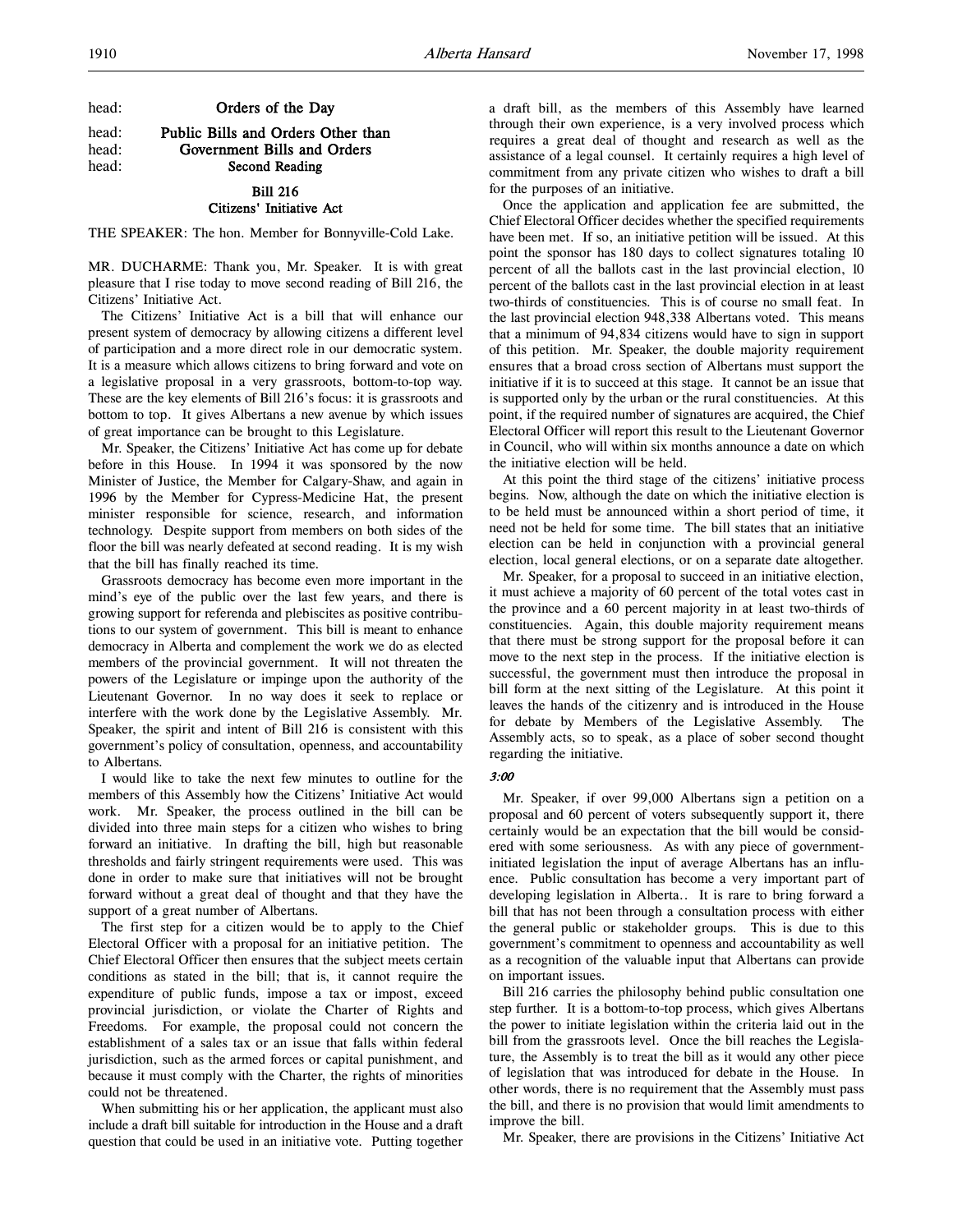head: **Orders of the Day**

head: **Public Bills and Orders Other than Government Bills and Orders**

head: **Second Reading**

## Bill 216
## Citizens' Initiative Act

THE SPEAKER: The hon. Member for Bonnyville-Cold Lake.

MR. DUCHARME: Thank you, Mr. Speaker. It is with great pleasure that I rise today to move second reading of Bill 216, the Citizens' Initiative Act.

The Citizens' Initiative Act is a bill that will enhance our present system of democracy by allowing citizens a different level of participation and a more direct role in our democratic system. It is a measure which allows citizens to bring forward and vote on a legislative proposal in a very grassroots, bottom-to-top way. These are the key elements of Bill 216's focus: it is grassroots and bottom to top. It gives Albertans a new avenue by which issues of great importance can be brought to this Legislature.

Mr. Speaker, the Citizens' Initiative Act has come up for debate before in this House. In 1994 it was sponsored by the now Minister of Justice, the Member for Calgary-Shaw, and again in 1996 by the Member for Cypress-Medicine Hat, the present minister responsible for science, research, and information technology. Despite support from members on both sides of the floor the bill was nearly defeated at second reading. It is my wish that the bill has finally reached its time.

Grassroots democracy has become even more important in the mind's eye of the public over the last few years, and there is growing support for referenda and plebiscites as positive contributions to our system of government. This bill is meant to enhance democracy in Alberta and complement the work we do as elected members of the provincial government. It will not threaten the powers of the Legislature or impinge upon the authority of the Lieutenant Governor. In no way does it seek to replace or interfere with the work done by the Legislative Assembly. Mr. Speaker, the spirit and intent of Bill 216 is consistent with this government's policy of consultation, openness, and accountability to Albertans.

I would like to take the next few minutes to outline for the members of this Assembly how the Citizens' Initiative Act would work. Mr. Speaker, the process outlined in the bill can be divided into three main steps for a citizen who wishes to bring forward an initiative. In drafting the bill, high but reasonable thresholds and fairly stringent requirements were used. This was done in order to make sure that initiatives will not be brought forward without a great deal of thought and that they have the support of a great number of Albertans.

The first step for a citizen would be to apply to the Chief Electoral Officer with a proposal for an initiative petition. The Chief Electoral Officer then ensures that the subject meets certain conditions as stated in the bill; that is, it cannot require the expenditure of public funds, impose a tax or impost, exceed provincial jurisdiction, or violate the Charter of Rights and Freedoms. For example, the proposal could not concern the establishment of a sales tax or an issue that falls within federal jurisdiction, such as the armed forces or capital punishment, and because it must comply with the Charter, the rights of minorities could not be threatened.

When submitting his or her application, the applicant must also include a draft bill suitable for introduction in the House and a draft question that could be used in an initiative vote. Putting together a draft bill, as the members of this Assembly have learned through their own experience, is a very involved process which requires a great deal of thought and research as well as the assistance of a legal counsel. It certainly requires a high level of commitment from any private citizen who wishes to draft a bill for the purposes of an initiative.

Once the application and application fee are submitted, the Chief Electoral Officer decides whether the specified requirements have been met. If so, an initiative petition will be issued. At this point the sponsor has 180 days to collect signatures totaling 10 percent of all the ballots cast in the last provincial election, 10 percent of the ballots cast in the last provincial election in at least two-thirds of constituencies. This is of course no small feat. In the last provincial election 948,338 Albertans voted. This means that a minimum of 94,834 citizens would have to sign in support of this petition. Mr. Speaker, the double majority requirement ensures that a broad cross section of Albertans must support the initiative if it is to succeed at this stage. It cannot be an issue that is supported only by the urban or the rural constituencies. At this point, if the required number of signatures are acquired, the Chief Electoral Officer will report this result to the Lieutenant Governor in Council, who will within six months announce a date on which the initiative election will be held.

At this point the third stage of the citizens' initiative process begins. Now, although the date on which the initiative election is to be held must be announced within a short period of time, it need not be held for some time. The bill states that an initiative election can be held in conjunction with a provincial general election, local general elections, or on a separate date altogether.

Mr. Speaker, for a proposal to succeed in an initiative election, it must achieve a majority of 60 percent of the total votes cast in the province and a 60 percent majority in at least two-thirds of constituencies. Again, this double majority requirement means that there must be strong support for the proposal before it can move to the next step in the process. If the initiative election is successful, the government must then introduce the proposal in bill form at the next sitting of the Legislature. At this point it leaves the hands of the citizenry and is introduced in the House for debate by Members of the Legislative Assembly. The Assembly acts, so to speak, as a place of sober second thought regarding the initiative.

*3:00*

Mr. Speaker, if over 99,000 Albertans sign a petition on a proposal and 60 percent of voters subsequently support it, there certainly would be an expectation that the bill would be considered with some seriousness. As with any piece of government-initiated legislation the input of average Albertans has an influence. Public consultation has become a very important part of developing legislation in Alberta.. It is rare to bring forward a bill that has not been through a consultation process with either the general public or stakeholder groups. This is due to this government's commitment to openness and accountability as well as a recognition of the valuable input that Albertans can provide on important issues.

Bill 216 carries the philosophy behind public consultation one step further. It is a bottom-to-top process, which gives Albertans the power to initiate legislation within the criteria laid out in the bill from the grassroots level. Once the bill reaches the Legislature, the Assembly is to treat the bill as it would any other piece of legislation that was introduced for debate in the House. In other words, there is no requirement that the Assembly must pass the bill, and there is no provision that would limit amendments to improve the bill.

Mr. Speaker, there are provisions in the Citizens' Initiative Act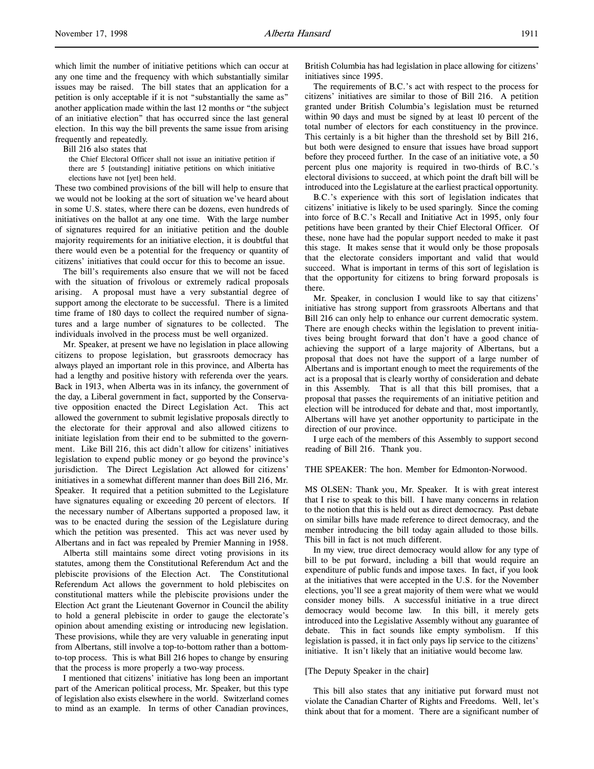which limit the number of initiative petitions which can occur at any one time and the frequency with which substantially similar issues may be raised. The bill states that an application for a petition is only acceptable if it is not "substantially the same as" another application made within the last 12 months or "the subject of an initiative election" that has occurred since the last general election. In this way the bill prevents the same issue from arising frequently and repeatedly.

Bill 216 also states that

> the Chief Electoral Officer shall not issue an initiative petition if there are 5 [outstanding] initiative petitions on which initiative elections have not [yet] been held.

These two combined provisions of the bill will help to ensure that we would not be looking at the sort of situation we've heard about in some U.S. states, where there can be dozens, even hundreds of initiatives on the ballot at any one time. With the large number of signatures required for an initiative petition and the double majority requirements for an initiative election, it is doubtful that there would even be a potential for the frequency or quantity of citizens' initiatives that could occur for this to become an issue.

The bill's requirements also ensure that we will not be faced with the situation of frivolous or extremely radical proposals arising. A proposal must have a very substantial degree of support among the electorate to be successful. There is a limited time frame of 180 days to collect the required number of signatures and a large number of signatures to be collected. The individuals involved in the process must be well organized.

Mr. Speaker, at present we have no legislation in place allowing citizens to propose legislation, but grassroots democracy has always played an important role in this province, and Alberta has had a lengthy and positive history with referenda over the years. Back in 1913, when Alberta was in its infancy, the government of the day, a Liberal government in fact, supported by the Conservative opposition enacted the Direct Legislation Act. This act allowed the government to submit legislative proposals directly to the electorate for their approval and also allowed citizens to initiate legislation from their end to be submitted to the government. Like Bill 216, this act didn't allow for citizens' initiatives legislation to expend public money or go beyond the province's jurisdiction. The Direct Legislation Act allowed for citizens' initiatives in a somewhat different manner than does Bill 216, Mr. Speaker. It required that a petition submitted to the Legislature have signatures equaling or exceeding 20 percent of electors. If the necessary number of Albertans supported a proposed law, it was to be enacted during the session of the Legislature during which the petition was presented. This act was never used by Albertans and in fact was repealed by Premier Manning in 1958.

Alberta still maintains some direct voting provisions in its statutes, among them the Constitutional Referendum Act and the plebiscite provisions of the Election Act. The Constitutional Referendum Act allows the government to hold plebiscites on constitutional matters while the plebiscite provisions under the Election Act grant the Lieutenant Governor in Council the ability to hold a general plebiscite in order to gauge the electorate's opinion about amending existing or introducing new legislation. These provisions, while they are very valuable in generating input from Albertans, still involve a top-to-bottom rather than a bottom-to-top process. This is what Bill 216 hopes to change by ensuring that the process is more properly a two-way process.

I mentioned that citizens' initiative has long been an important part of the American political process, Mr. Speaker, but this type of legislation also exists elsewhere in the world. Switzerland comes to mind as an example. In terms of other Canadian provinces, British Columbia has had legislation in place allowing for citizens' initiatives since 1995.

The requirements of B.C.'s act with respect to the process for citizens' initiatives are similar to those of Bill 216. A petition granted under British Columbia's legislation must be returned within 90 days and must be signed by at least 10 percent of the total number of electors for each constituency in the province. This certainly is a bit higher than the threshold set by Bill 216, but both were designed to ensure that issues have broad support before they proceed further. In the case of an initiative vote, a 50 percent plus one majority is required in two-thirds of B.C.'s electoral divisions to succeed, at which point the draft bill will be introduced into the Legislature at the earliest practical opportunity.

B.C.'s experience with this sort of legislation indicates that citizens' initiative is likely to be used sparingly. Since the coming into force of B.C.'s Recall and Initiative Act in 1995, only four petitions have been granted by their Chief Electoral Officer. Of these, none have had the popular support needed to make it past this stage. It makes sense that it would only be those proposals that the electorate considers important and valid that would succeed. What is important in terms of this sort of legislation is that the opportunity for citizens to bring forward proposals is there.

Mr. Speaker, in conclusion I would like to say that citizens' initiative has strong support from grassroots Albertans and that Bill 216 can only help to enhance our current democratic system. There are enough checks within the legislation to prevent initiatives being brought forward that don't have a good chance of achieving the support of a large majority of Albertans, but a proposal that does not have the support of a large number of Albertans and is important enough to meet the requirements of the act is a proposal that is clearly worthy of consideration and debate in this Assembly. That is all that this bill promises, that a proposal that passes the requirements of an initiative petition and election will be introduced for debate and that, most importantly, Albertans will have yet another opportunity to participate in the direction of our province.

I urge each of the members of this Assembly to support second reading of Bill 216. Thank you.

THE SPEAKER: The hon. Member for Edmonton-Norwood.

MS OLSEN: Thank you, Mr. Speaker. It is with great interest that I rise to speak to this bill. I have many concerns in relation to the notion that this is held out as direct democracy. Past debate on similar bills have made reference to direct democracy, and the member introducing the bill today again alluded to those bills. This bill in fact is not much different.

In my view, true direct democracy would allow for any type of bill to be put forward, including a bill that would require an expenditure of public funds and impose taxes. In fact, if you look at the initiatives that were accepted in the U.S. for the November elections, you'll see a great majority of them were what we would consider money bills. A successful initiative in a true direct democracy would become law. In this bill, it merely gets introduced into the Legislative Assembly without any guarantee of debate. This in fact sounds like empty symbolism. If this legislation is passed, it in fact only pays lip service to the citizens' initiative. It isn't likely that an initiative would become law.

[The Deputy Speaker in the chair]

This bill also states that any initiative put forward must not violate the Canadian Charter of Rights and Freedoms. Well, let's think about that for a moment. There are a significant number of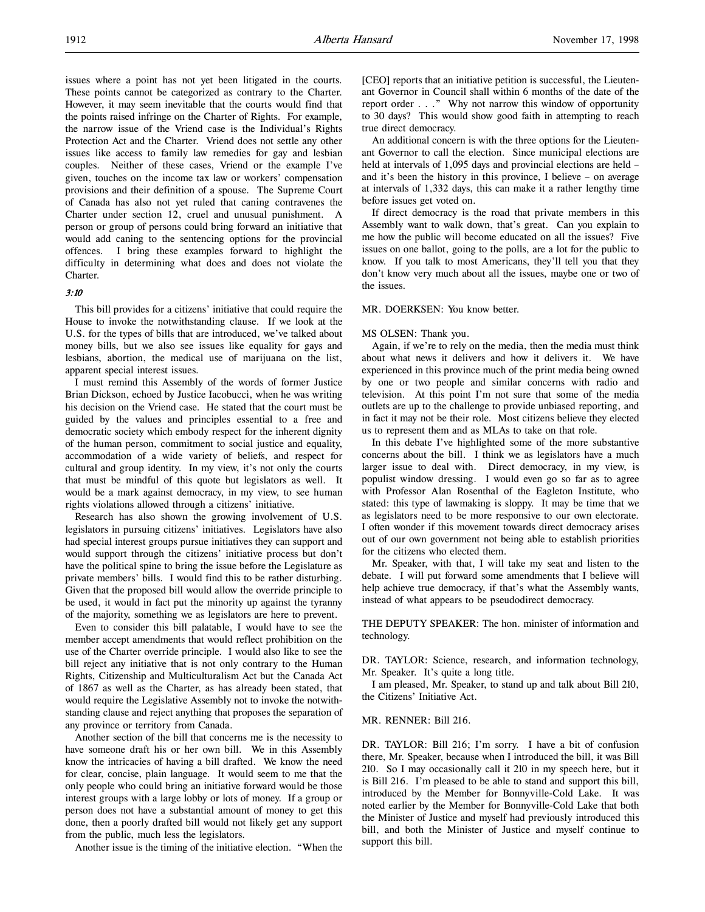issues where a point has not yet been litigated in the courts. These points cannot be categorized as contrary to the Charter. However, it may seem inevitable that the courts would find that the points raised infringe on the Charter of Rights. For example, the narrow issue of the Vriend case is the Individual's Rights Protection Act and the Charter. Vriend does not settle any other issues like access to family law remedies for gay and lesbian couples. Neither of these cases, Vriend or the example I've given, touches on the income tax law or workers' compensation provisions and their definition of a spouse. The Supreme Court of Canada has also not yet ruled that caning contravenes the Charter under section 12, cruel and unusual punishment. A person or group of persons could bring forward an initiative that would add caning to the sentencing options for the provincial offences. I bring these examples forward to highlight the difficulty in determining what does and does not violate the Charter.

*3:10*

This bill provides for a citizens' initiative that could require the House to invoke the notwithstanding clause. If we look at the U.S. for the types of bills that are introduced, we've talked about money bills, but we also see issues like equality for gays and lesbians, abortion, the medical use of marijuana on the list, apparent special interest issues.

I must remind this Assembly of the words of former Justice Brian Dickson, echoed by Justice Iacobucci, when he was writing his decision on the Vriend case. He stated that the court must be guided by the values and principles essential to a free and democratic society which embody respect for the inherent dignity of the human person, commitment to social justice and equality, accommodation of a wide variety of beliefs, and respect for cultural and group identity. In my view, it's not only the courts that must be mindful of this quote but legislators as well. It would be a mark against democracy, in my view, to see human rights violations allowed through a citizens' initiative.

Research has also shown the growing involvement of U.S. legislators in pursuing citizens' initiatives. Legislators have also had special interest groups pursue initiatives they can support and would support through the citizens' initiative process but don't have the political spine to bring the issue before the Legislature as private members' bills. I would find this to be rather disturbing. Given that the proposed bill would allow the override principle to be used, it would in fact put the minority up against the tyranny of the majority, something we as legislators are here to prevent.

Even to consider this bill palatable, I would have to see the member accept amendments that would reflect prohibition on the use of the Charter override principle. I would also like to see the bill reject any initiative that is not only contrary to the Human Rights, Citizenship and Multiculturalism Act but the Canada Act of 1867 as well as the Charter, as has already been stated, that would require the Legislative Assembly not to invoke the notwithstanding clause and reject anything that proposes the separation of any province or territory from Canada.

Another section of the bill that concerns me is the necessity to have someone draft his or her own bill. We in this Assembly know the intricacies of having a bill drafted. We know the need for clear, concise, plain language. It would seem to me that the only people who could bring an initiative forward would be those interest groups with a large lobby or lots of money. If a group or person does not have a substantial amount of money to get this done, then a poorly drafted bill would not likely get any support from the public, much less the legislators.

Another issue is the timing of the initiative election. "When the [CEO] reports that an initiative petition is successful, the Lieutenant Governor in Council shall within 6 months of the date of the report order . . ." Why not narrow this window of opportunity to 30 days? This would show good faith in attempting to reach true direct democracy.

An additional concern is with the three options for the Lieutenant Governor to call the election. Since municipal elections are held at intervals of 1,095 days and provincial elections are held – and it's been the history in this province, I believe – on average at intervals of 1,332 days, this can make it a rather lengthy time before issues get voted on.

If direct democracy is the road that private members in this Assembly want to walk down, that's great. Can you explain to me how the public will become educated on all the issues? Five issues on one ballot, going to the polls, are a lot for the public to know. If you talk to most Americans, they'll tell you that they don't know very much about all the issues, maybe one or two of the issues.

MR. DOERKSEN: You know better.

MS OLSEN: Thank you.

Again, if we're to rely on the media, then the media must think about what news it delivers and how it delivers it. We have experienced in this province much of the print media being owned by one or two people and similar concerns with radio and television. At this point I'm not sure that some of the media outlets are up to the challenge to provide unbiased reporting, and in fact it may not be their role. Most citizens believe they elected us to represent them and as MLAs to take on that role.

In this debate I've highlighted some of the more substantive concerns about the bill. I think we as legislators have a much larger issue to deal with. Direct democracy, in my view, is populist window dressing. I would even go so far as to agree with Professor Alan Rosenthal of the Eagleton Institute, who stated: this type of lawmaking is sloppy. It may be time that we as legislators need to be more responsive to our own electorate. I often wonder if this movement towards direct democracy arises out of our own government not being able to establish priorities for the citizens who elected them.

Mr. Speaker, with that, I will take my seat and listen to the debate. I will put forward some amendments that I believe will help achieve true democracy, if that's what the Assembly wants, instead of what appears to be pseudodirect democracy.

THE DEPUTY SPEAKER: The hon. minister of information and technology.

DR. TAYLOR: Science, research, and information technology, Mr. Speaker. It's quite a long title.

I am pleased, Mr. Speaker, to stand up and talk about Bill 210, the Citizens' Initiative Act.

MR. RENNER: Bill 216.

DR. TAYLOR: Bill 216; I'm sorry. I have a bit of confusion there, Mr. Speaker, because when I introduced the bill, it was Bill 210. So I may occasionally call it 210 in my speech here, but it is Bill 216. I'm pleased to be able to stand and support this bill, introduced by the Member for Bonnyville-Cold Lake. It was noted earlier by the Member for Bonnyville-Cold Lake that both the Minister of Justice and myself had previously introduced this bill, and both the Minister of Justice and myself continue to support this bill.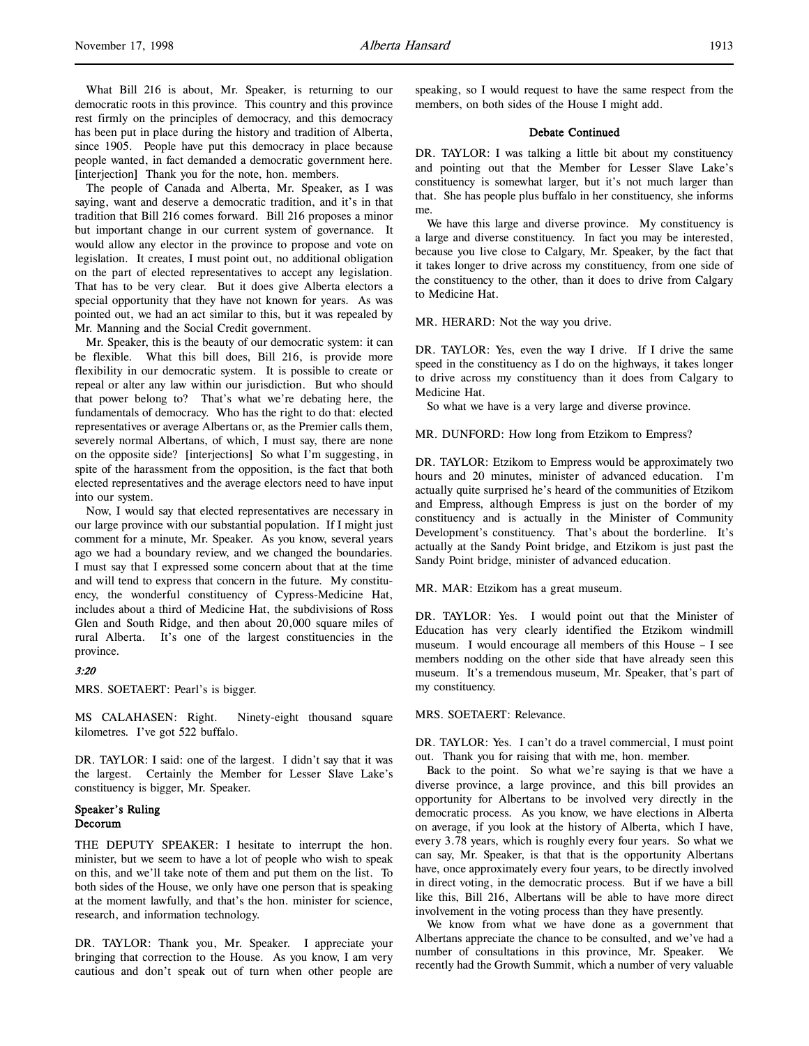What Bill 216 is about, Mr. Speaker, is returning to our democratic roots in this province. This country and this province rest firmly on the principles of democracy, and this democracy has been put in place during the history and tradition of Alberta, since 1905. People have put this democracy in place because people wanted, in fact demanded a democratic government here. [interjection] Thank you for the note, hon. members.

The people of Canada and Alberta, Mr. Speaker, as I was saying, want and deserve a democratic tradition, and it's in that tradition that Bill 216 comes forward. Bill 216 proposes a minor but important change in our current system of governance. It would allow any elector in the province to propose and vote on legislation. It creates, I must point out, no additional obligation on the part of elected representatives to accept any legislation. That has to be very clear. But it does give Alberta electors a special opportunity that they have not known for years. As was pointed out, we had an act similar to this, but it was repealed by Mr. Manning and the Social Credit government.

Mr. Speaker, this is the beauty of our democratic system: it can be flexible. What this bill does, Bill 216, is provide more flexibility in our democratic system. It is possible to create or repeal or alter any law within our jurisdiction. But who should that power belong to? That's what we're debating here, the fundamentals of democracy. Who has the right to do that: elected representatives or average Albertans or, as the Premier calls them, severely normal Albertans, of which, I must say, there are none on the opposite side? [interjections] So what I'm suggesting, in spite of the harassment from the opposition, is the fact that both elected representatives and the average electors need to have input into our system.

Now, I would say that elected representatives are necessary in our large province with our substantial population. If I might just comment for a minute, Mr. Speaker. As you know, several years ago we had a boundary review, and we changed the boundaries. I must say that I expressed some concern about that at the time and will tend to express that concern in the future. My constituency, the wonderful constituency of Cypress-Medicine Hat, includes about a third of Medicine Hat, the subdivisions of Ross Glen and South Ridge, and then about 20,000 square miles of rural Alberta. It's one of the largest constituencies in the province.

*3:20*

MRS. SOETAERT: Pearl's is bigger.

MS CALAHASEN: Right. Ninety-eight thousand square kilometres. I've got 522 buffalo.

DR. TAYLOR: I said: one of the largest. I didn't say that it was the largest. Certainly the Member for Lesser Slave Lake's constituency is bigger, Mr. Speaker.

**Speaker's Ruling**
**Decorum**

THE DEPUTY SPEAKER: I hesitate to interrupt the hon. minister, but we seem to have a lot of people who wish to speak on this, and we'll take note of them and put them on the list. To both sides of the House, we only have one person that is speaking at the moment lawfully, and that's the hon. minister for science, research, and information technology.

DR. TAYLOR: Thank you, Mr. Speaker. I appreciate your bringing that correction to the House. As you know, I am very cautious and don't speak out of turn when other people are speaking, so I would request to have the same respect from the members, on both sides of the House I might add.

**Debate Continued**

DR. TAYLOR: I was talking a little bit about my constituency and pointing out that the Member for Lesser Slave Lake's constituency is somewhat larger, but it's not much larger than that. She has people plus buffalo in her constituency, she informs me.

We have this large and diverse province. My constituency is a large and diverse constituency. In fact you may be interested, because you live close to Calgary, Mr. Speaker, by the fact that it takes longer to drive across my constituency, from one side of the constituency to the other, than it does to drive from Calgary to Medicine Hat.

MR. HERARD: Not the way you drive.

DR. TAYLOR: Yes, even the way I drive. If I drive the same speed in the constituency as I do on the highways, it takes longer to drive across my constituency than it does from Calgary to Medicine Hat.

So what we have is a very large and diverse province.

MR. DUNFORD: How long from Etzikom to Empress?

DR. TAYLOR: Etzikom to Empress would be approximately two hours and 20 minutes, minister of advanced education. I'm actually quite surprised he's heard of the communities of Etzikom and Empress, although Empress is just on the border of my constituency and is actually in the Minister of Community Development's constituency. That's about the borderline. It's actually at the Sandy Point bridge, and Etzikom is just past the Sandy Point bridge, minister of advanced education.

MR. MAR: Etzikom has a great museum.

DR. TAYLOR: Yes. I would point out that the Minister of Education has very clearly identified the Etzikom windmill museum. I would encourage all members of this House – I see members nodding on the other side that have already seen this museum. It's a tremendous museum, Mr. Speaker, that's part of my constituency.

MRS. SOETAERT: Relevance.

DR. TAYLOR: Yes. I can't do a travel commercial, I must point out. Thank you for raising that with me, hon. member.

Back to the point. So what we're saying is that we have a diverse province, a large province, and this bill provides an opportunity for Albertans to be involved very directly in the democratic process. As you know, we have elections in Alberta on average, if you look at the history of Alberta, which I have, every 3.78 years, which is roughly every four years. So what we can say, Mr. Speaker, is that that is the opportunity Albertans have, once approximately every four years, to be directly involved in direct voting, in the democratic process. But if we have a bill like this, Bill 216, Albertans will be able to have more direct involvement in the voting process than they have presently.

We know from what we have done as a government that Albertans appreciate the chance to be consulted, and we've had a number of consultations in this province, Mr. Speaker. We recently had the Growth Summit, which a number of very valuable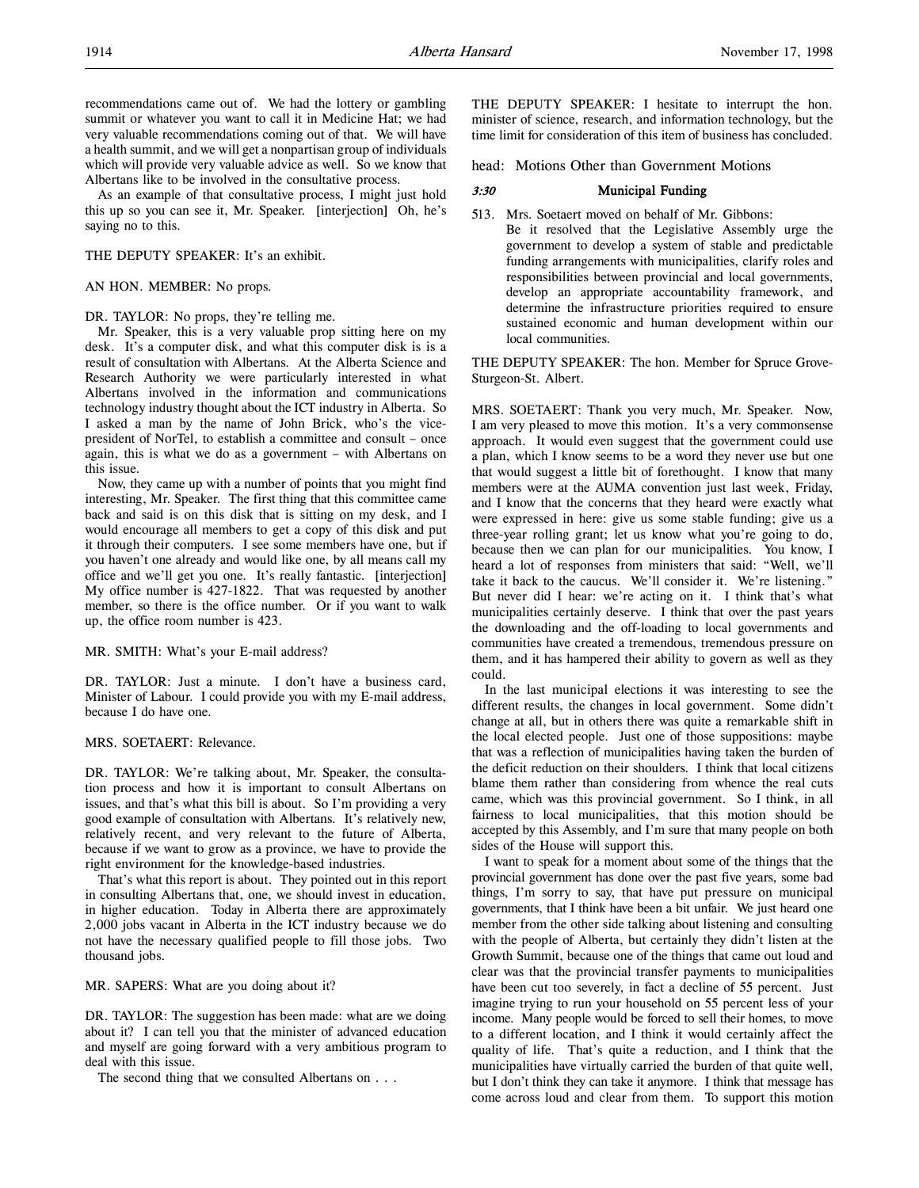recommendations came out of. We had the lottery or gambling summit or whatever you want to call it in Medicine Hat; we had very valuable recommendations coming out of that. We will have a health summit, and we will get a nonpartisan group of individuals which will provide very valuable advice as well. So we know that Albertans like to be involved in the consultative process.

As an example of that consultative process, I might just hold this up so you can see it, Mr. Speaker. [interjection] Oh, he's saying no to this.

THE DEPUTY SPEAKER: It's an exhibit.

AN HON. MEMBER: No props.

DR. TAYLOR: No props, they're telling me.

Mr. Speaker, this is a very valuable prop sitting here on my desk. It's a computer disk, and what this computer disk is is a result of consultation with Albertans. At the Alberta Science and Research Authority we were particularly interested in what Albertans involved in the information and communications technology industry thought about the ICT industry in Alberta. So I asked a man by the name of John Brick, who's the vice-president of NorTel, to establish a committee and consult – once again, this is what we do as a government – with Albertans on this issue.

Now, they came up with a number of points that you might find interesting, Mr. Speaker. The first thing that this committee came back and said is on this disk that is sitting on my desk, and I would encourage all members to get a copy of this disk and put it through their computers. I see some members have one, but if you haven't one already and would like one, by all means call my office and we'll get you one. It's really fantastic. [interjection] My office number is 427-1822. That was requested by another member, so there is the office number. Or if you want to walk up, the office room number is 423.

MR. SMITH: What's your E-mail address?

DR. TAYLOR: Just a minute. I don't have a business card, Minister of Labour. I could provide you with my E-mail address, because I do have one.

MRS. SOETAERT: Relevance.

DR. TAYLOR: We're talking about, Mr. Speaker, the consultation process and how it is important to consult Albertans on issues, and that's what this bill is about. So I'm providing a very good example of consultation with Albertans. It's relatively new, relatively recent, and very relevant to the future of Alberta, because if we want to grow as a province, we have to provide the right environment for the knowledge-based industries.

That's what this report is about. They pointed out in this report in consulting Albertans that, one, we should invest in education, in higher education. Today in Alberta there are approximately 2,000 jobs vacant in Alberta in the ICT industry because we do not have the necessary qualified people to fill those jobs. Two thousand jobs.

MR. SAPERS: What are you doing about it?

DR. TAYLOR: The suggestion has been made: what are we doing about it? I can tell you that the minister of advanced education and myself are going forward with a very ambitious program to deal with this issue.

The second thing that we consulted Albertans on . . .

THE DEPUTY SPEAKER: I hesitate to interrupt the hon. minister of science, research, and information technology, but the time limit for consideration of this item of business has concluded.

head: Motions Other than Government Motions

*3:30* **Municipal Funding**

513. Mrs. Soetaert moved on behalf of Mr. Gibbons:
Be it resolved that the Legislative Assembly urge the government to develop a system of stable and predictable funding arrangements with municipalities, clarify roles and responsibilities between provincial and local governments, develop an appropriate accountability framework, and determine the infrastructure priorities required to ensure sustained economic and human development within our local communities.

THE DEPUTY SPEAKER: The hon. Member for Spruce Grove-Sturgeon-St. Albert.

MRS. SOETAERT: Thank you very much, Mr. Speaker. Now, I am very pleased to move this motion. It's a very commonsense approach. It would even suggest that the government could use a plan, which I know seems to be a word they never use but one that would suggest a little bit of forethought. I know that many members were at the AUMA convention just last week, Friday, and I know that the concerns that they heard were exactly what were expressed in here: give us some stable funding; give us a three-year rolling grant; let us know what you're going to do, because then we can plan for our municipalities. You know, I heard a lot of responses from ministers that said: "Well, we'll take it back to the caucus. We'll consider it. We're listening." But never did I hear: we're acting on it. I think that's what municipalities certainly deserve. I think that over the past years the downloading and the off-loading to local governments and communities have created a tremendous, tremendous pressure on them, and it has hampered their ability to govern as well as they could.

In the last municipal elections it was interesting to see the different results, the changes in local government. Some didn't change at all, but in others there was quite a remarkable shift in the local elected people. Just one of those suppositions: maybe that was a reflection of municipalities having taken the burden of the deficit reduction on their shoulders. I think that local citizens blame them rather than considering from whence the real cuts came, which was this provincial government. So I think, in all fairness to local municipalities, that this motion should be accepted by this Assembly, and I'm sure that many people on both sides of the House will support this.

I want to speak for a moment about some of the things that the provincial government has done over the past five years, some bad things, I'm sorry to say, that have put pressure on municipal governments, that I think have been a bit unfair. We just heard one member from the other side talking about listening and consulting with the people of Alberta, but certainly they didn't listen at the Growth Summit, because one of the things that came out loud and clear was that the provincial transfer payments to municipalities have been cut too severely, in fact a decline of 55 percent. Just imagine trying to run your household on 55 percent less of your income. Many people would be forced to sell their homes, to move to a different location, and I think it would certainly affect the quality of life. That's quite a reduction, and I think that the municipalities have virtually carried the burden of that quite well, but I don't think they can take it anymore. I think that message has come across loud and clear from them. To support this motion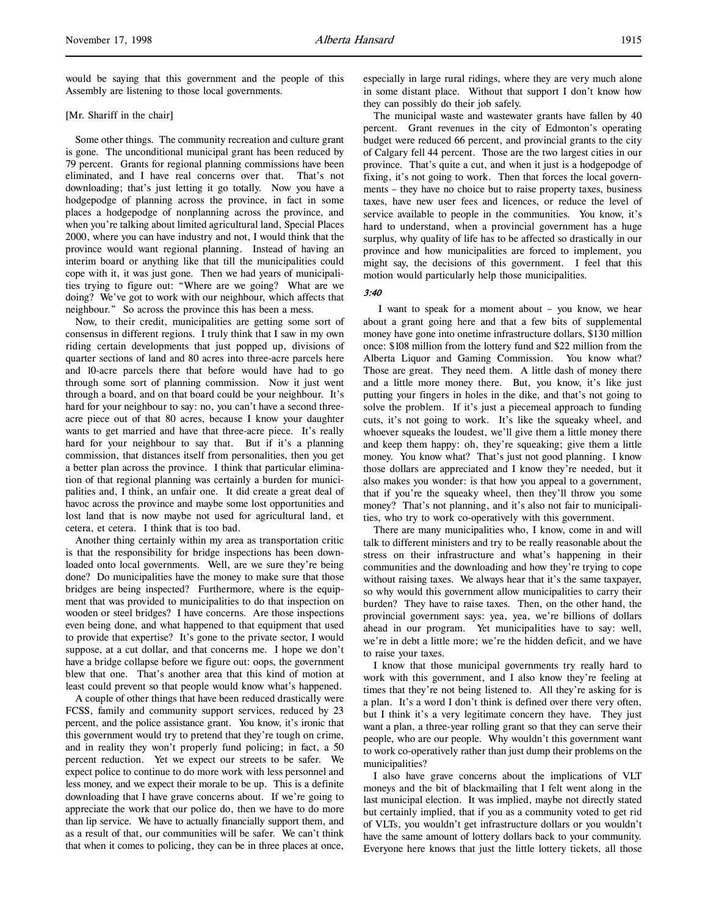would be saying that this government and the people of this Assembly are listening to those local governments.

[Mr. Shariff in the chair]

Some other things. The community recreation and culture grant is gone. The unconditional municipal grant has been reduced by 79 percent. Grants for regional planning commissions have been eliminated, and I have real concerns over that. That's not downloading; that's just letting it go totally. Now you have a hodgepodge of planning across the province, in fact in some places a hodgepodge of nonplanning across the province, and when you're talking about limited agricultural land, Special Places 2000, where you can have industry and not, I would think that the province would want regional planning. Instead of having an interim board or anything like that till the municipalities could cope with it, it was just gone. Then we had years of municipalities trying to figure out: "Where are we going? What are we doing? We've got to work with our neighbour, which affects that neighbour." So across the province this has been a mess.

Now, to their credit, municipalities are getting some sort of consensus in different regions. I truly think that I saw in my own riding certain developments that just popped up, divisions of quarter sections of land and 80 acres into three-acre parcels here and 10-acre parcels there that before would have had to go through some sort of planning commission. Now it just went through a board, and on that board could be your neighbour. It's hard for your neighbour to say: no, you can't have a second three-acre piece out of that 80 acres, because I know your daughter wants to get married and have that three-acre piece. It's really hard for your neighbour to say that. But if it's a planning commission, that distances itself from personalities, then you get a better plan across the province. I think that particular elimination of that regional planning was certainly a burden for municipalities and, I think, an unfair one. It did create a great deal of havoc across the province and maybe some lost opportunities and lost land that is now maybe not used for agricultural land, et cetera, et cetera. I think that is too bad.

Another thing certainly within my area as transportation critic is that the responsibility for bridge inspections has been downloaded onto local governments. Well, are we sure they're being done? Do municipalities have the money to make sure that those bridges are being inspected? Furthermore, where is the equipment that was provided to municipalities to do that inspection on wooden or steel bridges? I have concerns. Are those inspections even being done, and what happened to that equipment that used to provide that expertise? It's gone to the private sector, I would suppose, at a cut dollar, and that concerns me. I hope we don't have a bridge collapse before we figure out: oops, the government blew that one. That's another area that this kind of motion at least could prevent so that people would know what's happened.

A couple of other things that have been reduced drastically were FCSS, family and community support services, reduced by 23 percent, and the police assistance grant. You know, it's ironic that this government would try to pretend that they're tough on crime, and in reality they won't properly fund policing; in fact, a 50 percent reduction. Yet we expect our streets to be safer. We expect police to continue to do more work with less personnel and less money, and we expect their morale to be up. This is a definite downloading that I have grave concerns about. If we're going to appreciate the work that our police do, then we have to do more than lip service. We have to actually financially support them, and as a result of that, our communities will be safer. We can't think that when it comes to policing, they can be in three places at once, especially in large rural ridings, where they are very much alone in some distant place. Without that support I don't know how they can possibly do their job safely.

The municipal waste and wastewater grants have fallen by 40 percent. Grant revenues in the city of Edmonton's operating budget were reduced 66 percent, and provincial grants to the city of Calgary fell 44 percent. Those are the two largest cities in our province. That's quite a cut, and when it just is a hodgepodge of fixing, it's not going to work. Then that forces the local governments – they have no choice but to raise property taxes, business taxes, have new user fees and licences, or reduce the level of service available to people in the communities. You know, it's hard to understand, when a provincial government has a huge surplus, why quality of life has to be affected so drastically in our province and how municipalities are forced to implement, you might say, the decisions of this government. I feel that this motion would particularly help those municipalities.

*3:40*

I want to speak for a moment about – you know, we hear about a grant going here and that a few bits of supplemental money have gone into onetime infrastructure dollars, $130 million once: $108 million from the lottery fund and $22 million from the Alberta Liquor and Gaming Commission. You know what? Those are great. They need them. A little dash of money there and a little more money there. But, you know, it's like just putting your fingers in holes in the dike, and that's not going to solve the problem. If it's just a piecemeal approach to funding cuts, it's not going to work. It's like the squeaky wheel, and whoever squeaks the loudest, we'll give them a little money there and keep them happy: oh, they're squeaking; give them a little money. You know what? That's just not good planning. I know those dollars are appreciated and I know they're needed, but it also makes you wonder: is that how you appeal to a government, that if you're the squeaky wheel, then they'll throw you some money? That's not planning, and it's also not fair to municipalities, who try to work co-operatively with this government.

There are many municipalities who, I know, come in and will talk to different ministers and try to be really reasonable about the stress on their infrastructure and what's happening in their communities and the downloading and how they're trying to cope without raising taxes. We always hear that it's the same taxpayer, so why would this government allow municipalities to carry their burden? They have to raise taxes. Then, on the other hand, the provincial government says: yea, yea, we're billions of dollars ahead in our program. Yet municipalities have to say: well, we're in debt a little more; we're the hidden deficit, and we have to raise your taxes.

I know that those municipal governments try really hard to work with this government, and I also know they're feeling at times that they're not being listened to. All they're asking for is a plan. It's a word I don't think is defined over there very often, but I think it's a very legitimate concern they have. They just want a plan, a three-year rolling grant so that they can serve their people, who are our people. Why wouldn't this government want to work co-operatively rather than just dump their problems on the municipalities?

I also have grave concerns about the implications of VLT moneys and the bit of blackmailing that I felt went along in the last municipal election. It was implied, maybe not directly stated but certainly implied, that if you as a community voted to get rid of VLTs, you wouldn't get infrastructure dollars or you wouldn't have the same amount of lottery dollars back to your community. Everyone here knows that just the little lottery tickets, all those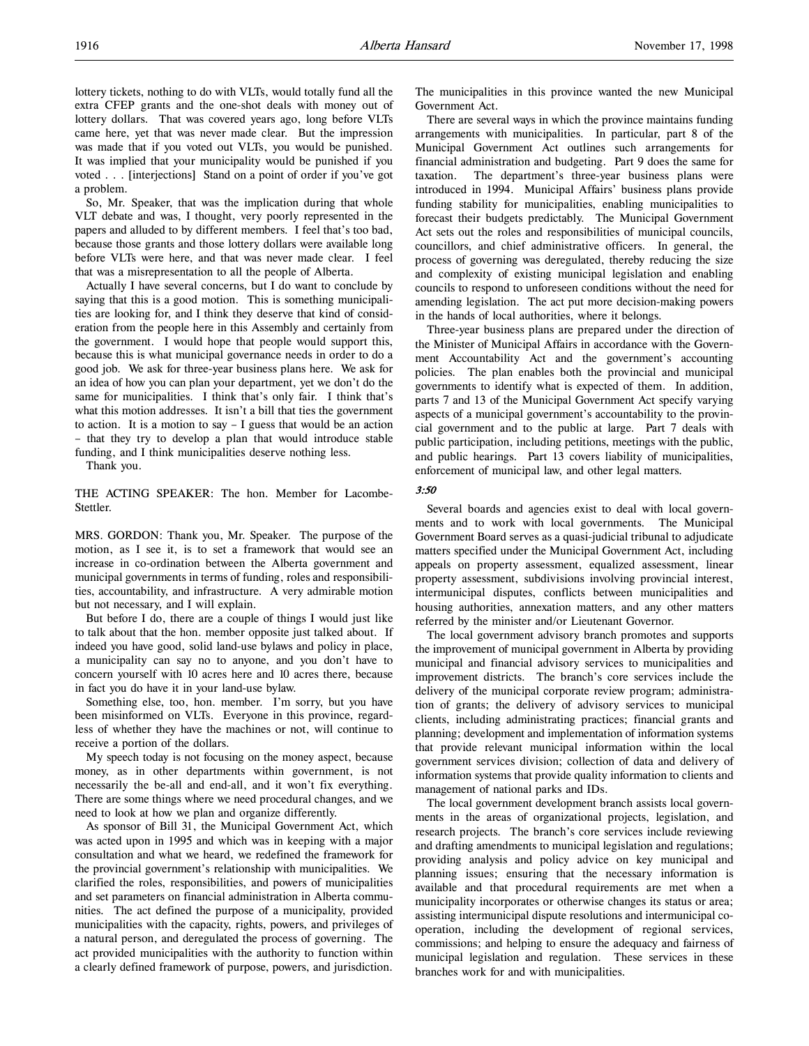lottery tickets, nothing to do with VLTs, would totally fund all the extra CFEP grants and the one-shot deals with money out of lottery dollars. That was covered years ago, long before VLTs came here, yet that was never made clear. But the impression was made that if you voted out VLTs, you would be punished. It was implied that your municipality would be punished if you voted . . . [interjections] Stand on a point of order if you've got a problem.

So, Mr. Speaker, that was the implication during that whole VLT debate and was, I thought, very poorly represented in the papers and alluded to by different members. I feel that's too bad, because those grants and those lottery dollars were available long before VLTs were here, and that was never made clear. I feel that was a misrepresentation to all the people of Alberta.

Actually I have several concerns, but I do want to conclude by saying that this is a good motion. This is something municipalities are looking for, and I think they deserve that kind of consideration from the people here in this Assembly and certainly from the government. I would hope that people would support this, because this is what municipal governance needs in order to do a good job. We ask for three-year business plans here. We ask for an idea of how you can plan your department, yet we don't do the same for municipalities. I think that's only fair. I think that's what this motion addresses. It isn't a bill that ties the government to action. It is a motion to say – I guess that would be an action – that they try to develop a plan that would introduce stable funding, and I think municipalities deserve nothing less.

Thank you.

THE ACTING SPEAKER: The hon. Member for Lacombe-Stettler.

MRS. GORDON: Thank you, Mr. Speaker. The purpose of the motion, as I see it, is to set a framework that would see an increase in co-ordination between the Alberta government and municipal governments in terms of funding, roles and responsibilities, accountability, and infrastructure. A very admirable motion but not necessary, and I will explain.

But before I do, there are a couple of things I would just like to talk about that the hon. member opposite just talked about. If indeed you have good, solid land-use bylaws and policy in place, a municipality can say no to anyone, and you don't have to concern yourself with 10 acres here and 10 acres there, because in fact you do have it in your land-use bylaw.

Something else, too, hon. member. I'm sorry, but you have been misinformed on VLTs. Everyone in this province, regardless of whether they have the machines or not, will continue to receive a portion of the dollars.

My speech today is not focusing on the money aspect, because money, as in other departments within government, is not necessarily the be-all and end-all, and it won't fix everything. There are some things where we need procedural changes, and we need to look at how we plan and organize differently.

As sponsor of Bill 31, the Municipal Government Act, which was acted upon in 1995 and which was in keeping with a major consultation and what we heard, we redefined the framework for the provincial government's relationship with municipalities. We clarified the roles, responsibilities, and powers of municipalities and set parameters on financial administration in Alberta communities. The act defined the purpose of a municipality, provided municipalities with the capacity, rights, powers, and privileges of a natural person, and deregulated the process of governing. The act provided municipalities with the authority to function within a clearly defined framework of purpose, powers, and jurisdiction. The municipalities in this province wanted the new Municipal Government Act.

There are several ways in which the province maintains funding arrangements with municipalities. In particular, part 8 of the Municipal Government Act outlines such arrangements for financial administration and budgeting. Part 9 does the same for taxation. The department's three-year business plans were introduced in 1994. Municipal Affairs' business plans provide funding stability for municipalities, enabling municipalities to forecast their budgets predictably. The Municipal Government Act sets out the roles and responsibilities of municipal councils, councillors, and chief administrative officers. In general, the process of governing was deregulated, thereby reducing the size and complexity of existing municipal legislation and enabling councils to respond to unforeseen conditions without the need for amending legislation. The act put more decision-making powers in the hands of local authorities, where it belongs.

Three-year business plans are prepared under the direction of the Minister of Municipal Affairs in accordance with the Government Accountability Act and the government's accounting policies. The plan enables both the provincial and municipal governments to identify what is expected of them. In addition, parts 7 and 13 of the Municipal Government Act specify varying aspects of a municipal government's accountability to the provincial government and to the public at large. Part 7 deals with public participation, including petitions, meetings with the public, and public hearings. Part 13 covers liability of municipalities, enforcement of municipal law, and other legal matters.

*3:50*

Several boards and agencies exist to deal with local governments and to work with local governments. The Municipal Government Board serves as a quasi-judicial tribunal to adjudicate matters specified under the Municipal Government Act, including appeals on property assessment, equalized assessment, linear property assessment, subdivisions involving provincial interest, intermunicipal disputes, conflicts between municipalities and housing authorities, annexation matters, and any other matters referred by the minister and/or Lieutenant Governor.

The local government advisory branch promotes and supports the improvement of municipal government in Alberta by providing municipal and financial advisory services to municipalities and improvement districts. The branch's core services include the delivery of the municipal corporate review program; administration of grants; the delivery of advisory services to municipal clients, including administrating practices; financial grants and planning; development and implementation of information systems that provide relevant municipal information within the local government services division; collection of data and delivery of information systems that provide quality information to clients and management of national parks and IDs.

The local government development branch assists local governments in the areas of organizational projects, legislation, and research projects. The branch's core services include reviewing and drafting amendments to municipal legislation and regulations; providing analysis and policy advice on key municipal and planning issues; ensuring that the necessary information is available and that procedural requirements are met when a municipality incorporates or otherwise changes its status or area; assisting intermunicipal dispute resolutions and intermunicipal co-operation, including the development of regional services, commissions; and helping to ensure the adequacy and fairness of municipal legislation and regulation. These services in these branches work for and with municipalities.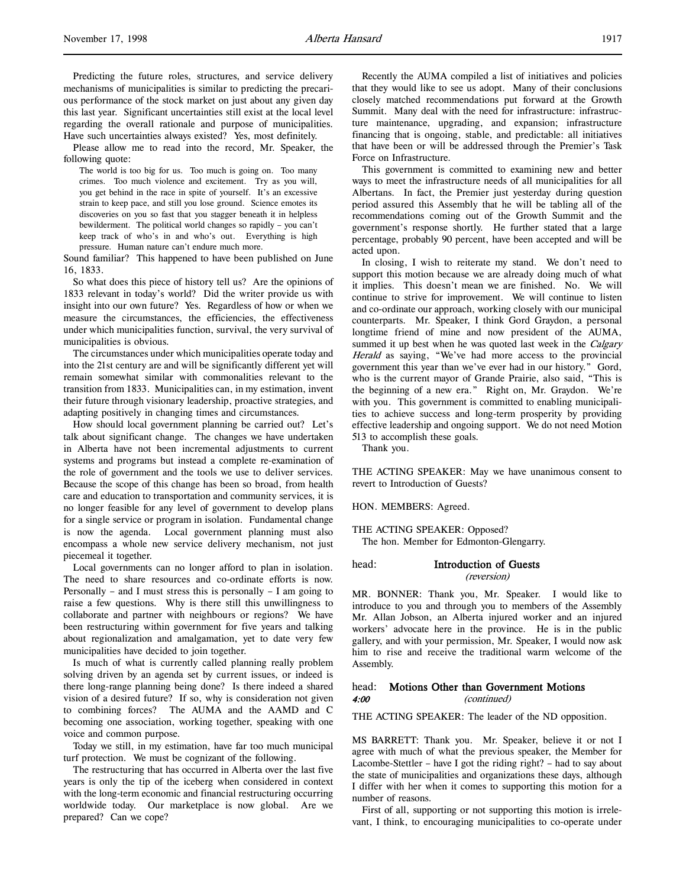Predicting the future roles, structures, and service delivery mechanisms of municipalities is similar to predicting the precarious performance of the stock market on just about any given day this last year. Significant uncertainties still exist at the local level regarding the overall rationale and purpose of municipalities. Have such uncertainties always existed? Yes, most definitely.

Please allow me to read into the record, Mr. Speaker, the following quote:

> The world is too big for us. Too much is going on. Too many crimes. Too much violence and excitement. Try as you will, you get behind in the race in spite of yourself. It's an excessive strain to keep pace, and still you lose ground. Science emotes its discoveries on you so fast that you stagger beneath it in helpless bewilderment. The political world changes so rapidly – you can't keep track of who's in and who's out. Everything is high pressure. Human nature can't endure much more.

Sound familiar? This happened to have been published on June 16, 1833.

So what does this piece of history tell us? Are the opinions of 1833 relevant in today's world? Did the writer provide us with insight into our own future? Yes. Regardless of how or when we measure the circumstances, the efficiencies, the effectiveness under which municipalities function, survival, the very survival of municipalities is obvious.

The circumstances under which municipalities operate today and into the 21st century are and will be significantly different yet will remain somewhat similar with commonalities relevant to the transition from 1833. Municipalities can, in my estimation, invent their future through visionary leadership, proactive strategies, and adapting positively in changing times and circumstances.

How should local government planning be carried out? Let's talk about significant change. The changes we have undertaken in Alberta have not been incremental adjustments to current systems and programs but instead a complete re-examination of the role of government and the tools we use to deliver services. Because the scope of this change has been so broad, from health care and education to transportation and community services, it is no longer feasible for any level of government to develop plans for a single service or program in isolation. Fundamental change is now the agenda. Local government planning must also encompass a whole new service delivery mechanism, not just piecemeal it together.

Local governments can no longer afford to plan in isolation. The need to share resources and co-ordinate efforts is now. Personally – and I must stress this is personally – I am going to raise a few questions. Why is there still this unwillingness to collaborate and partner with neighbours or regions? We have been restructuring within government for five years and talking about regionalization and amalgamation, yet to date very few municipalities have decided to join together.

Is much of what is currently called planning really problem solving driven by an agenda set by current issues, or indeed is there long-range planning being done? Is there indeed a shared vision of a desired future? If so, why is consideration not given to combining forces? The AUMA and the AAMD and C becoming one association, working together, speaking with one voice and common purpose.

Today we still, in my estimation, have far too much municipal turf protection. We must be cognizant of the following.

The restructuring that has occurred in Alberta over the last five years is only the tip of the iceberg when considered in context with the long-term economic and financial restructuring occurring worldwide today. Our marketplace is now global. Are we prepared? Can we cope?

Recently the AUMA compiled a list of initiatives and policies that they would like to see us adopt. Many of their conclusions closely matched recommendations put forward at the Growth Summit. Many deal with the need for infrastructure: infrastructure maintenance, upgrading, and expansion; infrastructure financing that is ongoing, stable, and predictable: all initiatives that have been or will be addressed through the Premier's Task Force on Infrastructure.

This government is committed to examining new and better ways to meet the infrastructure needs of all municipalities for all Albertans. In fact, the Premier just yesterday during question period assured this Assembly that he will be tabling all of the recommendations coming out of the Growth Summit and the government's response shortly. He further stated that a large percentage, probably 90 percent, have been accepted and will be acted upon.

In closing, I wish to reiterate my stand. We don't need to support this motion because we are already doing much of what it implies. This doesn't mean we are finished. No. We will continue to strive for improvement. We will continue to listen and co-ordinate our approach, working closely with our municipal counterparts. Mr. Speaker, I think Gord Graydon, a personal longtime friend of mine and now president of the AUMA, summed it up best when he was quoted last week in the *Calgary Herald* as saying, "We've had more access to the provincial government this year than we've ever had in our history." Gord, who is the current mayor of Grande Prairie, also said, "This is the beginning of a new era." Right on, Mr. Graydon. We're with you. This government is committed to enabling municipalities to achieve success and long-term prosperity by providing effective leadership and ongoing support. We do not need Motion 513 to accomplish these goals.

Thank you.

THE ACTING SPEAKER: May we have unanimous consent to revert to Introduction of Guests?

HON. MEMBERS: Agreed.

THE ACTING SPEAKER: Opposed?
The hon. Member for Edmonton-Glengarry.

## head: Introduction of Guests
*(reversion)*

MR. BONNER: Thank you, Mr. Speaker. I would like to introduce to you and through you to members of the Assembly Mr. Allan Jobson, an Alberta injured worker and an injured workers' advocate here in the province. He is in the public gallery, and with your permission, Mr. Speaker, I would now ask him to rise and receive the traditional warm welcome of the Assembly.

## head: Motions Other than Government Motions
*4:00* *(continued)*

THE ACTING SPEAKER: The leader of the ND opposition.

MS BARRETT: Thank you. Mr. Speaker, believe it or not I agree with much of what the previous speaker, the Member for Lacombe-Stettler – have I got the riding right? – had to say about the state of municipalities and organizations these days, although I differ with her when it comes to supporting this motion for a number of reasons.

First of all, supporting or not supporting this motion is irrelevant, I think, to encouraging municipalities to co-operate under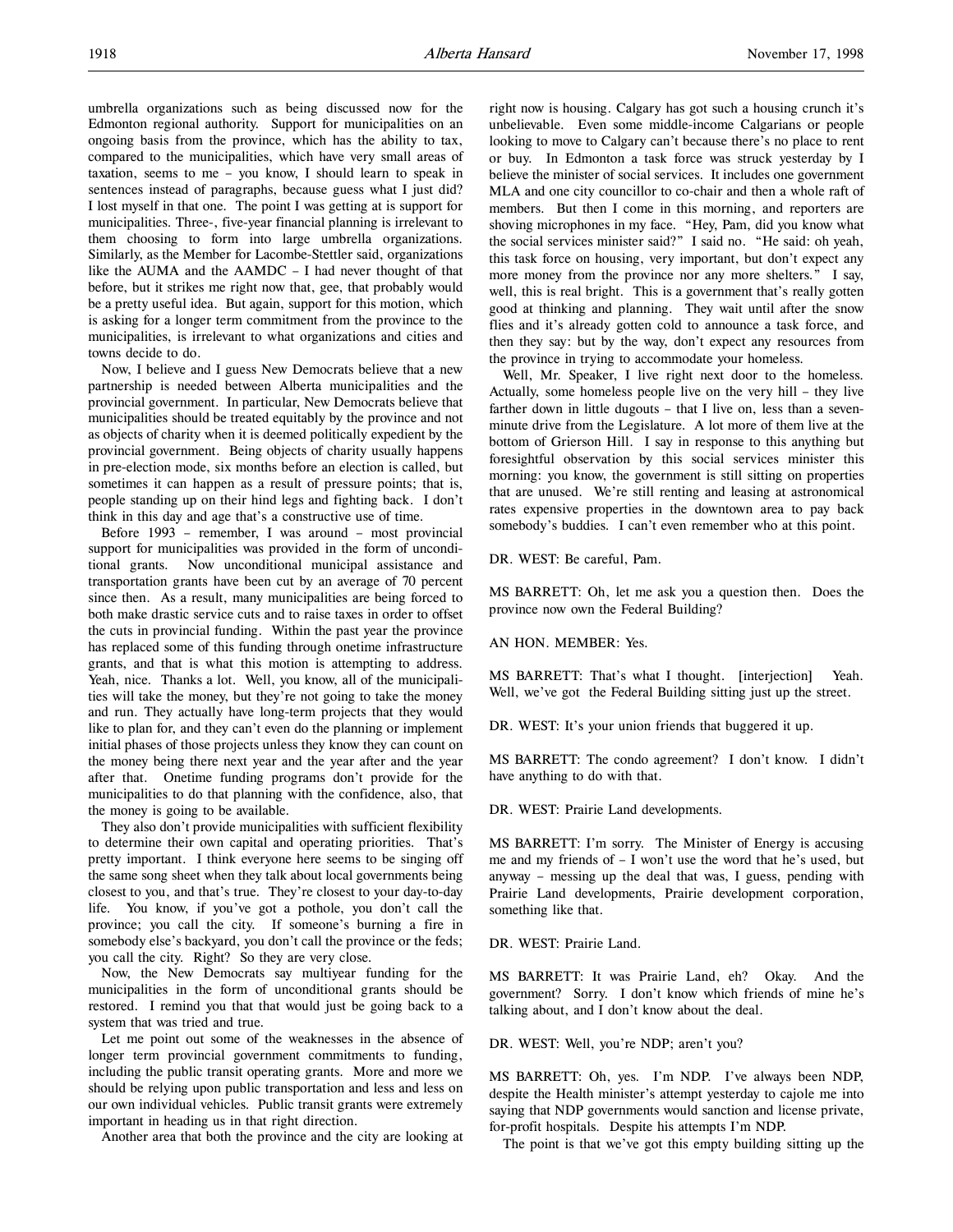umbrella organizations such as being discussed now for the Edmonton regional authority. Support for municipalities on an ongoing basis from the province, which has the ability to tax, compared to the municipalities, which have very small areas of taxation, seems to me – you know, I should learn to speak in sentences instead of paragraphs, because guess what I just did? I lost myself in that one. The point I was getting at is support for municipalities. Three-, five-year financial planning is irrelevant to them choosing to form into large umbrella organizations. Similarly, as the Member for Lacombe-Stettler said, organizations like the AUMA and the AAMDC – I had never thought of that before, but it strikes me right now that, gee, that probably would be a pretty useful idea. But again, support for this motion, which is asking for a longer term commitment from the province to the municipalities, is irrelevant to what organizations and cities and towns decide to do.

Now, I believe and I guess New Democrats believe that a new partnership is needed between Alberta municipalities and the provincial government. In particular, New Democrats believe that municipalities should be treated equitably by the province and not as objects of charity when it is deemed politically expedient by the provincial government. Being objects of charity usually happens in pre-election mode, six months before an election is called, but sometimes it can happen as a result of pressure points; that is, people standing up on their hind legs and fighting back. I don't think in this day and age that's a constructive use of time.

Before 1993 – remember, I was around – most provincial support for municipalities was provided in the form of unconditional grants. Now unconditional municipal assistance and transportation grants have been cut by an average of 70 percent since then. As a result, many municipalities are being forced to both make drastic service cuts and to raise taxes in order to offset the cuts in provincial funding. Within the past year the province has replaced some of this funding through onetime infrastructure grants, and that is what this motion is attempting to address. Yeah, nice. Thanks a lot. Well, you know, all of the municipalities will take the money, but they're not going to take the money and run. They actually have long-term projects that they would like to plan for, and they can't even do the planning or implement initial phases of those projects unless they know they can count on the money being there next year and the year after and the year after that. Onetime funding programs don't provide for the municipalities to do that planning with the confidence, also, that the money is going to be available.

They also don't provide municipalities with sufficient flexibility to determine their own capital and operating priorities. That's pretty important. I think everyone here seems to be singing off the same song sheet when they talk about local governments being closest to you, and that's true. They're closest to your day-to-day life. You know, if you've got a pothole, you don't call the province; you call the city. If someone's burning a fire in somebody else's backyard, you don't call the province or the feds; you call the city. Right? So they are very close.

Now, the New Democrats say multiyear funding for the municipalities in the form of unconditional grants should be restored. I remind you that that would just be going back to a system that was tried and true.

Let me point out some of the weaknesses in the absence of longer term provincial government commitments to funding, including the public transit operating grants. More and more we should be relying upon public transportation and less and less on our own individual vehicles. Public transit grants were extremely important in heading us in that right direction.

Another area that both the province and the city are looking at right now is housing. Calgary has got such a housing crunch it's unbelievable. Even some middle-income Calgarians or people looking to move to Calgary can't because there's no place to rent or buy. In Edmonton a task force was struck yesterday by I believe the minister of social services. It includes one government MLA and one city councillor to co-chair and then a whole raft of members. But then I come in this morning, and reporters are shoving microphones in my face. "Hey, Pam, did you know what the social services minister said?" I said no. "He said: oh yeah, this task force on housing, very important, but don't expect any more money from the province nor any more shelters." I say, well, this is real bright. This is a government that's really gotten good at thinking and planning. They wait until after the snow flies and it's already gotten cold to announce a task force, and then they say: but by the way, don't expect any resources from the province in trying to accommodate your homeless.

Well, Mr. Speaker, I live right next door to the homeless. Actually, some homeless people live on the very hill – they live farther down in little dugouts – that I live on, less than a seven-minute drive from the Legislature. A lot more of them live at the bottom of Grierson Hill. I say in response to this anything but foresightful observation by this social services minister this morning: you know, the government is still sitting on properties that are unused. We're still renting and leasing at astronomical rates expensive properties in the downtown area to pay back somebody's buddies. I can't even remember who at this point.

DR. WEST: Be careful, Pam.

MS BARRETT: Oh, let me ask you a question then. Does the province now own the Federal Building?

AN HON. MEMBER: Yes.

MS BARRETT: That's what I thought. [interjection] Yeah. Well, we've got the Federal Building sitting just up the street.

DR. WEST: It's your union friends that buggered it up.

MS BARRETT: The condo agreement? I don't know. I didn't have anything to do with that.

DR. WEST: Prairie Land developments.

MS BARRETT: I'm sorry. The Minister of Energy is accusing me and my friends of – I won't use the word that he's used, but anyway – messing up the deal that was, I guess, pending with Prairie Land developments, Prairie development corporation, something like that.

DR. WEST: Prairie Land.

MS BARRETT: It was Prairie Land, eh? Okay. And the government? Sorry. I don't know which friends of mine he's talking about, and I don't know about the deal.

DR. WEST: Well, you're NDP; aren't you?

MS BARRETT: Oh, yes. I'm NDP. I've always been NDP, despite the Health minister's attempt yesterday to cajole me into saying that NDP governments would sanction and license private, for-profit hospitals. Despite his attempts I'm NDP.

The point is that we've got this empty building sitting up the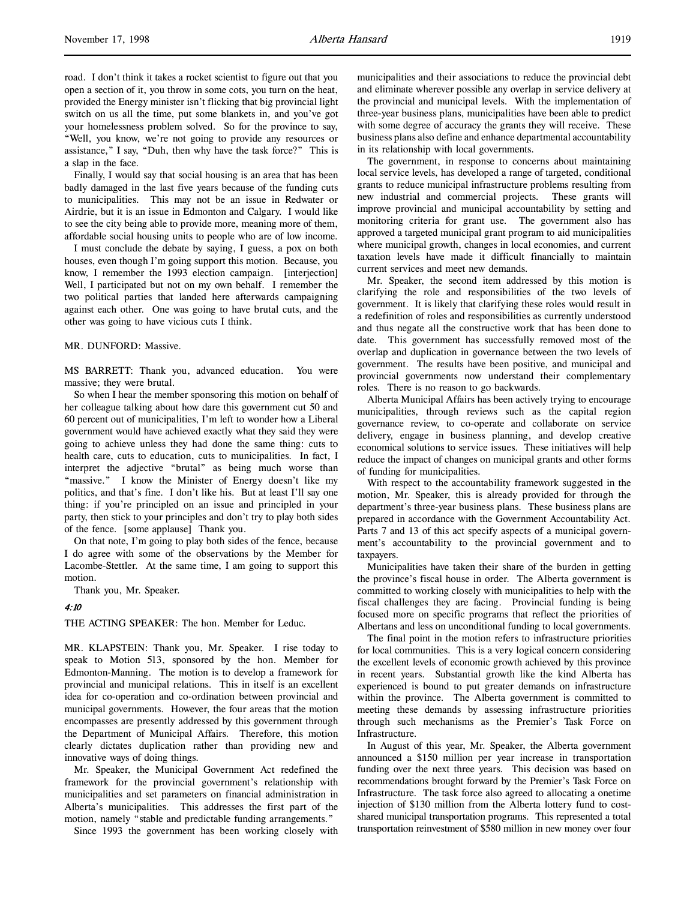road. I don't think it takes a rocket scientist to figure out that you open a section of it, you throw in some cots, you turn on the heat, provided the Energy minister isn't flicking that big provincial light switch on us all the time, put some blankets in, and you've got your homelessness problem solved. So for the province to say, "Well, you know, we're not going to provide any resources or assistance," I say, "Duh, then why have the task force?" This is a slap in the face.

Finally, I would say that social housing is an area that has been badly damaged in the last five years because of the funding cuts to municipalities. This may not be an issue in Redwater or Airdrie, but it is an issue in Edmonton and Calgary. I would like to see the city being able to provide more, meaning more of them, affordable social housing units to people who are of low income.

I must conclude the debate by saying, I guess, a pox on both houses, even though I'm going support this motion. Because, you know, I remember the 1993 election campaign. [interjection] Well, I participated but not on my own behalf. I remember the two political parties that landed here afterwards campaigning against each other. One was going to have brutal cuts, and the other was going to have vicious cuts I think.

MR. DUNFORD: Massive.

MS BARRETT: Thank you, advanced education. You were massive; they were brutal.

So when I hear the member sponsoring this motion on behalf of her colleague talking about how dare this government cut 50 and 60 percent out of municipalities, I'm left to wonder how a Liberal government would have achieved exactly what they said they were going to achieve unless they had done the same thing: cuts to health care, cuts to education, cuts to municipalities. In fact, I interpret the adjective "brutal" as being much worse than "massive." I know the Minister of Energy doesn't like my politics, and that's fine. I don't like his. But at least I'll say one thing: if you're principled on an issue and principled in your party, then stick to your principles and don't try to play both sides of the fence. [some applause] Thank you.

On that note, I'm going to play both sides of the fence, because I do agree with some of the observations by the Member for Lacombe-Stettler. At the same time, I am going to support this motion.

Thank you, Mr. Speaker.

*4:10*

THE ACTING SPEAKER: The hon. Member for Leduc.

MR. KLAPSTEIN: Thank you, Mr. Speaker. I rise today to speak to Motion 513, sponsored by the hon. Member for Edmonton-Manning. The motion is to develop a framework for provincial and municipal relations. This in itself is an excellent idea for co-operation and co-ordination between provincial and municipal governments. However, the four areas that the motion encompasses are presently addressed by this government through the Department of Municipal Affairs. Therefore, this motion clearly dictates duplication rather than providing new and innovative ways of doing things.

Mr. Speaker, the Municipal Government Act redefined the framework for the provincial government's relationship with municipalities and set parameters on financial administration in Alberta's municipalities. This addresses the first part of the motion, namely "stable and predictable funding arrangements."

Since 1993 the government has been working closely with municipalities and their associations to reduce the provincial debt and eliminate wherever possible any overlap in service delivery at the provincial and municipal levels. With the implementation of three-year business plans, municipalities have been able to predict with some degree of accuracy the grants they will receive. These business plans also define and enhance departmental accountability in its relationship with local governments.

The government, in response to concerns about maintaining local service levels, has developed a range of targeted, conditional grants to reduce municipal infrastructure problems resulting from new industrial and commercial projects. These grants will improve provincial and municipal accountability by setting and monitoring criteria for grant use. The government also has approved a targeted municipal grant program to aid municipalities where municipal growth, changes in local economies, and current taxation levels have made it difficult financially to maintain current services and meet new demands.

Mr. Speaker, the second item addressed by this motion is clarifying the role and responsibilities of the two levels of government. It is likely that clarifying these roles would result in a redefinition of roles and responsibilities as currently understood and thus negate all the constructive work that has been done to date. This government has successfully removed most of the overlap and duplication in governance between the two levels of government. The results have been positive, and municipal and provincial governments now understand their complementary roles. There is no reason to go backwards.

Alberta Municipal Affairs has been actively trying to encourage municipalities, through reviews such as the capital region governance review, to co-operate and collaborate on service delivery, engage in business planning, and develop creative economical solutions to service issues. These initiatives will help reduce the impact of changes on municipal grants and other forms of funding for municipalities.

With respect to the accountability framework suggested in the motion, Mr. Speaker, this is already provided for through the department's three-year business plans. These business plans are prepared in accordance with the Government Accountability Act. Parts 7 and 13 of this act specify aspects of a municipal government's accountability to the provincial government and to taxpayers.

Municipalities have taken their share of the burden in getting the province's fiscal house in order. The Alberta government is committed to working closely with municipalities to help with the fiscal challenges they are facing. Provincial funding is being focused more on specific programs that reflect the priorities of Albertans and less on unconditional funding to local governments.

The final point in the motion refers to infrastructure priorities for local communities. This is a very logical concern considering the excellent levels of economic growth achieved by this province in recent years. Substantial growth like the kind Alberta has experienced is bound to put greater demands on infrastructure within the province. The Alberta government is committed to meeting these demands by assessing infrastructure priorities through such mechanisms as the Premier's Task Force on Infrastructure.

In August of this year, Mr. Speaker, the Alberta government announced a $150 million per year increase in transportation funding over the next three years. This decision was based on recommendations brought forward by the Premier's Task Force on Infrastructure. The task force also agreed to allocating a onetime injection of $130 million from the Alberta lottery fund to cost-shared municipal transportation programs. This represented a total transportation reinvestment of $580 million in new money over four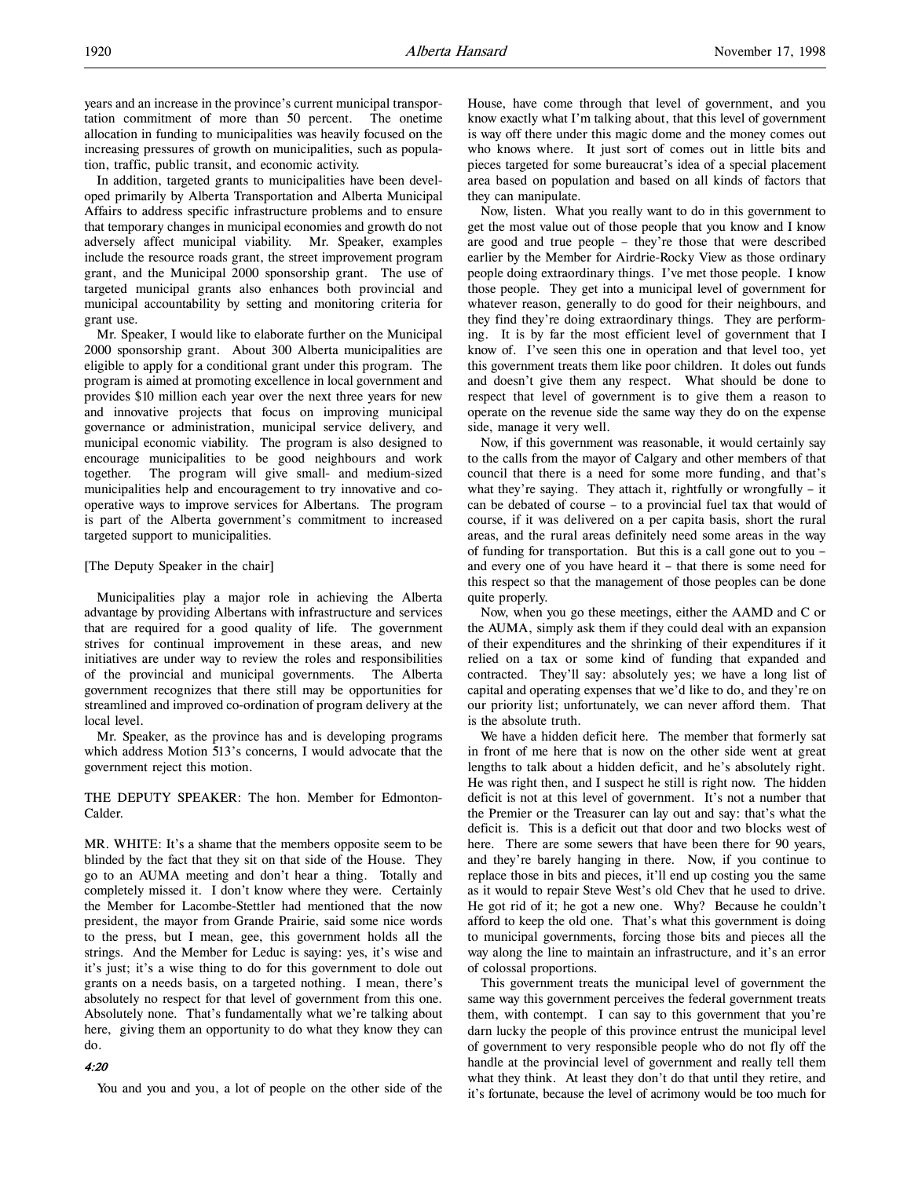years and an increase in the province's current municipal transportation commitment of more than 50 percent. The onetime allocation in funding to municipalities was heavily focused on the increasing pressures of growth on municipalities, such as population, traffic, public transit, and economic activity.

In addition, targeted grants to municipalities have been developed primarily by Alberta Transportation and Alberta Municipal Affairs to address specific infrastructure problems and to ensure that temporary changes in municipal economies and growth do not adversely affect municipal viability. Mr. Speaker, examples include the resource roads grant, the street improvement program grant, and the Municipal 2000 sponsorship grant. The use of targeted municipal grants also enhances both provincial and municipal accountability by setting and monitoring criteria for grant use.

Mr. Speaker, I would like to elaborate further on the Municipal 2000 sponsorship grant. About 300 Alberta municipalities are eligible to apply for a conditional grant under this program. The program is aimed at promoting excellence in local government and provides $10 million each year over the next three years for new and innovative projects that focus on improving municipal governance or administration, municipal service delivery, and municipal economic viability. The program is also designed to encourage municipalities to be good neighbours and work together. The program will give small- and medium-sized municipalities help and encouragement to try innovative and co-operative ways to improve services for Albertans. The program is part of the Alberta government's commitment to increased targeted support to municipalities.

[The Deputy Speaker in the chair]

Municipalities play a major role in achieving the Alberta advantage by providing Albertans with infrastructure and services that are required for a good quality of life. The government strives for continual improvement in these areas, and new initiatives are under way to review the roles and responsibilities of the provincial and municipal governments. The Alberta government recognizes that there still may be opportunities for streamlined and improved co-ordination of program delivery at the local level.

Mr. Speaker, as the province has and is developing programs which address Motion 513's concerns, I would advocate that the government reject this motion.

THE DEPUTY SPEAKER: The hon. Member for Edmonton-Calder.

MR. WHITE: It's a shame that the members opposite seem to be blinded by the fact that they sit on that side of the House. They go to an AUMA meeting and don't hear a thing. Totally and completely missed it. I don't know where they were. Certainly the Member for Lacombe-Stettler had mentioned that the now president, the mayor from Grande Prairie, said some nice words to the press, but I mean, gee, this government holds all the strings. And the Member for Leduc is saying: yes, it's wise and it's just; it's a wise thing to do for this government to dole out grants on a needs basis, on a targeted nothing. I mean, there's absolutely no respect for that level of government from this one. Absolutely none. That's fundamentally what we're talking about here, giving them an opportunity to do what they know they can do.

*4:20*

You and you and you, a lot of people on the other side of the House, have come through that level of government, and you know exactly what I'm talking about, that this level of government is way off there under this magic dome and the money comes out who knows where. It just sort of comes out in little bits and pieces targeted for some bureaucrat's idea of a special placement area based on population and based on all kinds of factors that they can manipulate.

Now, listen. What you really want to do in this government to get the most value out of those people that you know and I know are good and true people – they're those that were described earlier by the Member for Airdrie-Rocky View as those ordinary people doing extraordinary things. I've met those people. I know those people. They get into a municipal level of government for whatever reason, generally to do good for their neighbours, and they find they're doing extraordinary things. They are performing. It is by far the most efficient level of government that I know of. I've seen this one in operation and that level too, yet this government treats them like poor children. It doles out funds and doesn't give them any respect. What should be done to respect that level of government is to give them a reason to operate on the revenue side the same way they do on the expense side, manage it very well.

Now, if this government was reasonable, it would certainly say to the calls from the mayor of Calgary and other members of that council that there is a need for some more funding, and that's what they're saying. They attach it, rightfully or wrongfully – it can be debated of course – to a provincial fuel tax that would of course, if it was delivered on a per capita basis, short the rural areas, and the rural areas definitely need some areas in the way of funding for transportation. But this is a call gone out to you – and every one of you have heard it – that there is some need for this respect so that the management of those peoples can be done quite properly.

Now, when you go these meetings, either the AAMD and C or the AUMA, simply ask them if they could deal with an expansion of their expenditures and the shrinking of their expenditures if it relied on a tax or some kind of funding that expanded and contracted. They'll say: absolutely yes; we have a long list of capital and operating expenses that we'd like to do, and they're on our priority list; unfortunately, we can never afford them. That is the absolute truth.

We have a hidden deficit here. The member that formerly sat in front of me here that is now on the other side went at great lengths to talk about a hidden deficit, and he's absolutely right. He was right then, and I suspect he still is right now. The hidden deficit is not at this level of government. It's not a number that the Premier or the Treasurer can lay out and say: that's what the deficit is. This is a deficit out that door and two blocks west of here. There are some sewers that have been there for 90 years, and they're barely hanging in there. Now, if you continue to replace those in bits and pieces, it'll end up costing you the same as it would to repair Steve West's old Chev that he used to drive. He got rid of it; he got a new one. Why? Because he couldn't afford to keep the old one. That's what this government is doing to municipal governments, forcing those bits and pieces all the way along the line to maintain an infrastructure, and it's an error of colossal proportions.

This government treats the municipal level of government the same way this government perceives the federal government treats them, with contempt. I can say to this government that you're darn lucky the people of this province entrust the municipal level of government to very responsible people who do not fly off the handle at the provincial level of government and really tell them what they think. At least they don't do that until they retire, and it's fortunate, because the level of acrimony would be too much for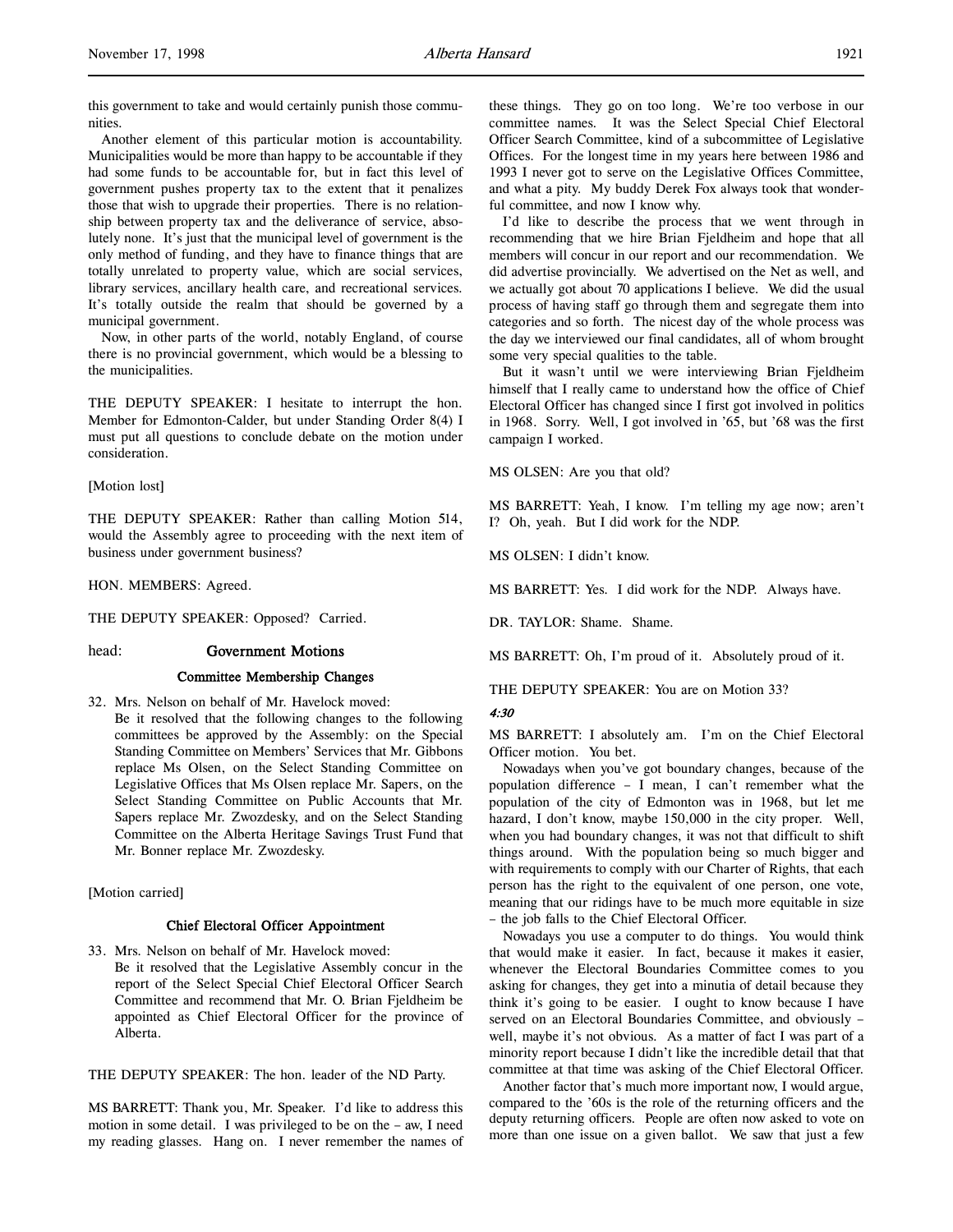this government to take and would certainly punish those communities.

Another element of this particular motion is accountability. Municipalities would be more than happy to be accountable if they had some funds to be accountable for, but in fact this level of government pushes property tax to the extent that it penalizes those that wish to upgrade their properties. There is no relationship between property tax and the deliverance of service, absolutely none. It's just that the municipal level of government is the only method of funding, and they have to finance things that are totally unrelated to property value, which are social services, library services, ancillary health care, and recreational services. It's totally outside the realm that should be governed by a municipal government.

Now, in other parts of the world, notably England, of course there is no provincial government, which would be a blessing to the municipalities.

THE DEPUTY SPEAKER: I hesitate to interrupt the hon. Member for Edmonton-Calder, but under Standing Order 8(4) I must put all questions to conclude debate on the motion under consideration.

[Motion lost]

THE DEPUTY SPEAKER: Rather than calling Motion 514, would the Assembly agree to proceeding with the next item of business under government business?

HON. MEMBERS: Agreed.

THE DEPUTY SPEAKER: Opposed? Carried.

head: **Government Motions**

### Committee Membership Changes

32. Mrs. Nelson on behalf of Mr. Havelock moved:
Be it resolved that the following changes to the following committees be approved by the Assembly: on the Special Standing Committee on Members' Services that Mr. Gibbons replace Ms Olsen, on the Select Standing Committee on Legislative Offices that Ms Olsen replace Mr. Sapers, on the Select Standing Committee on Public Accounts that Mr. Sapers replace Mr. Zwozdesky, and on the Select Standing Committee on the Alberta Heritage Savings Trust Fund that Mr. Bonner replace Mr. Zwozdesky.

[Motion carried]

### Chief Electoral Officer Appointment

33. Mrs. Nelson on behalf of Mr. Havelock moved:
Be it resolved that the Legislative Assembly concur in the report of the Select Special Chief Electoral Officer Search Committee and recommend that Mr. O. Brian Fjeldheim be appointed as Chief Electoral Officer for the province of Alberta.

THE DEPUTY SPEAKER: The hon. leader of the ND Party.

MS BARRETT: Thank you, Mr. Speaker. I'd like to address this motion in some detail. I was privileged to be on the – aw, I need my reading glasses. Hang on. I never remember the names of these things. They go on too long. We're too verbose in our committee names. It was the Select Special Chief Electoral Officer Search Committee, kind of a subcommittee of Legislative Offices. For the longest time in my years here between 1986 and 1993 I never got to serve on the Legislative Offices Committee, and what a pity. My buddy Derek Fox always took that wonderful committee, and now I know why.

I'd like to describe the process that we went through in recommending that we hire Brian Fjeldheim and hope that all members will concur in our report and our recommendation. We did advertise provincially. We advertised on the Net as well, and we actually got about 70 applications I believe. We did the usual process of having staff go through them and segregate them into categories and so forth. The nicest day of the whole process was the day we interviewed our final candidates, all of whom brought some very special qualities to the table.

But it wasn't until we were interviewing Brian Fjeldheim himself that I really came to understand how the office of Chief Electoral Officer has changed since I first got involved in politics in 1968. Sorry. Well, I got involved in '65, but '68 was the first campaign I worked.

MS OLSEN: Are you that old?

MS BARRETT: Yeah, I know. I'm telling my age now; aren't I? Oh, yeah. But I did work for the NDP.

MS OLSEN: I didn't know.

MS BARRETT: Yes. I did work for the NDP. Always have.

DR. TAYLOR: Shame. Shame.

MS BARRETT: Oh, I'm proud of it. Absolutely proud of it.

THE DEPUTY SPEAKER: You are on Motion 33?

*4:30*

MS BARRETT: I absolutely am. I'm on the Chief Electoral Officer motion. You bet.

Nowadays when you've got boundary changes, because of the population difference – I mean, I can't remember what the population of the city of Edmonton was in 1968, but let me hazard, I don't know, maybe 150,000 in the city proper. Well, when you had boundary changes, it was not that difficult to shift things around. With the population being so much bigger and with requirements to comply with our Charter of Rights, that each person has the right to the equivalent of one person, one vote, meaning that our ridings have to be much more equitable in size – the job falls to the Chief Electoral Officer.

Nowadays you use a computer to do things. You would think that would make it easier. In fact, because it makes it easier, whenever the Electoral Boundaries Committee comes to you asking for changes, they get into a minutia of detail because they think it's going to be easier. I ought to know because I have served on an Electoral Boundaries Committee, and obviously – well, maybe it's not obvious. As a matter of fact I was part of a minority report because I didn't like the incredible detail that that committee at that time was asking of the Chief Electoral Officer.

Another factor that's much more important now, I would argue, compared to the '60s is the role of the returning officers and the deputy returning officers. People are often now asked to vote on more than one issue on a given ballot. We saw that just a few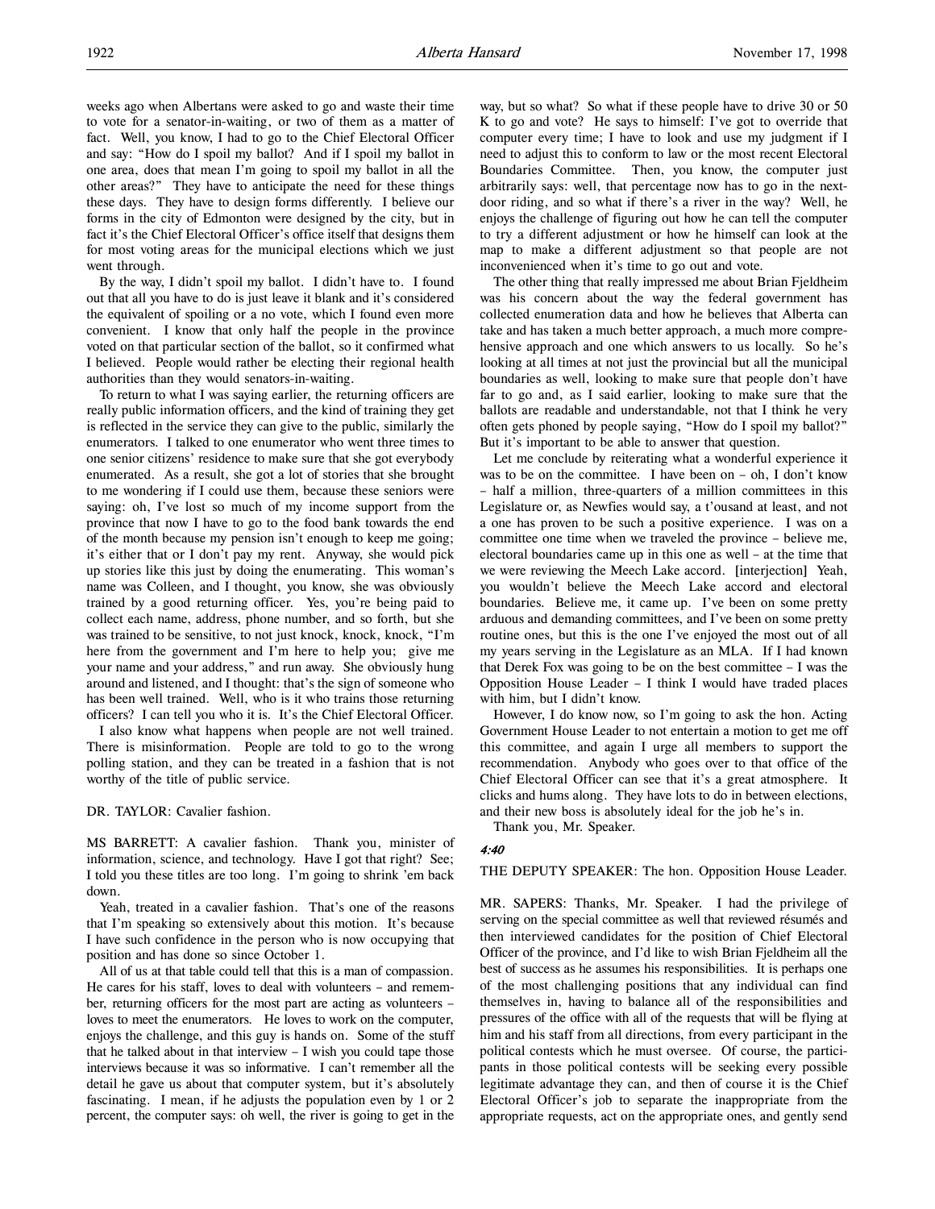weeks ago when Albertans were asked to go and waste their time to vote for a senator-in-waiting, or two of them as a matter of fact. Well, you know, I had to go to the Chief Electoral Officer and say: "How do I spoil my ballot? And if I spoil my ballot in one area, does that mean I'm going to spoil my ballot in all the other areas?" They have to anticipate the need for these things these days. They have to design forms differently. I believe our forms in the city of Edmonton were designed by the city, but in fact it's the Chief Electoral Officer's office itself that designs them for most voting areas for the municipal elections which we just went through.

By the way, I didn't spoil my ballot. I didn't have to. I found out that all you have to do is just leave it blank and it's considered the equivalent of spoiling or a no vote, which I found even more convenient. I know that only half the people in the province voted on that particular section of the ballot, so it confirmed what I believed. People would rather be electing their regional health authorities than they would senators-in-waiting.

To return to what I was saying earlier, the returning officers are really public information officers, and the kind of training they get is reflected in the service they can give to the public, similarly the enumerators. I talked to one enumerator who went three times to one senior citizens' residence to make sure that she got everybody enumerated. As a result, she got a lot of stories that she brought to me wondering if I could use them, because these seniors were saying: oh, I've lost so much of my income support from the province that now I have to go to the food bank towards the end of the month because my pension isn't enough to keep me going; it's either that or I don't pay my rent. Anyway, she would pick up stories like this just by doing the enumerating. This woman's name was Colleen, and I thought, you know, she was obviously trained by a good returning officer. Yes, you're being paid to collect each name, address, phone number, and so forth, but she was trained to be sensitive, to not just knock, knock, knock, "I'm here from the government and I'm here to help you; give me your name and your address," and run away. She obviously hung around and listened, and I thought: that's the sign of someone who has been well trained. Well, who is it who trains those returning officers? I can tell you who it is. It's the Chief Electoral Officer.

I also know what happens when people are not well trained. There is misinformation. People are told to go to the wrong polling station, and they can be treated in a fashion that is not worthy of the title of public service.

DR. TAYLOR: Cavalier fashion.

MS BARRETT: A cavalier fashion. Thank you, minister of information, science, and technology. Have I got that right? See; I told you these titles are too long. I'm going to shrink 'em back down.

Yeah, treated in a cavalier fashion. That's one of the reasons that I'm speaking so extensively about this motion. It's because I have such confidence in the person who is now occupying that position and has done so since October 1.

All of us at that table could tell that this is a man of compassion. He cares for his staff, loves to deal with volunteers – and remember, returning officers for the most part are acting as volunteers – loves to meet the enumerators. He loves to work on the computer, enjoys the challenge, and this guy is hands on. Some of the stuff that he talked about in that interview – I wish you could tape those interviews because it was so informative. I can't remember all the detail he gave us about that computer system, but it's absolutely fascinating. I mean, if he adjusts the population even by 1 or 2 percent, the computer says: oh well, the river is going to get in the way, but so what? So what if these people have to drive 30 or 50 K to go and vote? He says to himself: I've got to override that computer every time; I have to look and use my judgment if I need to adjust this to conform to law or the most recent Electoral Boundaries Committee. Then, you know, the computer just arbitrarily says: well, that percentage now has to go in the next-door riding, and so what if there's a river in the way? Well, he enjoys the challenge of figuring out how he can tell the computer to try a different adjustment or how he himself can look at the map to make a different adjustment so that people are not inconvenienced when it's time to go out and vote.

The other thing that really impressed me about Brian Fjeldheim was his concern about the way the federal government has collected enumeration data and how he believes that Alberta can take and has taken a much better approach, a much more comprehensive approach and one which answers to us locally. So he's looking at all times at not just the provincial but all the municipal boundaries as well, looking to make sure that people don't have far to go and, as I said earlier, looking to make sure that the ballots are readable and understandable, not that I think he very often gets phoned by people saying, "How do I spoil my ballot?" But it's important to be able to answer that question.

Let me conclude by reiterating what a wonderful experience it was to be on the committee. I have been on – oh, I don't know – half a million, three-quarters of a million committees in this Legislature or, as Newfies would say, a t'ousand at least, and not a one has proven to be such a positive experience. I was on a committee one time when we traveled the province – believe me, electoral boundaries came up in this one as well – at the time that we were reviewing the Meech Lake accord. [interjection] Yeah, you wouldn't believe the Meech Lake accord and electoral boundaries. Believe me, it came up. I've been on some pretty arduous and demanding committees, and I've been on some pretty routine ones, but this is the one I've enjoyed the most out of all my years serving in the Legislature as an MLA. If I had known that Derek Fox was going to be on the best committee – I was the Opposition House Leader – I think I would have traded places with him, but I didn't know.

However, I do know now, so I'm going to ask the hon. Acting Government House Leader to not entertain a motion to get me off this committee, and again I urge all members to support the recommendation. Anybody who goes over to that office of the Chief Electoral Officer can see that it's a great atmosphere. It clicks and hums along. They have lots to do in between elections, and their new boss is absolutely ideal for the job he's in.

Thank you, Mr. Speaker.

*4:40*

THE DEPUTY SPEAKER: The hon. Opposition House Leader.

MR. SAPERS: Thanks, Mr. Speaker. I had the privilege of serving on the special committee as well that reviewed résumés and then interviewed candidates for the position of Chief Electoral Officer of the province, and I'd like to wish Brian Fjeldheim all the best of success as he assumes his responsibilities. It is perhaps one of the most challenging positions that any individual can find themselves in, having to balance all of the responsibilities and pressures of the office with all of the requests that will be flying at him and his staff from all directions, from every participant in the political contests which he must oversee. Of course, the participants in those political contests will be seeking every possible legitimate advantage they can, and then of course it is the Chief Electoral Officer's job to separate the inappropriate from the appropriate requests, act on the appropriate ones, and gently send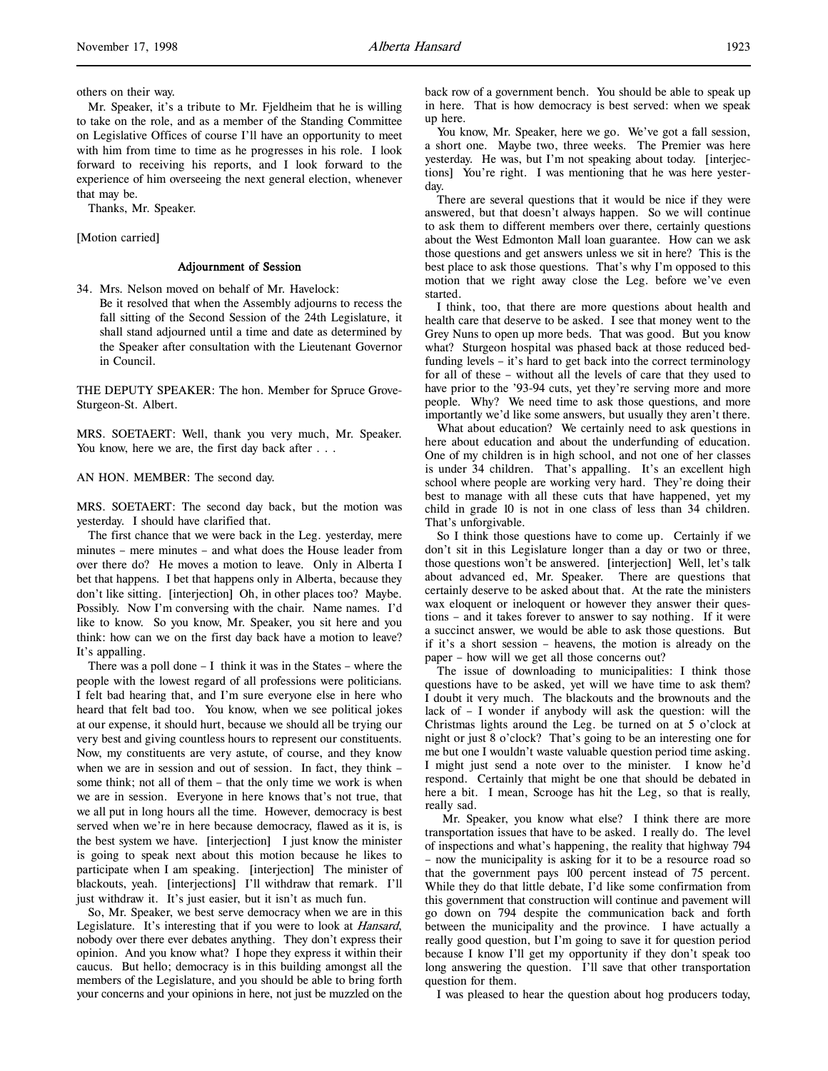others on their way.

Mr. Speaker, it's a tribute to Mr. Fjeldheim that he is willing to take on the role, and as a member of the Standing Committee on Legislative Offices of course I'll have an opportunity to meet with him from time to time as he progresses in his role. I look forward to receiving his reports, and I look forward to the experience of him overseeing the next general election, whenever that may be.

Thanks, Mr. Speaker.

[Motion carried]

## Adjournment of Session

34. Mrs. Nelson moved on behalf of Mr. Havelock:
Be it resolved that when the Assembly adjourns to recess the fall sitting of the Second Session of the 24th Legislature, it shall stand adjourned until a time and date as determined by the Speaker after consultation with the Lieutenant Governor in Council.

THE DEPUTY SPEAKER: The hon. Member for Spruce Grove-Sturgeon-St. Albert.

MRS. SOETAERT: Well, thank you very much, Mr. Speaker. You know, here we are, the first day back after . . .

AN HON. MEMBER: The second day.

MRS. SOETAERT: The second day back, but the motion was yesterday. I should have clarified that.

The first chance that we were back in the Leg. yesterday, mere minutes – mere minutes – and what does the House leader from over there do? He moves a motion to leave. Only in Alberta I bet that happens. I bet that happens only in Alberta, because they don't like sitting. [interjection] Oh, in other places too? Maybe. Possibly. Now I'm conversing with the chair. Name names. I'd like to know. So you know, Mr. Speaker, you sit here and you think: how can we on the first day back have a motion to leave? It's appalling.

There was a poll done – I think it was in the States – where the people with the lowest regard of all professions were politicians. I felt bad hearing that, and I'm sure everyone else in here who heard that felt bad too. You know, when we see political jokes at our expense, it should hurt, because we should all be trying our very best and giving countless hours to represent our constituents. Now, my constituents are very astute, of course, and they know when we are in session and out of session. In fact, they think – some think; not all of them – that the only time we work is when we are in session. Everyone in here knows that's not true, that we all put in long hours all the time. However, democracy is best served when we're in here because democracy, flawed as it is, is the best system we have. [interjection] I just know the minister is going to speak next about this motion because he likes to participate when I am speaking. [interjection] The minister of blackouts, yeah. [interjections] I'll withdraw that remark. I'll just withdraw it. It's just easier, but it isn't as much fun.

So, Mr. Speaker, we best serve democracy when we are in this Legislature. It's interesting that if you were to look at *Hansard*, nobody over there ever debates anything. They don't express their opinion. And you know what? I hope they express it within their caucus. But hello; democracy is in this building amongst all the members of the Legislature, and you should be able to bring forth your concerns and your opinions in here, not just be muzzled on the back row of a government bench. You should be able to speak up in here. That is how democracy is best served: when we speak up here.

You know, Mr. Speaker, here we go. We've got a fall session, a short one. Maybe two, three weeks. The Premier was here yesterday. He was, but I'm not speaking about today. [interjections] You're right. I was mentioning that he was here yesterday.

There are several questions that it would be nice if they were answered, but that doesn't always happen. So we will continue to ask them to different members over there, certainly questions about the West Edmonton Mall loan guarantee. How can we ask those questions and get answers unless we sit in here? This is the best place to ask those questions. That's why I'm opposed to this motion that we right away close the Leg. before we've even started.

I think, too, that there are more questions about health and health care that deserve to be asked. I see that money went to the Grey Nuns to open up more beds. That was good. But you know what? Sturgeon hospital was phased back at those reduced bed-funding levels – it's hard to get back into the correct terminology for all of these – without all the levels of care that they used to have prior to the '93-94 cuts, yet they're serving more and more people. Why? We need time to ask those questions, and more importantly we'd like some answers, but usually they aren't there.

What about education? We certainly need to ask questions in here about education and about the underfunding of education. One of my children is in high school, and not one of her classes is under 34 children. That's appalling. It's an excellent high school where people are working very hard. They're doing their best to manage with all these cuts that have happened, yet my child in grade 10 is not in one class of less than 34 children. That's unforgivable.

So I think those questions have to come up. Certainly if we don't sit in this Legislature longer than a day or two or three, those questions won't be answered. [interjection] Well, let's talk about advanced ed, Mr. Speaker. There are questions that certainly deserve to be asked about that. At the rate the ministers wax eloquent or ineloquent or however they answer their questions – and it takes forever to answer to say nothing. If it were a succinct answer, we would be able to ask those questions. But if it's a short session – heavens, the motion is already on the paper – how will we get all those concerns out?

The issue of downloading to municipalities: I think those questions have to be asked, yet will we have time to ask them? I doubt it very much. The blackouts and the brownouts and the lack of – I wonder if anybody will ask the question: will the Christmas lights around the Leg. be turned on at 5 o'clock at night or just 8 o'clock? That's going to be an interesting one for me but one I wouldn't waste valuable question period time asking. I might just send a note over to the minister. I know he'd respond. Certainly that might be one that should be debated in here a bit. I mean, Scrooge has hit the Leg, so that is really, really sad.

Mr. Speaker, you know what else? I think there are more transportation issues that have to be asked. I really do. The level of inspections and what's happening, the reality that highway 794 – now the municipality is asking for it to be a resource road so that the government pays 100 percent instead of 75 percent. While they do that little debate, I'd like some confirmation from this government that construction will continue and pavement will go down on 794 despite the communication back and forth between the municipality and the province. I have actually a really good question, but I'm going to save it for question period because I know I'll get my opportunity if they don't speak too long answering the question. I'll save that other transportation question for them.

I was pleased to hear the question about hog producers today,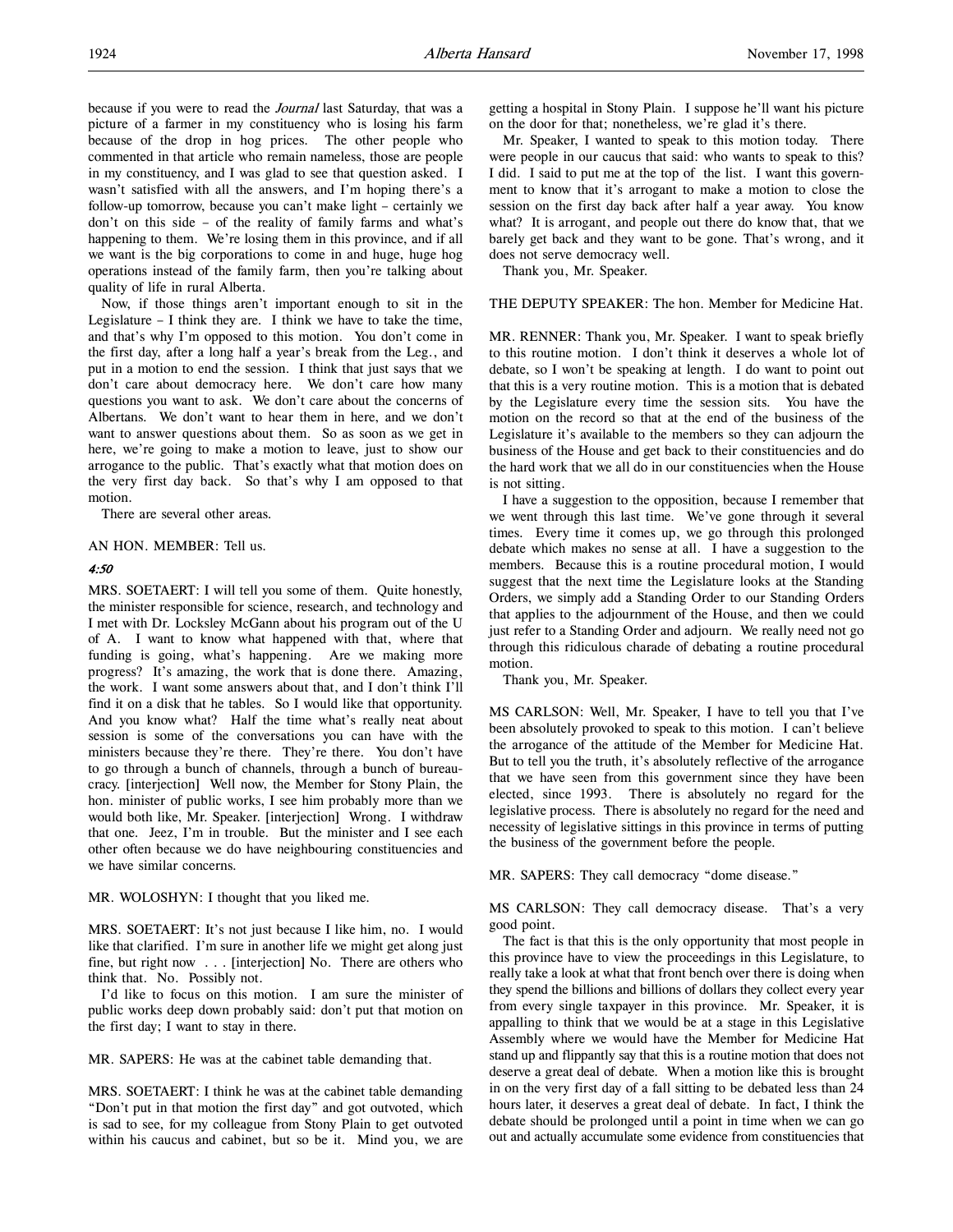because if you were to read the *Journal* last Saturday, that was a picture of a farmer in my constituency who is losing his farm because of the drop in hog prices. The other people who commented in that article who remain nameless, those are people in my constituency, and I was glad to see that question asked. I wasn't satisfied with all the answers, and I'm hoping there's a follow-up tomorrow, because you can't make light – certainly we don't on this side – of the reality of family farms and what's happening to them. We're losing them in this province, and if all we want is the big corporations to come in and huge, huge hog operations instead of the family farm, then you're talking about quality of life in rural Alberta.

Now, if those things aren't important enough to sit in the Legislature – I think they are. I think we have to take the time, and that's why I'm opposed to this motion. You don't come in the first day, after a long half a year's break from the Leg., and put in a motion to end the session. I think that just says that we don't care about democracy here. We don't care how many questions you want to ask. We don't care about the concerns of Albertans. We don't want to hear them in here, and we don't want to answer questions about them. So as soon as we get in here, we're going to make a motion to leave, just to show our arrogance to the public. That's exactly what that motion does on the very first day back. So that's why I am opposed to that motion.

There are several other areas.

AN HON. MEMBER: Tell us.

*4:50*

MRS. SOETAERT: I will tell you some of them. Quite honestly, the minister responsible for science, research, and technology and I met with Dr. Locksley McGann about his program out of the U of A. I want to know what happened with that, where that funding is going, what's happening. Are we making more progress? It's amazing, the work that is done there. Amazing, the work. I want some answers about that, and I don't think I'll find it on a disk that he tables. So I would like that opportunity. And you know what? Half the time what's really neat about session is some of the conversations you can have with the ministers because they're there. They're there. You don't have to go through a bunch of channels, through a bunch of bureaucracy. [interjection] Well now, the Member for Stony Plain, the hon. minister of public works, I see him probably more than we would both like, Mr. Speaker. [interjection] Wrong. I withdraw that one. Jeez, I'm in trouble. But the minister and I see each other often because we do have neighbouring constituencies and we have similar concerns.

MR. WOLOSHYN: I thought that you liked me.

MRS. SOETAERT: It's not just because I like him, no. I would like that clarified. I'm sure in another life we might get along just fine, but right now . . . [interjection] No. There are others who think that. No. Possibly not.

I'd like to focus on this motion. I am sure the minister of public works deep down probably said: don't put that motion on the first day; I want to stay in there.

MR. SAPERS: He was at the cabinet table demanding that.

MRS. SOETAERT: I think he was at the cabinet table demanding "Don't put in that motion the first day" and got outvoted, which is sad to see, for my colleague from Stony Plain to get outvoted within his caucus and cabinet, but so be it. Mind you, we are getting a hospital in Stony Plain. I suppose he'll want his picture on the door for that; nonetheless, we're glad it's there.

Mr. Speaker, I wanted to speak to this motion today. There were people in our caucus that said: who wants to speak to this? I did. I said to put me at the top of the list. I want this government to know that it's arrogant to make a motion to close the session on the first day back after half a year away. You know what? It is arrogant, and people out there do know that, that we barely get back and they want to be gone. That's wrong, and it does not serve democracy well.

Thank you, Mr. Speaker.

THE DEPUTY SPEAKER: The hon. Member for Medicine Hat.

MR. RENNER: Thank you, Mr. Speaker. I want to speak briefly to this routine motion. I don't think it deserves a whole lot of debate, so I won't be speaking at length. I do want to point out that this is a very routine motion. This is a motion that is debated by the Legislature every time the session sits. You have the motion on the record so that at the end of the business of the Legislature it's available to the members so they can adjourn the business of the House and get back to their constituencies and do the hard work that we all do in our constituencies when the House is not sitting.

I have a suggestion to the opposition, because I remember that we went through this last time. We've gone through it several times. Every time it comes up, we go through this prolonged debate which makes no sense at all. I have a suggestion to the members. Because this is a routine procedural motion, I would suggest that the next time the Legislature looks at the Standing Orders, we simply add a Standing Order to our Standing Orders that applies to the adjournment of the House, and then we could just refer to a Standing Order and adjourn. We really need not go through this ridiculous charade of debating a routine procedural motion.

Thank you, Mr. Speaker.

MS CARLSON: Well, Mr. Speaker, I have to tell you that I've been absolutely provoked to speak to this motion. I can't believe the arrogance of the attitude of the Member for Medicine Hat. But to tell you the truth, it's absolutely reflective of the arrogance that we have seen from this government since they have been elected, since 1993. There is absolutely no regard for the legislative process. There is absolutely no regard for the need and necessity of legislative sittings in this province in terms of putting the business of the government before the people.

MR. SAPERS: They call democracy "dome disease."

MS CARLSON: They call democracy disease. That's a very good point.

The fact is that this is the only opportunity that most people in this province have to view the proceedings in this Legislature, to really take a look at what that front bench over there is doing when they spend the billions and billions of dollars they collect every year from every single taxpayer in this province. Mr. Speaker, it is appalling to think that we would be at a stage in this Legislative Assembly where we would have the Member for Medicine Hat stand up and flippantly say that this is a routine motion that does not deserve a great deal of debate. When a motion like this is brought in on the very first day of a fall sitting to be debated less than 24 hours later, it deserves a great deal of debate. In fact, I think the debate should be prolonged until a point in time when we can go out and actually accumulate some evidence from constituencies that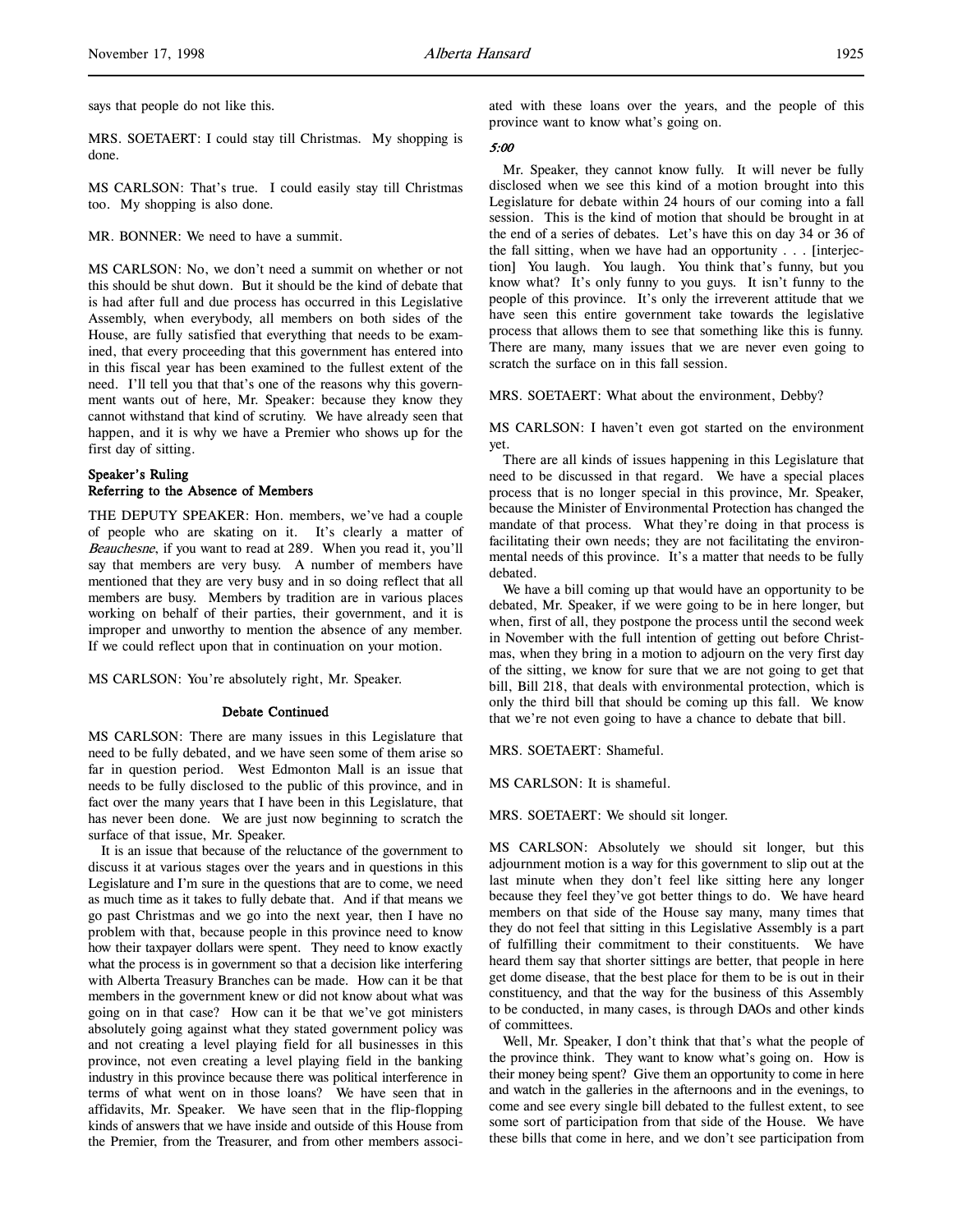says that people do not like this.

MRS. SOETAERT: I could stay till Christmas. My shopping is done.

MS CARLSON: That's true. I could easily stay till Christmas too. My shopping is also done.

MR. BONNER: We need to have a summit.

MS CARLSON: No, we don't need a summit on whether or not this should be shut down. But it should be the kind of debate that is had after full and due process has occurred in this Legislative Assembly, when everybody, all members on both sides of the House, are fully satisfied that everything that needs to be examined, that every proceeding that this government has entered into in this fiscal year has been examined to the fullest extent of the need. I'll tell you that that's one of the reasons why this government wants out of here, Mr. Speaker: because they know they cannot withstand that kind of scrutiny. We have already seen that happen, and it is why we have a Premier who shows up for the first day of sitting.

### Speaker's Ruling
### Referring to the Absence of Members

THE DEPUTY SPEAKER: Hon. members, we've had a couple of people who are skating on it. It's clearly a matter of *Beauchesne*, if you want to read at 289. When you read it, you'll say that members are very busy. A number of members have mentioned that they are very busy and in so doing reflect that all members are busy. Members by tradition are in various places working on behalf of their parties, their government, and it is improper and unworthy to mention the absence of any member. If we could reflect upon that in continuation on your motion.

MS CARLSON: You're absolutely right, Mr. Speaker.

### Debate Continued

MS CARLSON: There are many issues in this Legislature that need to be fully debated, and we have seen some of them arise so far in question period. West Edmonton Mall is an issue that needs to be fully disclosed to the public of this province, and in fact over the many years that I have been in this Legislature, that has never been done. We are just now beginning to scratch the surface of that issue, Mr. Speaker.

It is an issue that because of the reluctance of the government to discuss it at various stages over the years and in questions in this Legislature and I'm sure in the questions that are to come, we need as much time as it takes to fully debate that. And if that means we go past Christmas and we go into the next year, then I have no problem with that, because people in this province need to know how their taxpayer dollars were spent. They need to know exactly what the process is in government so that a decision like interfering with Alberta Treasury Branches can be made. How can it be that members in the government knew or did not know about what was going on in that case? How can it be that we've got ministers absolutely going against what they stated government policy was and not creating a level playing field for all businesses in this province, not even creating a level playing field in the banking industry in this province because there was political interference in terms of what went on in those loans? We have seen that in affidavits, Mr. Speaker. We have seen that in the flip-flopping kinds of answers that we have inside and outside of this House from the Premier, from the Treasurer, and from other members associated with these loans over the years, and the people of this province want to know what's going on.

*5:00*

Mr. Speaker, they cannot know fully. It will never be fully disclosed when we see this kind of a motion brought into this Legislature for debate within 24 hours of our coming into a fall session. This is the kind of motion that should be brought in at the end of a series of debates. Let's have this on day 34 or 36 of the fall sitting, when we have had an opportunity . . . [interjection] You laugh. You laugh. You think that's funny, but you know what? It's only funny to you guys. It isn't funny to the people of this province. It's only the irreverent attitude that we have seen this entire government take towards the legislative process that allows them to see that something like this is funny. There are many, many issues that we are never even going to scratch the surface on in this fall session.

MRS. SOETAERT: What about the environment, Debby?

MS CARLSON: I haven't even got started on the environment yet.

There are all kinds of issues happening in this Legislature that need to be discussed in that regard. We have a special places process that is no longer special in this province, Mr. Speaker, because the Minister of Environmental Protection has changed the mandate of that process. What they're doing in that process is facilitating their own needs; they are not facilitating the environmental needs of this province. It's a matter that needs to be fully debated.

We have a bill coming up that would have an opportunity to be debated, Mr. Speaker, if we were going to be in here longer, but when, first of all, they postpone the process until the second week in November with the full intention of getting out before Christmas, when they bring in a motion to adjourn on the very first day of the sitting, we know for sure that we are not going to get that bill, Bill 218, that deals with environmental protection, which is only the third bill that should be coming up this fall. We know that we're not even going to have a chance to debate that bill.

MRS. SOETAERT: Shameful.

MS CARLSON: It is shameful.

MRS. SOETAERT: We should sit longer.

MS CARLSON: Absolutely we should sit longer, but this adjournment motion is a way for this government to slip out at the last minute when they don't feel like sitting here any longer because they feel they've got better things to do. We have heard members on that side of the House say many, many times that they do not feel that sitting in this Legislative Assembly is a part of fulfilling their commitment to their constituents. We have heard them say that shorter sittings are better, that people in here get dome disease, that the best place for them to be is out in their constituency, and that the way for the business of this Assembly to be conducted, in many cases, is through DAOs and other kinds of committees.

Well, Mr. Speaker, I don't think that that's what the people of the province think. They want to know what's going on. How is their money being spent? Give them an opportunity to come in here and watch in the galleries in the afternoons and in the evenings, to come and see every single bill debated to the fullest extent, to see some sort of participation from that side of the House. We have these bills that come in here, and we don't see participation from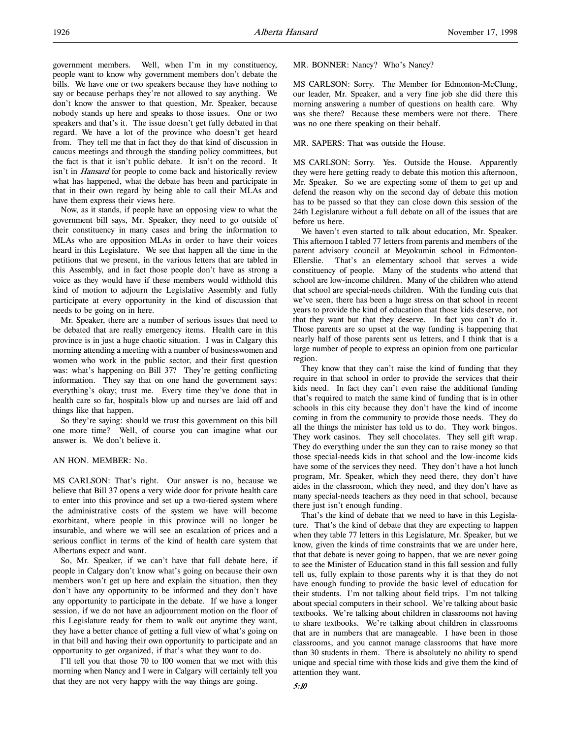government members. Well, when I'm in my constituency, people want to know why government members don't debate the bills. We have one or two speakers because they have nothing to say or because perhaps they're not allowed to say anything. We don't know the answer to that question, Mr. Speaker, because nobody stands up here and speaks to those issues. One or two speakers and that's it. The issue doesn't get fully debated in that regard. We have a lot of the province who doesn't get heard from. They tell me that in fact they do that kind of discussion in caucus meetings and through the standing policy committees, but the fact is that it isn't public debate. It isn't on the record. It isn't in *Hansard* for people to come back and historically review what has happened, what the debate has been and participate in that in their own regard by being able to call their MLAs and have them express their views here.

Now, as it stands, if people have an opposing view to what the government bill says, Mr. Speaker, they need to go outside of their constituency in many cases and bring the information to MLAs who are opposition MLAs in order to have their voices heard in this Legislature. We see that happen all the time in the petitions that we present, in the various letters that are tabled in this Assembly, and in fact those people don't have as strong a voice as they would have if these members would withhold this kind of motion to adjourn the Legislative Assembly and fully participate at every opportunity in the kind of discussion that needs to be going on in here.

Mr. Speaker, there are a number of serious issues that need to be debated that are really emergency items. Health care in this province is in just a huge chaotic situation. I was in Calgary this morning attending a meeting with a number of businesswomen and women who work in the public sector, and their first question was: what's happening on Bill 37? They're getting conflicting information. They say that on one hand the government says: everything's okay; trust me. Every time they've done that in health care so far, hospitals blow up and nurses are laid off and things like that happen.

So they're saying: should we trust this government on this bill one more time? Well, of course you can imagine what our answer is. We don't believe it.

AN HON. MEMBER: No.

MS CARLSON: That's right. Our answer is no, because we believe that Bill 37 opens a very wide door for private health care to enter into this province and set up a two-tiered system where the administrative costs of the system we have will become exorbitant, where people in this province will no longer be insurable, and where we will see an escalation of prices and a serious conflict in terms of the kind of health care system that Albertans expect and want.

So, Mr. Speaker, if we can't have that full debate here, if people in Calgary don't know what's going on because their own members won't get up here and explain the situation, then they don't have any opportunity to be informed and they don't have any opportunity to participate in the debate. If we have a longer session, if we do not have an adjournment motion on the floor of this Legislature ready for them to walk out anytime they want, they have a better chance of getting a full view of what's going on in that bill and having their own opportunity to participate and an opportunity to get organized, if that's what they want to do.

I'll tell you that those 70 to 100 women that we met with this morning when Nancy and I were in Calgary will certainly tell you that they are not very happy with the way things are going.

MR. BONNER: Nancy? Who's Nancy?

MS CARLSON: Sorry. The Member for Edmonton-McClung, our leader, Mr. Speaker, and a very fine job she did there this morning answering a number of questions on health care. Why was she there? Because these members were not there. There was no one there speaking on their behalf.

MR. SAPERS: That was outside the House.

MS CARLSON: Sorry. Yes. Outside the House. Apparently they were here getting ready to debate this motion this afternoon, Mr. Speaker. So we are expecting some of them to get up and defend the reason why on the second day of debate this motion has to be passed so that they can close down this session of the 24th Legislature without a full debate on all of the issues that are before us here.

We haven't even started to talk about education, Mr. Speaker. This afternoon I tabled 77 letters from parents and members of the parent advisory council at Meyokumin school in Edmonton-Ellerslie. That's an elementary school that serves a wide constituency of people. Many of the students who attend that school are low-income children. Many of the children who attend that school are special-needs children. With the funding cuts that we've seen, there has been a huge stress on that school in recent years to provide the kind of education that those kids deserve, not that they want but that they deserve. In fact you can't do it. Those parents are so upset at the way funding is happening that nearly half of those parents sent us letters, and I think that is a large number of people to express an opinion from one particular region.

They know that they can't raise the kind of funding that they require in that school in order to provide the services that their kids need. In fact they can't even raise the additional funding that's required to match the same kind of funding that is in other schools in this city because they don't have the kind of income coming in from the community to provide those needs. They do all the things the minister has told us to do. They work bingos. They work casinos. They sell chocolates. They sell gift wrap. They do everything under the sun they can to raise money so that those special-needs kids in that school and the low-income kids have some of the services they need. They don't have a hot lunch program, Mr. Speaker, which they need there, they don't have aides in the classroom, which they need, and they don't have as many special-needs teachers as they need in that school, because there just isn't enough funding.

That's the kind of debate that we need to have in this Legislature. That's the kind of debate that they are expecting to happen when they table 77 letters in this Legislature, Mr. Speaker, but we know, given the kinds of time constraints that we are under here, that that debate is never going to happen, that we are never going to see the Minister of Education stand in this fall session and fully tell us, fully explain to those parents why it is that they do not have enough funding to provide the basic level of education for their students. I'm not talking about field trips. I'm not talking about special computers in their school. We're talking about basic textbooks. We're talking about children in classrooms not having to share textbooks. We're talking about children in classrooms that are in numbers that are manageable. I have been in those classrooms, and you cannot manage classrooms that have more than 30 students in them. There is absolutely no ability to spend unique and special time with those kids and give them the kind of attention they want.

*5:10*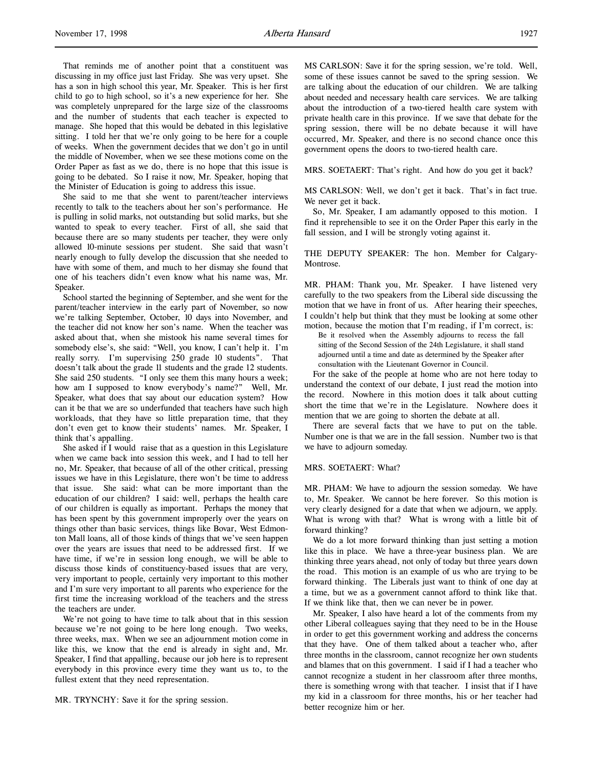That reminds me of another point that a constituent was discussing in my office just last Friday. She was very upset. She has a son in high school this year, Mr. Speaker. This is her first child to go to high school, so it's a new experience for her. She was completely unprepared for the large size of the classrooms and the number of students that each teacher is expected to manage. She hoped that this would be debated in this legislative sitting. I told her that we're only going to be here for a couple of weeks. When the government decides that we don't go in until the middle of November, when we see these motions come on the Order Paper as fast as we do, there is no hope that this issue is going to be debated. So I raise it now, Mr. Speaker, hoping that the Minister of Education is going to address this issue.

She said to me that she went to parent/teacher interviews recently to talk to the teachers about her son's performance. He is pulling in solid marks, not outstanding but solid marks, but she wanted to speak to every teacher. First of all, she said that because there are so many students per teacher, they were only allowed 10-minute sessions per student. She said that wasn't nearly enough to fully develop the discussion that she needed to have with some of them, and much to her dismay she found that one of his teachers didn't even know what his name was, Mr. Speaker.

School started the beginning of September, and she went for the parent/teacher interview in the early part of November, so now we're talking September, October, 10 days into November, and the teacher did not know her son's name. When the teacher was asked about that, when she mistook his name several times for somebody else's, she said: "Well, you know, I can't help it. I'm really sorry. I'm supervising 250 grade 10 students". That doesn't talk about the grade 11 students and the grade 12 students. She said 250 students. "I only see them this many hours a week; how am I supposed to know everybody's name?" Well, Mr. Speaker, what does that say about our education system? How can it be that we are so underfunded that teachers have such high workloads, that they have so little preparation time, that they don't even get to know their students' names. Mr. Speaker, I think that's appalling.

She asked if I would raise that as a question in this Legislature when we came back into session this week, and I had to tell her no, Mr. Speaker, that because of all of the other critical, pressing issues we have in this Legislature, there won't be time to address that issue. She said: what can be more important than the education of our children? I said: well, perhaps the health care of our children is equally as important. Perhaps the money that has been spent by this government improperly over the years on things other than basic services, things like Bovar, West Edmonton Mall loans, all of those kinds of things that we've seen happen over the years are issues that need to be addressed first. If we have time, if we're in session long enough, we will be able to discuss those kinds of constituency-based issues that are very, very important to people, certainly very important to this mother and I'm sure very important to all parents who experience for the first time the increasing workload of the teachers and the stress the teachers are under.

We're not going to have time to talk about that in this session because we're not going to be here long enough. Two weeks, three weeks, max. When we see an adjournment motion come in like this, we know that the end is already in sight and, Mr. Speaker, I find that appalling, because our job here is to represent everybody in this province every time they want us to, to the fullest extent that they need representation.

MR. TRYNCHY: Save it for the spring session.

MS CARLSON: Save it for the spring session, we're told. Well, some of these issues cannot be saved to the spring session. We are talking about the education of our children. We are talking about needed and necessary health care services. We are talking about the introduction of a two-tiered health care system with private health care in this province. If we save that debate for the spring session, there will be no debate because it will have occurred, Mr. Speaker, and there is no second chance once this government opens the doors to two-tiered health care.

MRS. SOETAERT: That's right. And how do you get it back?

MS CARLSON: Well, we don't get it back. That's in fact true. We never get it back.

So, Mr. Speaker, I am adamantly opposed to this motion. I find it reprehensible to see it on the Order Paper this early in the fall session, and I will be strongly voting against it.

THE DEPUTY SPEAKER: The hon. Member for Calgary-Montrose.

MR. PHAM: Thank you, Mr. Speaker. I have listened very carefully to the two speakers from the Liberal side discussing the motion that we have in front of us. After hearing their speeches, I couldn't help but think that they must be looking at some other motion, because the motion that I'm reading, if I'm correct, is:

> Be it resolved when the Assembly adjourns to recess the fall sitting of the Second Session of the 24th Legislature, it shall stand adjourned until a time and date as determined by the Speaker after consultation with the Lieutenant Governor in Council.

For the sake of the people at home who are not here today to understand the context of our debate, I just read the motion into the record. Nowhere in this motion does it talk about cutting short the time that we're in the Legislature. Nowhere does it mention that we are going to shorten the debate at all.

There are several facts that we have to put on the table. Number one is that we are in the fall session. Number two is that we have to adjourn someday.

MRS. SOETAERT: What?

MR. PHAM: We have to adjourn the session someday. We have to, Mr. Speaker. We cannot be here forever. So this motion is very clearly designed for a date that when we adjourn, we apply. What is wrong with that? What is wrong with a little bit of forward thinking?

We do a lot more forward thinking than just setting a motion like this in place. We have a three-year business plan. We are thinking three years ahead, not only of today but three years down the road. This motion is an example of us who are trying to be forward thinking. The Liberals just want to think of one day at a time, but we as a government cannot afford to think like that. If we think like that, then we can never be in power.

Mr. Speaker, I also have heard a lot of the comments from my other Liberal colleagues saying that they need to be in the House in order to get this government working and address the concerns that they have. One of them talked about a teacher who, after three months in the classroom, cannot recognize her own students and blames that on this government. I said if I had a teacher who cannot recognize a student in her classroom after three months, there is something wrong with that teacher. I insist that if I have my kid in a classroom for three months, his or her teacher had better recognize him or her.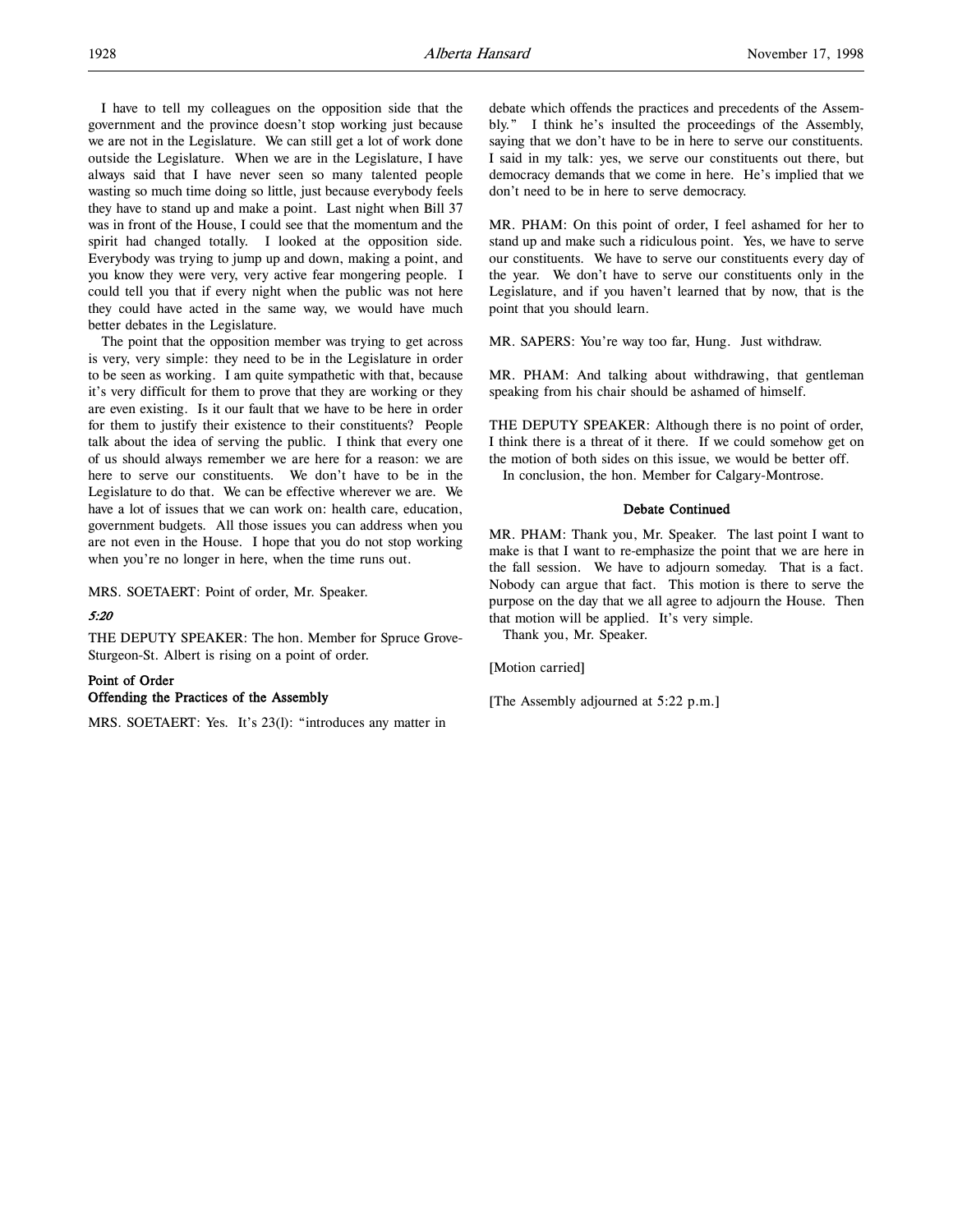I have to tell my colleagues on the opposition side that the government and the province doesn't stop working just because we are not in the Legislature. We can still get a lot of work done outside the Legislature. When we are in the Legislature, I have always said that I have never seen so many talented people wasting so much time doing so little, just because everybody feels they have to stand up and make a point. Last night when Bill 37 was in front of the House, I could see that the momentum and the spirit had changed totally. I looked at the opposition side. Everybody was trying to jump up and down, making a point, and you know they were very, very active fear mongering people. I could tell you that if every night when the public was not here they could have acted in the same way, we would have much better debates in the Legislature.

The point that the opposition member was trying to get across is very, very simple: they need to be in the Legislature in order to be seen as working. I am quite sympathetic with that, because it's very difficult for them to prove that they are working or they are even existing. Is it our fault that we have to be here in order for them to justify their existence to their constituents? People talk about the idea of serving the public. I think that every one of us should always remember we are here for a reason: we are here to serve our constituents. We don't have to be in the Legislature to do that. We can be effective wherever we are. We have a lot of issues that we can work on: health care, education, government budgets. All those issues you can address when you are not even in the House. I hope that you do not stop working when you're no longer in here, when the time runs out.

MRS. SOETAERT: Point of order, Mr. Speaker.

*5:20*

THE DEPUTY SPEAKER: The hon. Member for Spruce Grove-Sturgeon-St. Albert is rising on a point of order.

**Point of Order**
**Offending the Practices of the Assembly**

MRS. SOETAERT: Yes. It's 23(l): "introduces any matter in debate which offends the practices and precedents of the Assembly." I think he's insulted the proceedings of the Assembly, saying that we don't have to be in here to serve our constituents. I said in my talk: yes, we serve our constituents out there, but democracy demands that we come in here. He's implied that we don't need to be in here to serve democracy.

MR. PHAM: On this point of order, I feel ashamed for her to stand up and make such a ridiculous point. Yes, we have to serve our constituents. We have to serve our constituents every day of the year. We don't have to serve our constituents only in the Legislature, and if you haven't learned that by now, that is the point that you should learn.

MR. SAPERS: You're way too far, Hung. Just withdraw.

MR. PHAM: And talking about withdrawing, that gentleman speaking from his chair should be ashamed of himself.

THE DEPUTY SPEAKER: Although there is no point of order, I think there is a threat of it there. If we could somehow get on the motion of both sides on this issue, we would be better off.

In conclusion, the hon. Member for Calgary-Montrose.

**Debate Continued**

MR. PHAM: Thank you, Mr. Speaker. The last point I want to make is that I want to re-emphasize the point that we are here in the fall session. We have to adjourn someday. That is a fact. Nobody can argue that fact. This motion is there to serve the purpose on the day that we all agree to adjourn the House. Then that motion will be applied. It's very simple.

Thank you, Mr. Speaker.

[Motion carried]

[The Assembly adjourned at 5:22 p.m.]